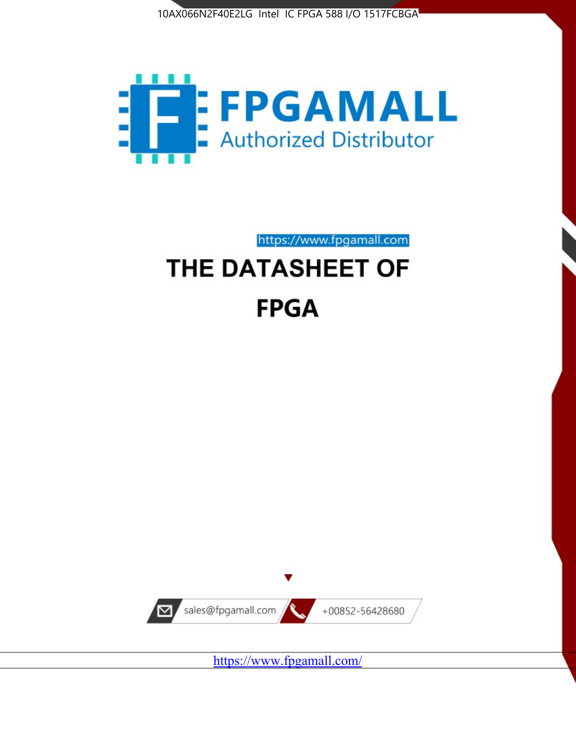10AX066N2F40E2LG Intel IC FPGA 588 I/O 1517FCBGA

**FPGAMALL**

Authorized Distributor

https://www.fpgamall.com

# THE DATASHEET OF

# FPGA

sales@fpgamall.com

+00852-56428680

https://www.fpgamall.com/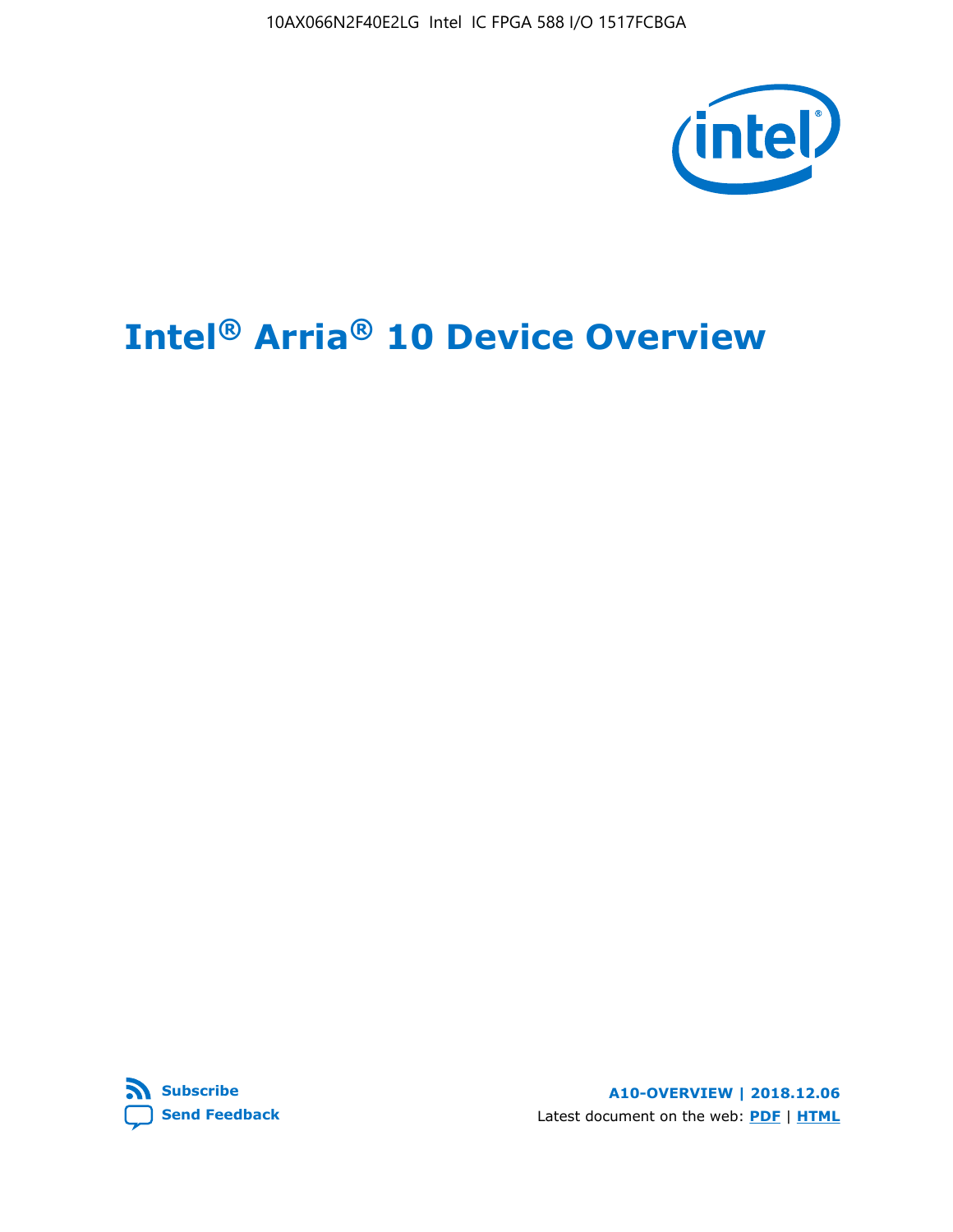# Intel® Arria® 10 Device Overview

A10-OVERVIEW | 2018.12.06

Latest document on the web: PDF | HTML

Subscribe

Send Feedback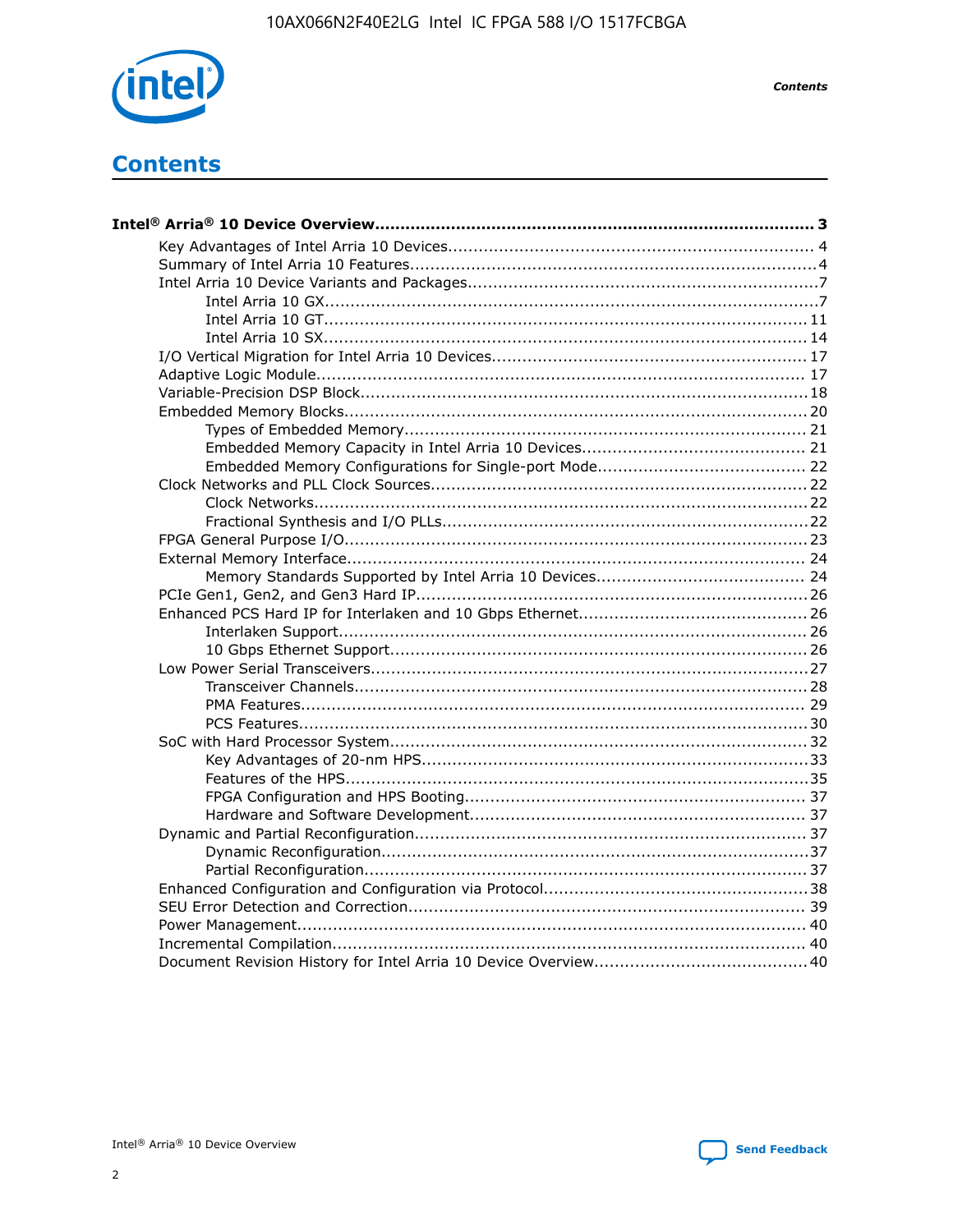# Contents

**Intel® Arria® 10 Device Overview...................................................................................... 3**

- Key Advantages of Intel Arria 10 Devices........................................................................ 4
- Summary of Intel Arria 10 Features................................................................................4
- Intel Arria 10 Device Variants and Packages.....................................................................7
  - Intel Arria 10 GX.................................................................................................7
  - Intel Arria 10 GT............................................................................................... 11
  - Intel Arria 10 SX............................................................................................... 14
- I/O Vertical Migration for Intel Arria 10 Devices.............................................................. 17
- Adaptive Logic Module................................................................................................ 17
- Variable-Precision DSP Block........................................................................................18
- Embedded Memory Blocks........................................................................................... 20
  - Types of Embedded Memory............................................................................... 21
  - Embedded Memory Capacity in Intel Arria 10 Devices............................................ 21
  - Embedded Memory Configurations for Single-port Mode......................................... 22
- Clock Networks and PLL Clock Sources.........................................................................22
  - Clock Networks.................................................................................................22
  - Fractional Synthesis and I/O PLLs........................................................................22
- FPGA General Purpose I/O.......................................................................................... 23
- External Memory Interface.......................................................................................... 24
  - Memory Standards Supported by Intel Arria 10 Devices......................................... 24
- PCIe Gen1, Gen2, and Gen3 Hard IP.............................................................................26
- Enhanced PCS Hard IP for Interlaken and 10 Gbps Ethernet.............................................26
  - Interlaken Support............................................................................................ 26
  - 10 Gbps Ethernet Support.................................................................................. 26
- Low Power Serial Transceivers.....................................................................................27
  - Transceiver Channels.........................................................................................28
  - PMA Features................................................................................................... 29
  - PCS Features....................................................................................................30
- SoC with Hard Processor System................................................................................. 32
  - Key Advantages of 20-nm HPS............................................................................33
  - Features of the HPS...........................................................................................35
  - FPGA Configuration and HPS Booting................................................................... 37
  - Hardware and Software Development.................................................................. 37
- Dynamic and Partial Reconfiguration............................................................................ 37
  - Dynamic Reconfiguration...................................................................................37
  - Partial Reconfiguration.......................................................................................37
- Enhanced Configuration and Configuration via Protocol...................................................38
- SEU Error Detection and Correction.............................................................................. 39
- Power Management.................................................................................................... 40
- Incremental Compilation............................................................................................. 40
- Document Revision History for Intel Arria 10 Device Overview.........................................40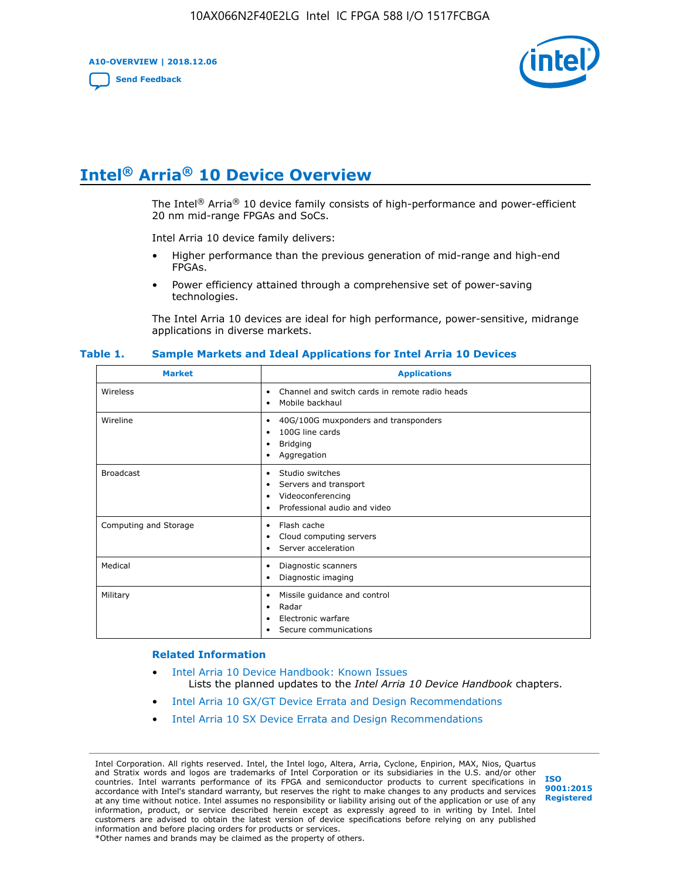# Intel® Arria® 10 Device Overview

The Intel® Arria® 10 device family consists of high-performance and power-efficient 20 nm mid-range FPGAs and SoCs.

Intel Arria 10 device family delivers:

- Higher performance than the previous generation of mid-range and high-end FPGAs.
- Power efficiency attained through a comprehensive set of power-saving technologies.

The Intel Arria 10 devices are ideal for high performance, power-sensitive, midrange applications in diverse markets.

**Table 1. Sample Markets and Ideal Applications for Intel Arria 10 Devices**

| Market | Applications |
|---|---|
| Wireless | • Channel and switch cards in remote radio heads<br>• Mobile backhaul |
| Wireline | • 40G/100G muxponders and transponders<br>• 100G line cards<br>• Bridging<br>• Aggregation |
| Broadcast | • Studio switches<br>• Servers and transport<br>• Videoconferencing<br>• Professional audio and video |
| Computing and Storage | • Flash cache<br>• Cloud computing servers<br>• Server acceleration |
| Medical | • Diagnostic scanners<br>• Diagnostic imaging |
| Military | • Missile guidance and control<br>• Radar<br>• Electronic warfare<br>• Secure communications |

### Related Information

- Intel Arria 10 Device Handbook: Known Issues
  Lists the planned updates to the *Intel Arria 10 Device Handbook* chapters.
- Intel Arria 10 GX/GT Device Errata and Design Recommendations
- Intel Arria 10 SX Device Errata and Design Recommendations

Intel Corporation. All rights reserved. Intel, the Intel logo, Altera, Arria, Cyclone, Enpirion, MAX, Nios, Quartus and Stratix words and logos are trademarks of Intel Corporation or its subsidiaries in the U.S. and/or other countries. Intel warrants performance of its FPGA and semiconductor products to current specifications in accordance with Intel's standard warranty, but reserves the right to make changes to any products and services at any time without notice. Intel assumes no responsibility or liability arising out of the application or use of any information, product, or service described herein except as expressly agreed to in writing by Intel. Intel customers are advised to obtain the latest version of device specifications before relying on any published information and before placing orders for products or services.
*Other names and brands may be claimed as the property of others.

ISO 9001:2015 Registered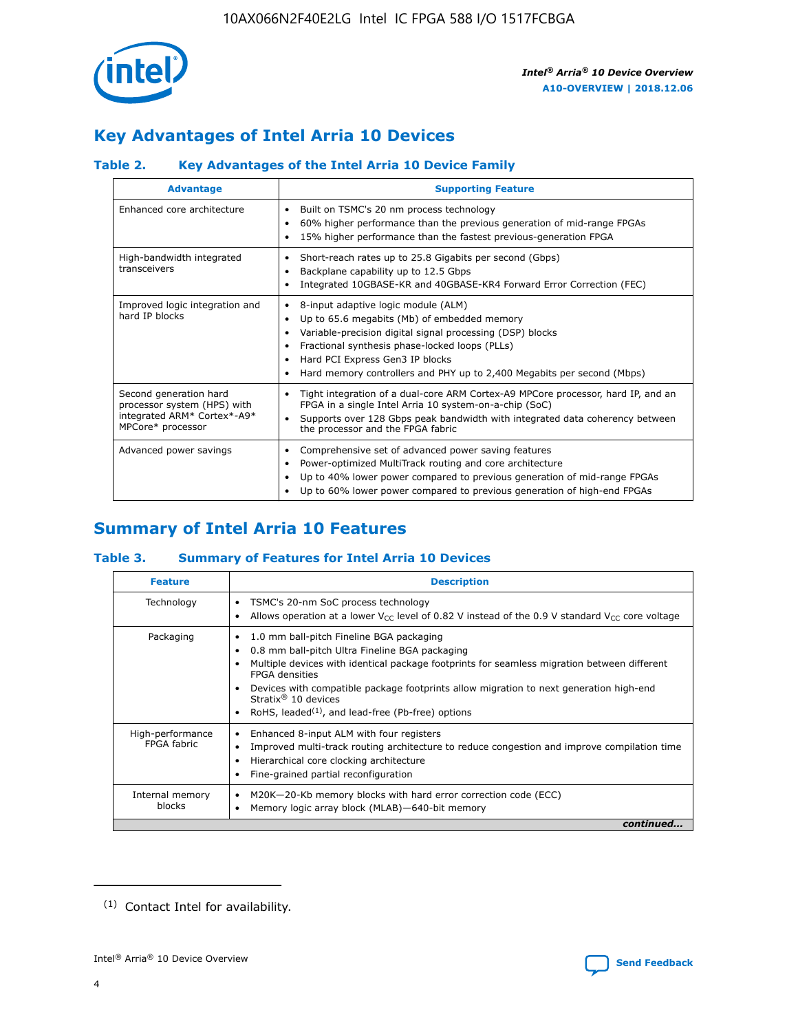# Key Advantages of Intel Arria 10 Devices

## Table 2. Key Advantages of the Intel Arria 10 Device Family

| Advantage | Supporting Feature |
| --- | --- |
| Enhanced core architecture | • Built on TSMC's 20 nm process technology<br>• 60% higher performance than the previous generation of mid-range FPGAs<br>• 15% higher performance than the fastest previous-generation FPGA |
| High-bandwidth integrated transceivers | • Short-reach rates up to 25.8 Gigabits per second (Gbps)<br>• Backplane capability up to 12.5 Gbps<br>• Integrated 10GBASE-KR and 40GBASE-KR4 Forward Error Correction (FEC) |
| Improved logic integration and hard IP blocks | • 8-input adaptive logic module (ALM)<br>• Up to 65.6 megabits (Mb) of embedded memory<br>• Variable-precision digital signal processing (DSP) blocks<br>• Fractional synthesis phase-locked loops (PLLs)<br>• Hard PCI Express Gen3 IP blocks<br>• Hard memory controllers and PHY up to 2,400 Megabits per second (Mbps) |
| Second generation hard processor system (HPS) with integrated ARM* Cortex*-A9* MPCore* processor | • Tight integration of a dual-core ARM Cortex-A9 MPCore processor, hard IP, and an FPGA in a single Intel Arria 10 system-on-a-chip (SoC)<br>• Supports over 128 Gbps peak bandwidth with integrated data coherency between the processor and the FPGA fabric |
| Advanced power savings | • Comprehensive set of advanced power saving features<br>• Power-optimized MultiTrack routing and core architecture<br>• Up to 40% lower power compared to previous generation of mid-range FPGAs<br>• Up to 60% lower power compared to previous generation of high-end FPGAs |

# Summary of Intel Arria 10 Features

## Table 3. Summary of Features for Intel Arria 10 Devices

| Feature | Description |
| --- | --- |
| Technology | • TSMC's 20-nm SoC process technology<br>• Allows operation at a lower $V_{CC}$ level of 0.82 V instead of the 0.9 V standard $V_{CC}$ core voltage |
| Packaging | • 1.0 mm ball-pitch Fineline BGA packaging<br>• 0.8 mm ball-pitch Ultra Fineline BGA packaging<br>• Multiple devices with identical package footprints for seamless migration between different FPGA densities<br>• Devices with compatible package footprints allow migration to next generation high-end Stratix® 10 devices<br>• RoHS, leaded[(1)], and lead-free (Pb-free) options |
| High-performance FPGA fabric | • Enhanced 8-input ALM with four registers<br>• Improved multi-track routing architecture to reduce congestion and improve compilation time<br>• Hierarchical core clocking architecture<br>• Fine-grained partial reconfiguration |
| Internal memory blocks | • M20K—20-Kb memory blocks with hard error correction code (ECC)<br>• Memory logic array block (MLAB)—640-bit memory |

*continued...*

(1) Contact Intel for availability.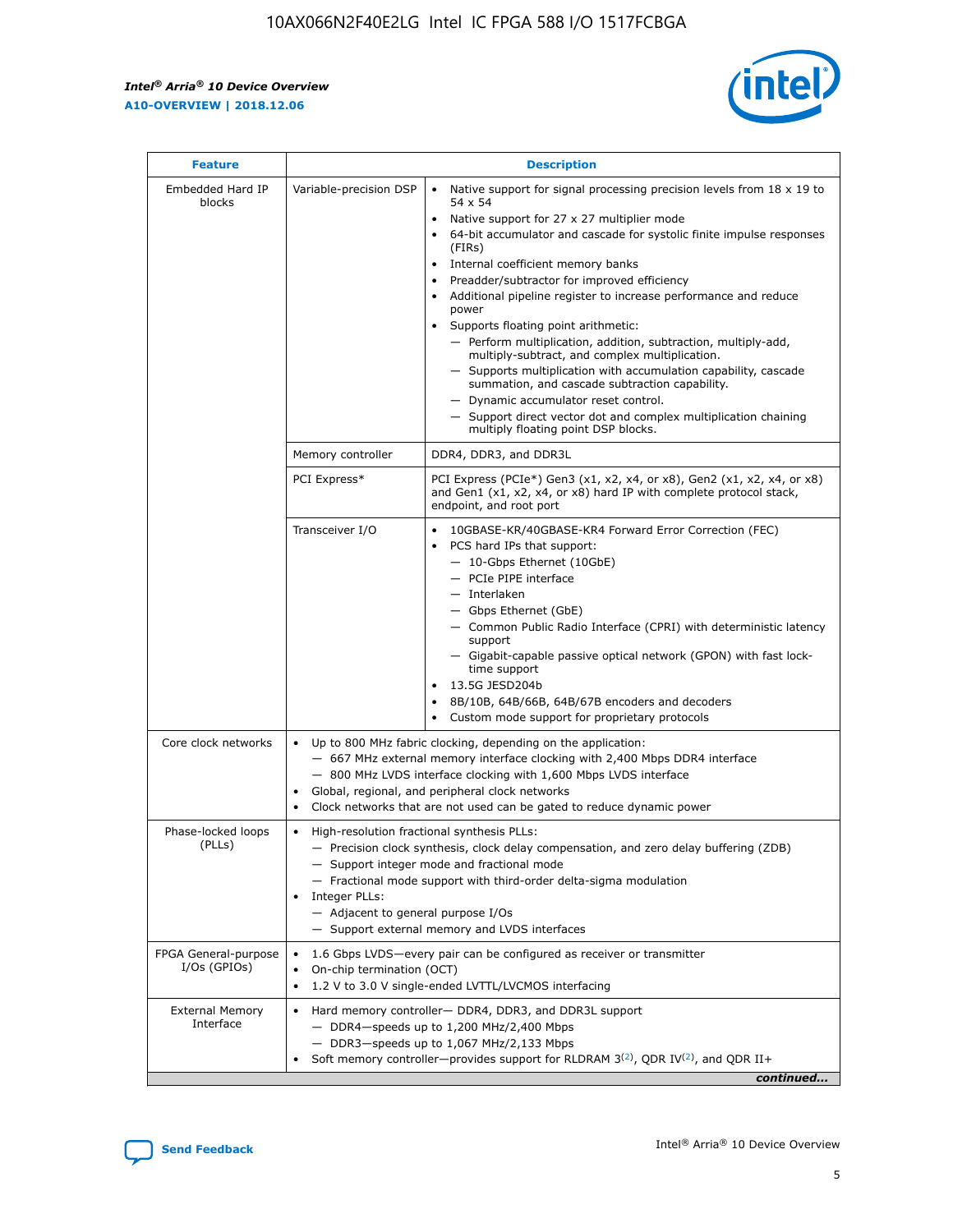| Feature | Description | |
|---|---|---|
| Embedded Hard IP blocks | Variable-precision DSP | • Native support for signal processing precision levels from 18 x 19 to 54 x 54<br>• Native support for 27 x 27 multiplier mode<br>• 64-bit accumulator and cascade for systolic finite impulse responses (FIRs)<br>• Internal coefficient memory banks<br>• Preadder/subtractor for improved efficiency<br>• Additional pipeline register to increase performance and reduce power<br>• Supports floating point arithmetic:<br>— Perform multiplication, addition, subtraction, multiply-add, multiply-subtract, and complex multiplication.<br>— Supports multiplication with accumulation capability, cascade summation, and cascade subtraction capability.<br>— Dynamic accumulator reset control.<br>— Support direct vector dot and complex multiplication chaining multiply floating point DSP blocks. |
| | Memory controller | DDR4, DDR3, and DDR3L |
| | PCI Express* | PCI Express (PCIe*) Gen3 (x1, x2, x4, or x8), Gen2 (x1, x2, x4, or x8) and Gen1 (x1, x2, x4, or x8) hard IP with complete protocol stack, endpoint, and root port |
| | Transceiver I/O | • 10GBASE-KR/40GBASE-KR4 Forward Error Correction (FEC)<br>• PCS hard IPs that support:<br>— 10-Gbps Ethernet (10GbE)<br>— PCIe PIPE interface<br>— Interlaken<br>— Gbps Ethernet (GbE)<br>— Common Public Radio Interface (CPRI) with deterministic latency support<br>— Gigabit-capable passive optical network (GPON) with fast lock-time support<br>• 13.5G JESD204b<br>• 8B/10B, 64B/66B, 64B/67B encoders and decoders<br>• Custom mode support for proprietary protocols |
| Core clock networks | • Up to 800 MHz fabric clocking, depending on the application:<br>— 667 MHz external memory interface clocking with 2,400 Mbps DDR4 interface<br>— 800 MHz LVDS interface clocking with 1,600 Mbps LVDS interface<br>• Global, regional, and peripheral clock networks<br>• Clock networks that are not used can be gated to reduce dynamic power | |
| Phase-locked loops (PLLs) | • High-resolution fractional synthesis PLLs:<br>— Precision clock synthesis, clock delay compensation, and zero delay buffering (ZDB)<br>— Support integer mode and fractional mode<br>— Fractional mode support with third-order delta-sigma modulation<br>• Integer PLLs:<br>— Adjacent to general purpose I/Os<br>— Support external memory and LVDS interfaces | |
| FPGA General-purpose I/Os (GPIOs) | • 1.6 Gbps LVDS—every pair can be configured as receiver or transmitter<br>• On-chip termination (OCT)<br>• 1.2 V to 3.0 V single-ended LVTTL/LVCMOS interfacing | |
| External Memory Interface | • Hard memory controller— DDR4, DDR3, and DDR3L support<br>— DDR4—speeds up to 1,200 MHz/2,400 Mbps<br>— DDR3—speeds up to 1,067 MHz/2,133 Mbps<br>• Soft memory controller—provides support for RLDRAM 3[(2)], QDR IV[(2)], and QDR II+ | |

*continued...*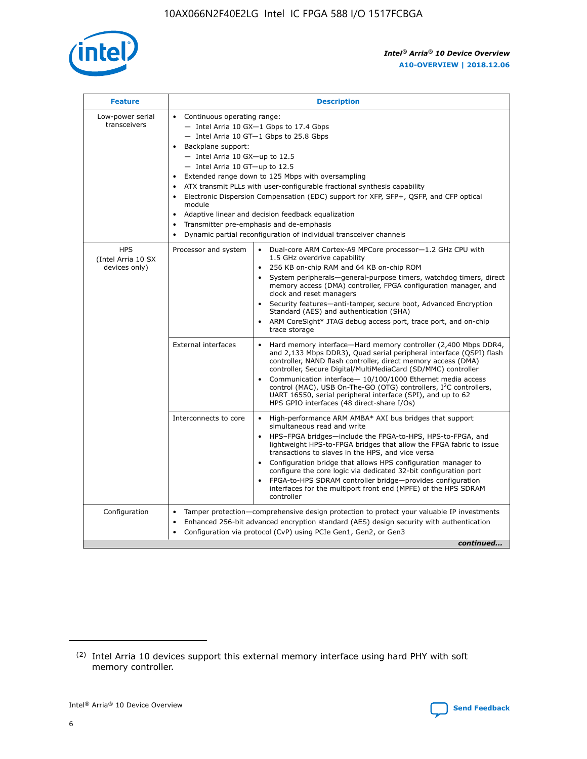| Feature | Description | |
|---|---|---|
| Low-power serial transceivers | • Continuous operating range:<br>— Intel Arria 10 GX—1 Gbps to 17.4 Gbps<br>— Intel Arria 10 GT—1 Gbps to 25.8 Gbps<br>• Backplane support:<br>— Intel Arria 10 GX—up to 12.5<br>— Intel Arria 10 GT—up to 12.5<br>• Extended range down to 125 Mbps with oversampling<br>• ATX transmit PLLs with user-configurable fractional synthesis capability<br>• Electronic Dispersion Compensation (EDC) support for XFP, SFP+, QSFP, and CFP optical module<br>• Adaptive linear and decision feedback equalization<br>• Transmitter pre-emphasis and de-emphasis<br>• Dynamic partial reconfiguration of individual transceiver channels | |
| HPS (Intel Arria 10 SX devices only) | Processor and system | • Dual-core ARM Cortex-A9 MPCore processor—1.2 GHz CPU with 1.5 GHz overdrive capability<br>• 256 KB on-chip RAM and 64 KB on-chip ROM<br>• System peripherals—general-purpose timers, watchdog timers, direct memory access (DMA) controller, FPGA configuration manager, and clock and reset managers<br>• Security features—anti-tamper, secure boot, Advanced Encryption Standard (AES) and authentication (SHA)<br>• ARM CoreSight* JTAG debug access port, trace port, and on-chip trace storage |
| | External interfaces | • Hard memory interface—Hard memory controller (2,400 Mbps DDR4, and 2,133 Mbps DDR3), Quad serial peripheral interface (QSPI) flash controller, NAND flash controller, direct memory access (DMA) controller, Secure Digital/MultiMediaCard (SD/MMC) controller<br>• Communication interface— 10/100/1000 Ethernet media access control (MAC), USB On-The-GO (OTG) controllers, I²C controllers, UART 16550, serial peripheral interface (SPI), and up to 62 HPS GPIO interfaces (48 direct-share I/Os) |
| | Interconnects to core | • High-performance ARM AMBA* AXI bus bridges that support simultaneous read and write<br>• HPS–FPGA bridges—include the FPGA-to-HPS, HPS-to-FPGA, and lightweight HPS-to-FPGA bridges that allow the FPGA fabric to issue transactions to slaves in the HPS, and vice versa<br>• Configuration bridge that allows HPS configuration manager to configure the core logic via dedicated 32-bit configuration port<br>• FPGA-to-HPS SDRAM controller bridge—provides configuration interfaces for the multiport front end (MPFE) of the HPS SDRAM controller |
| Configuration | • Tamper protection—comprehensive design protection to protect your valuable IP investments<br>• Enhanced 256-bit advanced encryption standard (AES) design security with authentication<br>• Configuration via protocol (CvP) using PCIe Gen1, Gen2, or Gen3 | |

*continued...*

(2) Intel Arria 10 devices support this external memory interface using hard PHY with soft memory controller.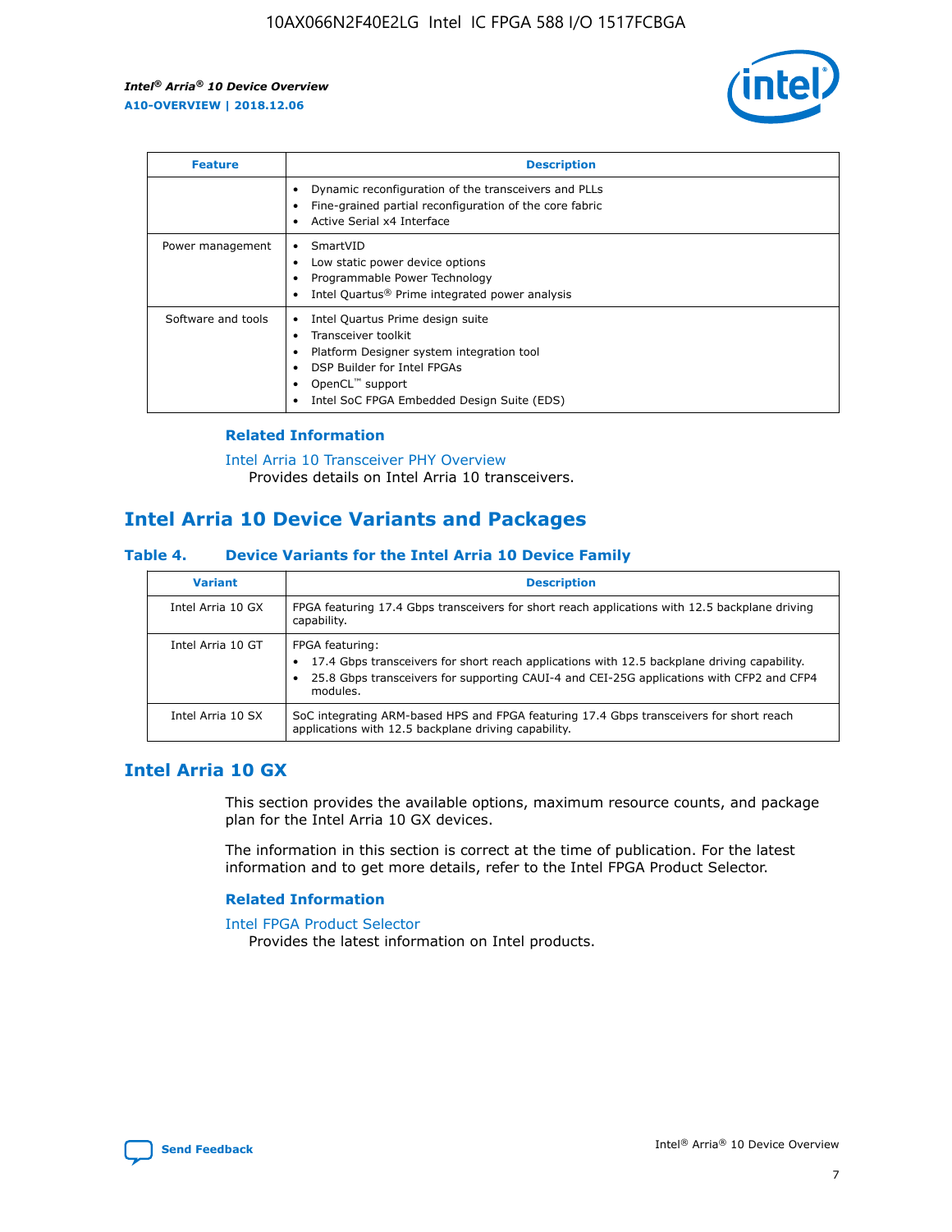| Feature | Description |
| --- | --- |
|  | • Dynamic reconfiguration of the transceivers and PLLs<br>• Fine-grained partial reconfiguration of the core fabric<br>• Active Serial x4 Interface |
| Power management | • SmartVID<br>• Low static power device options<br>• Programmable Power Technology<br>• Intel Quartus® Prime integrated power analysis |
| Software and tools | • Intel Quartus Prime design suite<br>• Transceiver toolkit<br>• Platform Designer system integration tool<br>• DSP Builder for Intel FPGAs<br>• OpenCL™ support<br>• Intel SoC FPGA Embedded Design Suite (EDS) |

### Related Information

Intel Arria 10 Transceiver PHY Overview
Provides details on Intel Arria 10 transceivers.

## Intel Arria 10 Device Variants and Packages

### Table 4. Device Variants for the Intel Arria 10 Device Family

| Variant | Description |
| --- | --- |
| Intel Arria 10 GX | FPGA featuring 17.4 Gbps transceivers for short reach applications with 12.5 backplane driving capability. |
| Intel Arria 10 GT | FPGA featuring:<br>• 17.4 Gbps transceivers for short reach applications with 12.5 backplane driving capability.<br>• 25.8 Gbps transceivers for supporting CAUI-4 and CEI-25G applications with CFP2 and CFP4 modules. |
| Intel Arria 10 SX | SoC integrating ARM-based HPS and FPGA featuring 17.4 Gbps transceivers for short reach applications with 12.5 backplane driving capability. |

## Intel Arria 10 GX

This section provides the available options, maximum resource counts, and package plan for the Intel Arria 10 GX devices.

The information in this section is correct at the time of publication. For the latest information and to get more details, refer to the Intel FPGA Product Selector.

### Related Information

Intel FPGA Product Selector
Provides the latest information on Intel products.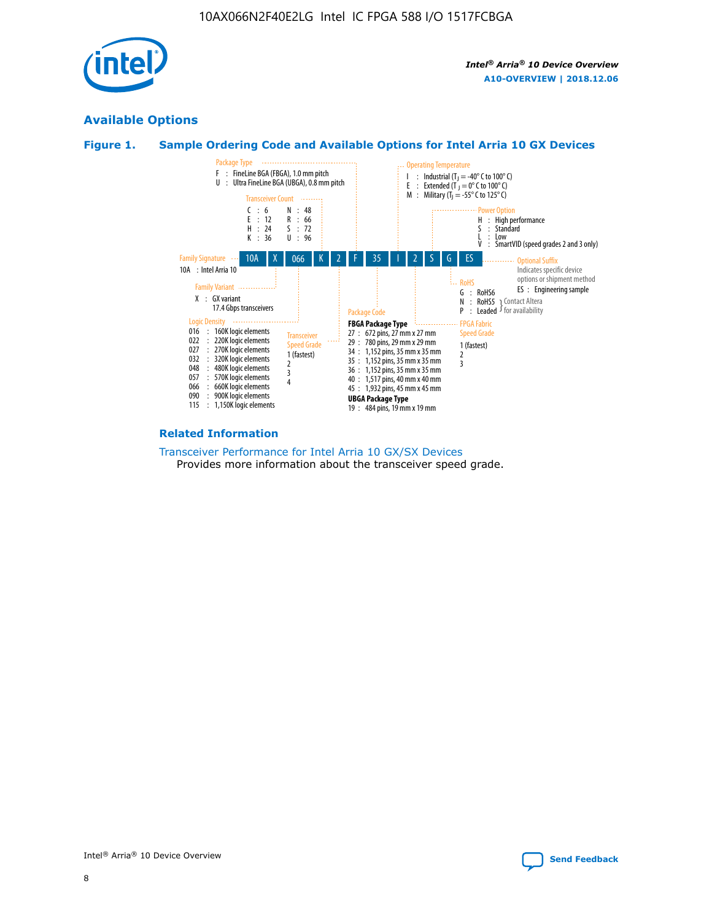## Available Options

### Figure 1. Sample Ordering Code and Available Options for Intel Arria 10 GX Devices

Sample ordering code: 10A X 066 K 2 F 35 I 2 S G ES

**Family Signature**
- 10A : Intel Arria 10

**Family Variant**
- X : GX variant, 17.4 Gbps transceivers

**Logic Density**
- 016 : 160K logic elements
- 022 : 220K logic elements
- 027 : 270K logic elements
- 032 : 320K logic elements
- 048 : 480K logic elements
- 057 : 570K logic elements
- 066 : 660K logic elements
- 090 : 900K logic elements
- 115 : 1,150K logic elements

**Transceiver Count**
- C : 6
- E : 12
- H : 24
- K : 36
- N : 48
- R : 66
- S : 72
- U : 96

**Transceiver Speed Grade**
- 1 (fastest)
- 2
- 3
- 4

**Package Type**
- F : FineLine BGA (FBGA), 1.0 mm pitch
- U : Ultra FineLine BGA (UBGA), 0.8 mm pitch

**Package Code**

FBGA Package Type
- 27 : 672 pins, 27 mm x 27 mm
- 29 : 780 pins, 29 mm x 29 mm
- 34 : 1,152 pins, 35 mm x 35 mm
- 35 : 1,152 pins, 35 mm x 35 mm
- 36 : 1,152 pins, 35 mm x 35 mm
- 40 : 1,517 pins, 40 mm x 40 mm
- 45 : 1,932 pins, 45 mm x 45 mm

UBGA Package Type
- 19 : 484 pins, 19 mm x 19 mm

**Operating Temperature**
- I : Industrial ($T_J$ = -40° C to 100° C)
- E : Extended ($T_J$ = 0° C to 100° C)
- M : Military ($T_J$ = -55° C to 125° C)

**FPGA Fabric Speed Grade**
- 1 (fastest)
- 2
- 3

**Power Option**
- H : High performance
- S : Standard
- L : Low
- V : SmartVID (speed grades 2 and 3 only)

**RoHS**
- G : RoHS6
- N : RoHS5 (Contact Altera for availability)
- P : Leaded (Contact Altera for availability)

**Optional Suffix**

Indicates specific device options or shipment method
- ES : Engineering sample

### Related Information

Transceiver Performance for Intel Arria 10 GX/SX Devices

Provides more information about the transceiver speed grade.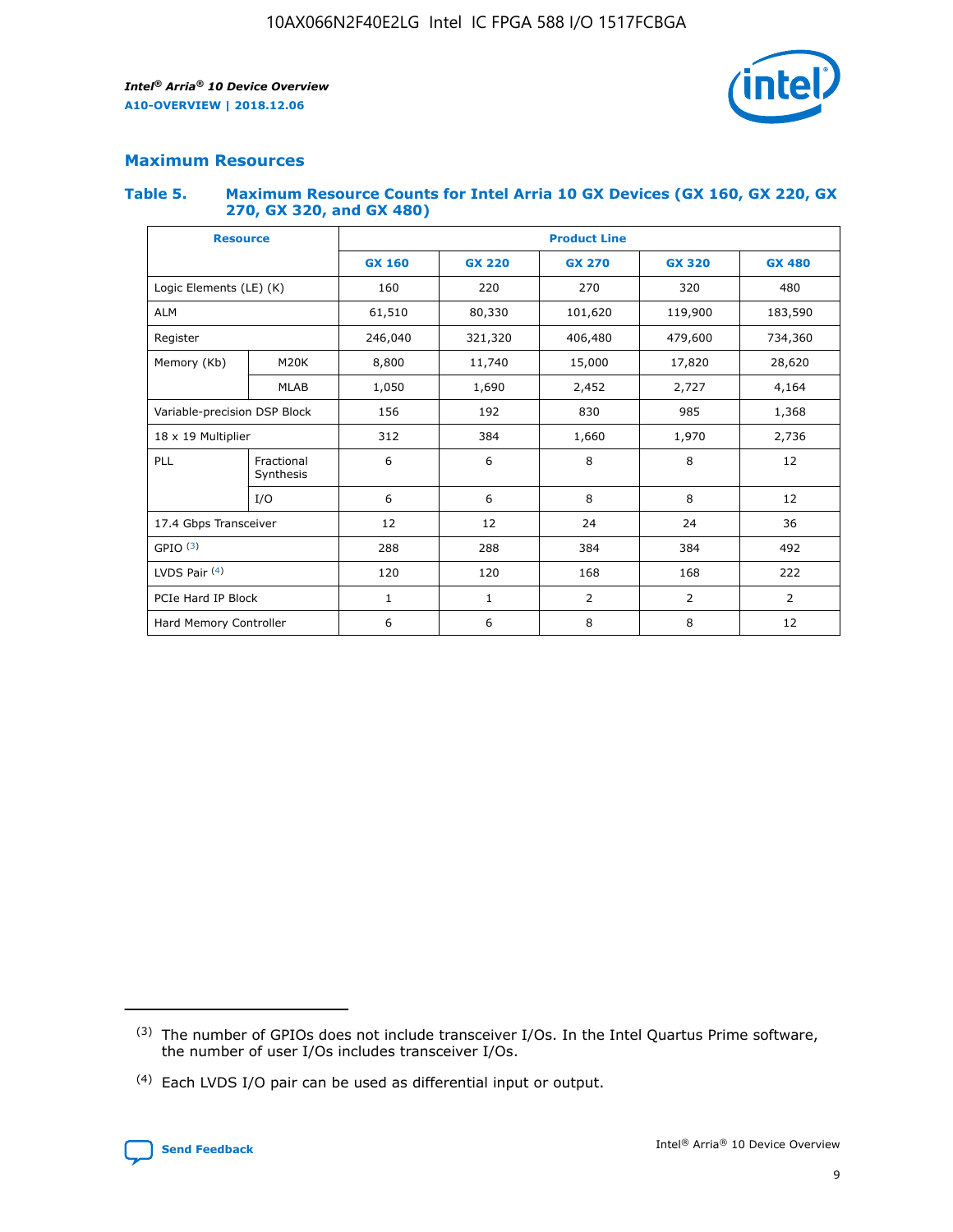## Maximum Resources

### Table 5. Maximum Resource Counts for Intel Arria 10 GX Devices (GX 160, GX 220, GX 270, GX 320, and GX 480)

| Resource | | Product Line | | | | |
|---|---|---|---|---|---|---|
| | | GX 160 | GX 220 | GX 270 | GX 320 | GX 480 |
| Logic Elements (LE) (K) | | 160 | 220 | 270 | 320 | 480 |
| ALM | | 61,510 | 80,330 | 101,620 | 119,900 | 183,590 |
| Register | | 246,040 | 321,320 | 406,480 | 479,600 | 734,360 |
| Memory (Kb) | M20K | 8,800 | 11,740 | 15,000 | 17,820 | 28,620 |
| | MLAB | 1,050 | 1,690 | 2,452 | 2,727 | 4,164 |
| Variable-precision DSP Block | | 156 | 192 | 830 | 985 | 1,368 |
| 18 x 19 Multiplier | | 312 | 384 | 1,660 | 1,970 | 2,736 |
| PLL | Fractional Synthesis | 6 | 6 | 8 | 8 | 12 |
| | I/O | 6 | 6 | 8 | 8 | 12 |
| 17.4 Gbps Transceiver | | 12 | 12 | 24 | 24 | 36 |
| GPIO [(3)] | | 288 | 288 | 384 | 384 | 492 |
| LVDS Pair [(4)] | | 120 | 120 | 168 | 168 | 222 |
| PCIe Hard IP Block | | 1 | 1 | 2 | 2 | 2 |
| Hard Memory Controller | | 6 | 6 | 8 | 8 | 12 |

(3) The number of GPIOs does not include transceiver I/Os. In the Intel Quartus Prime software, the number of user I/Os includes transceiver I/Os.

(4) Each LVDS I/O pair can be used as differential input or output.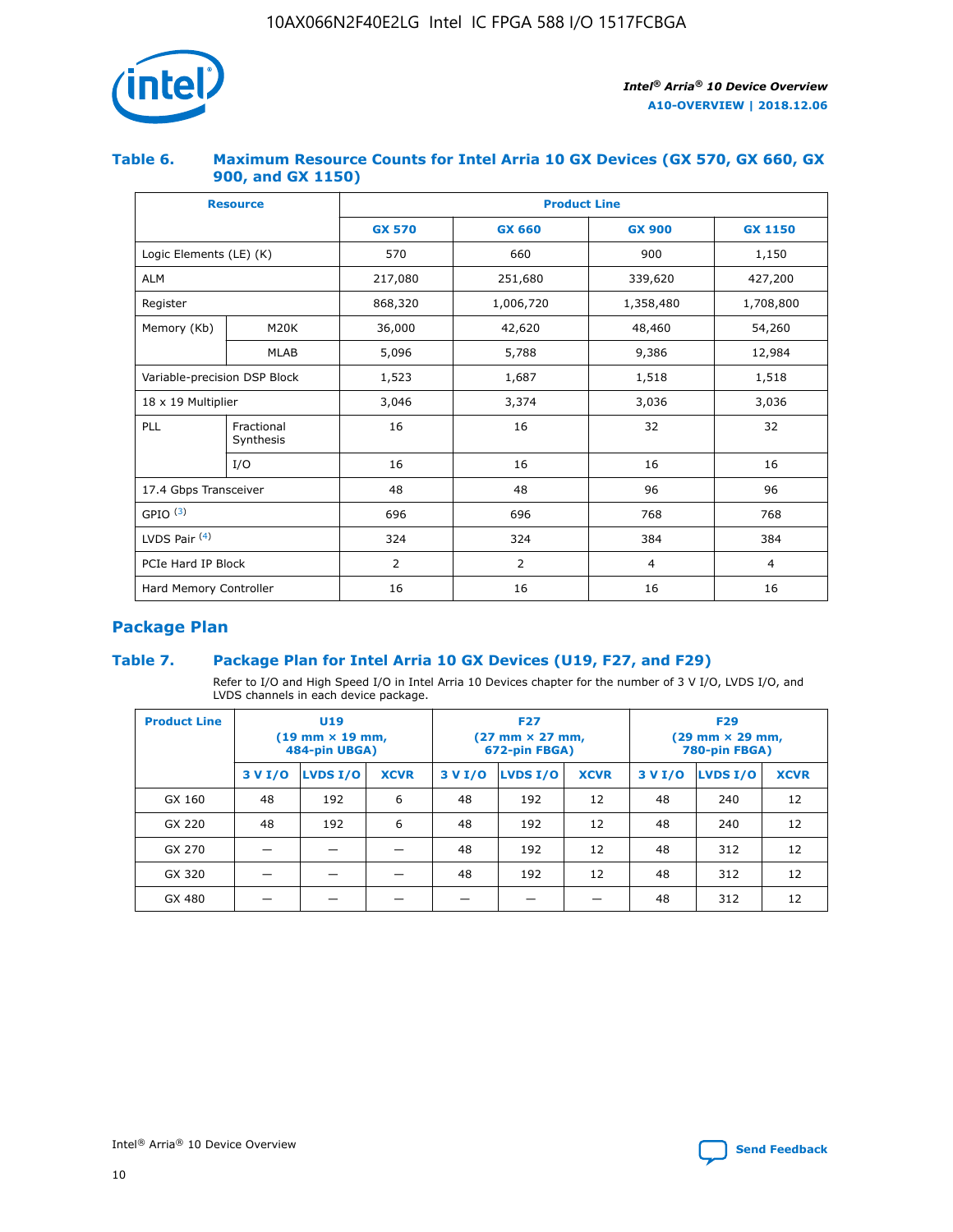### Table 6. Maximum Resource Counts for Intel Arria 10 GX Devices (GX 570, GX 660, GX 900, and GX 1150)

| Resource | | Product Line | | | |
|---|---|---|---|---|---|
| | | GX 570 | GX 660 | GX 900 | GX 1150 |
| Logic Elements (LE) (K) | | 570 | 660 | 900 | 1,150 |
| ALM | | 217,080 | 251,680 | 339,620 | 427,200 |
| Register | | 868,320 | 1,006,720 | 1,358,480 | 1,708,800 |
| Memory (Kb) | M20K | 36,000 | 42,620 | 48,460 | 54,260 |
| | MLAB | 5,096 | 5,788 | 9,386 | 12,984 |
| Variable-precision DSP Block | | 1,523 | 1,687 | 1,518 | 1,518 |
| 18 x 19 Multiplier | | 3,046 | 3,374 | 3,036 | 3,036 |
| PLL | Fractional Synthesis | 16 | 16 | 32 | 32 |
| | I/O | 16 | 16 | 16 | 16 |
| 17.4 Gbps Transceiver | | 48 | 48 | 96 | 96 |
| GPIO [(3)] | | 696 | 696 | 768 | 768 |
| LVDS Pair [(4)] | | 324 | 324 | 384 | 384 |
| PCIe Hard IP Block | | 2 | 2 | 4 | 4 |
| Hard Memory Controller | | 16 | 16 | 16 | 16 |

## Package Plan

### Table 7. Package Plan for Intel Arria 10 GX Devices (U19, F27, and F29)

Refer to I/O and High Speed I/O in Intel Arria 10 Devices chapter for the number of 3 V I/O, LVDS I/O, and LVDS channels in each device package.

| Product Line | U19 (19 mm × 19 mm, 484-pin UBGA) | | | F27 (27 mm × 27 mm, 672-pin FBGA) | | | F29 (29 mm × 29 mm, 780-pin FBGA) | | |
|---|---|---|---|---|---|---|---|---|---|
| | 3 V I/O | LVDS I/O | XCVR | 3 V I/O | LVDS I/O | XCVR | 3 V I/O | LVDS I/O | XCVR |
| GX 160 | 48 | 192 | 6 | 48 | 192 | 12 | 48 | 240 | 12 |
| GX 220 | 48 | 192 | 6 | 48 | 192 | 12 | 48 | 240 | 12 |
| GX 270 | — | — | — | 48 | 192 | 12 | 48 | 312 | 12 |
| GX 320 | — | — | — | 48 | 192 | 12 | 48 | 312 | 12 |
| GX 480 | — | — | — | — | — | — | 48 | 312 | 12 |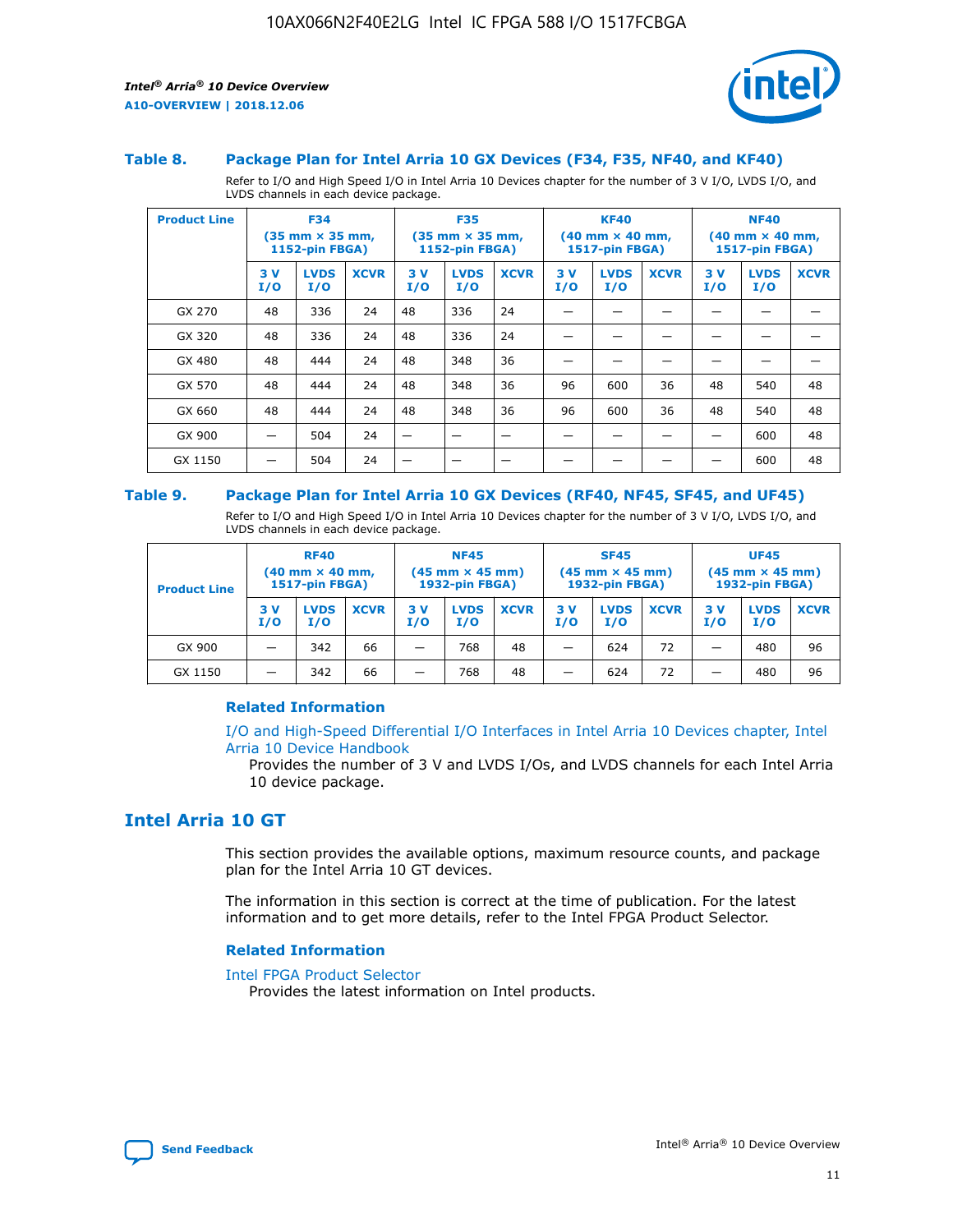### Table 8. Package Plan for Intel Arria 10 GX Devices (F34, F35, NF40, and KF40)

Refer to I/O and High Speed I/O in Intel Arria 10 Devices chapter for the number of 3 V I/O, LVDS I/O, and LVDS channels in each device package.

| Product Line | F34 (35 mm × 35 mm, 1152-pin FBGA) | | | F35 (35 mm × 35 mm, 1152-pin FBGA) | | | KF40 (40 mm × 40 mm, 1517-pin FBGA) | | | NF40 (40 mm × 40 mm, 1517-pin FBGA) | | |
|---|---|---|---|---|---|---|---|---|---|---|---|---|
| | 3 V I/O | LVDS I/O | XCVR | 3 V I/O | LVDS I/O | XCVR | 3 V I/O | LVDS I/O | XCVR | 3 V I/O | LVDS I/O | XCVR |
| GX 270 | 48 | 336 | 24 | 48 | 336 | 24 | — | — | — | — | — | — |
| GX 320 | 48 | 336 | 24 | 48 | 336 | 24 | — | — | — | — | — | — |
| GX 480 | 48 | 444 | 24 | 48 | 348 | 36 | — | — | — | — | — | — |
| GX 570 | 48 | 444 | 24 | 48 | 348 | 36 | 96 | 600 | 36 | 48 | 540 | 48 |
| GX 660 | 48 | 444 | 24 | 48 | 348 | 36 | 96 | 600 | 36 | 48 | 540 | 48 |
| GX 900 | — | 504 | 24 | — | — | — | — | — | — | — | 600 | 48 |
| GX 1150 | — | 504 | 24 | — | — | — | — | — | — | — | 600 | 48 |

### Table 9. Package Plan for Intel Arria 10 GX Devices (RF40, NF45, SF45, and UF45)

Refer to I/O and High Speed I/O in Intel Arria 10 Devices chapter for the number of 3 V I/O, LVDS I/O, and LVDS channels in each device package.

| Product Line | RF40 (40 mm × 40 mm, 1517-pin FBGA) | | | NF45 (45 mm × 45 mm) 1932-pin FBGA) | | | SF45 (45 mm × 45 mm) 1932-pin FBGA) | | | UF45 (45 mm × 45 mm) 1932-pin FBGA) | | |
|---|---|---|---|---|---|---|---|---|---|---|---|---|
| | 3 V I/O | LVDS I/O | XCVR | 3 V I/O | LVDS I/O | XCVR | 3 V I/O | LVDS I/O | XCVR | 3 V I/O | LVDS I/O | XCVR |
| GX 900 | — | 342 | 66 | — | 768 | 48 | — | 624 | 72 | — | 480 | 96 |
| GX 1150 | — | 342 | 66 | — | 768 | 48 | — | 624 | 72 | — | 480 | 96 |

#### Related Information

I/O and High-Speed Differential I/O Interfaces in Intel Arria 10 Devices chapter, Intel Arria 10 Device Handbook

Provides the number of 3 V and LVDS I/Os, and LVDS channels for each Intel Arria 10 device package.

## Intel Arria 10 GT

This section provides the available options, maximum resource counts, and package plan for the Intel Arria 10 GT devices.

The information in this section is correct at the time of publication. For the latest information and to get more details, refer to the Intel FPGA Product Selector.

#### Related Information

Intel FPGA Product Selector

Provides the latest information on Intel products.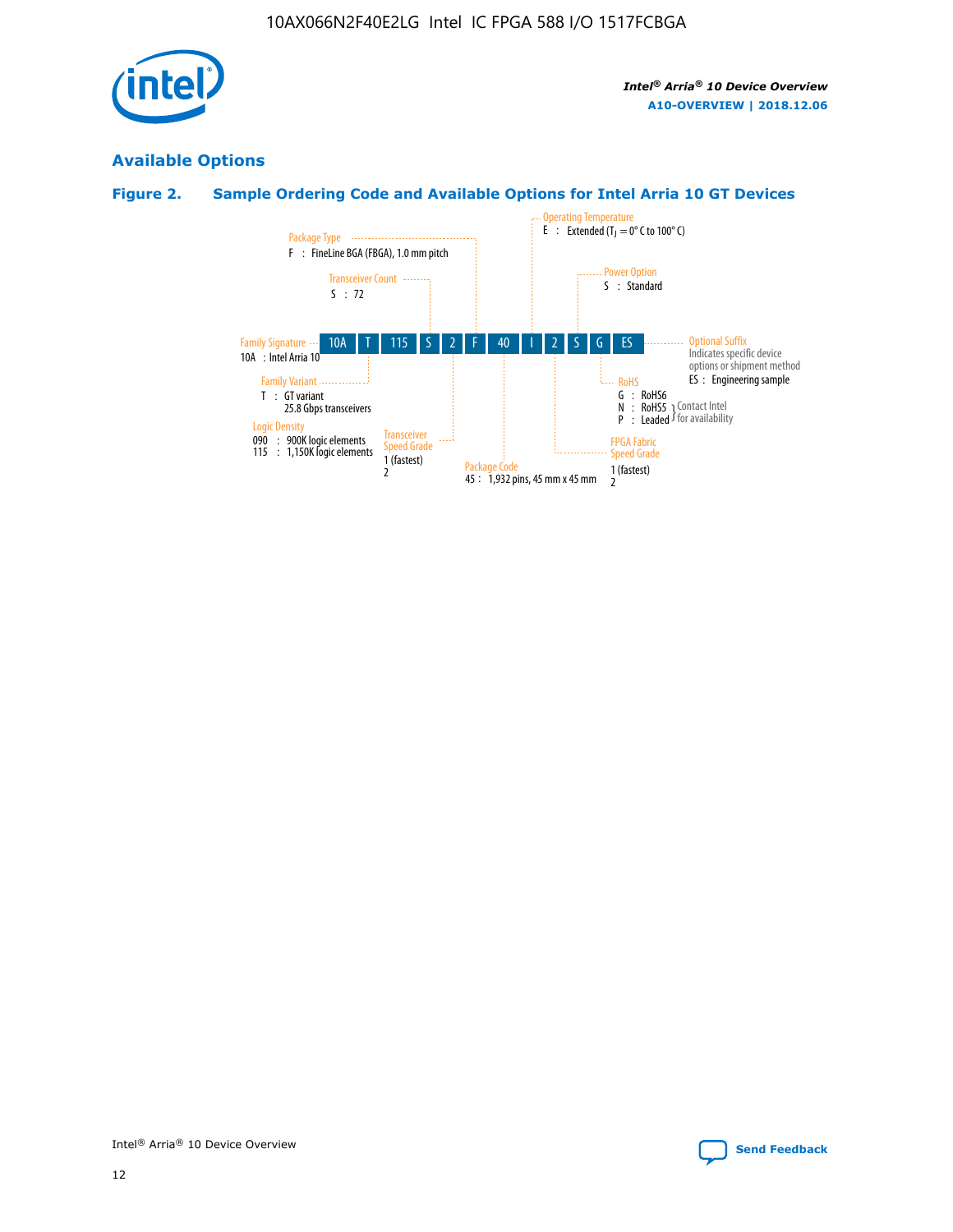## Available Options

### Figure 2. Sample Ordering Code and Available Options for Intel Arria 10 GT Devices

| 10A | T | 115 | S | 2 | F | 40 | I | 2 | S | G | ES |
|---|---|---|---|---|---|---|---|---|---|---|---|

**Family Signature**
10A : Intel Arria 10

**Family Variant**
T : GT variant
25.8 Gbps transceivers

**Logic Density**
090 : 900K logic elements
115 : 1,150K logic elements

**Transceiver Count**
S : 72

**Transceiver Speed Grade**
1 (fastest)
2

**Package Type**
F : FineLine BGA (FBGA), 1.0 mm pitch

**Package Code**
45 : 1,932 pins, 45 mm x 45 mm

**Operating Temperature**
E : Extended ($T_J$ = 0° C to 100° C)

**FPGA Fabric Speed Grade**
1 (fastest)
2

**Power Option**
S : Standard

**RoHS**
G : RoHS6
N : RoHS5 } Contact Intel for availability
P : Leaded } Contact Intel for availability

**Optional Suffix**
Indicates specific device options or shipment method
ES : Engineering sample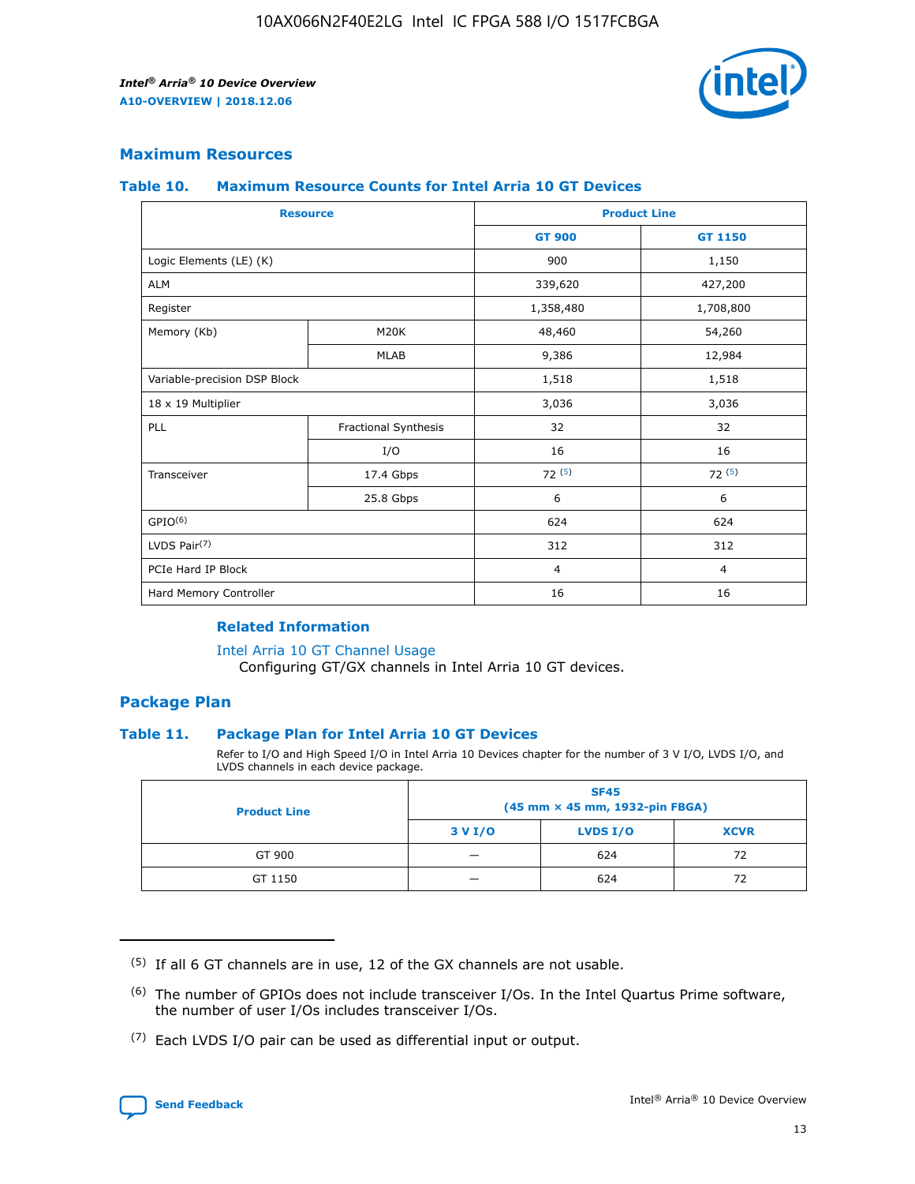## Maximum Resources

### Table 10. Maximum Resource Counts for Intel Arria 10 GT Devices

| Resource | | Product Line | |
|---|---|---|---|
| | | GT 900 | GT 1150 |
| Logic Elements (LE) (K) | | 900 | 1,150 |
| ALM | | 339,620 | 427,200 |
| Register | | 1,358,480 | 1,708,800 |
| Memory (Kb) | M20K | 48,460 | 54,260 |
| | MLAB | 9,386 | 12,984 |
| Variable-precision DSP Block | | 1,518 | 1,518 |
| 18 x 19 Multiplier | | 3,036 | 3,036 |
| PLL | Fractional Synthesis | 32 | 32 |
| | I/O | 16 | 16 |
| Transceiver | 17.4 Gbps | 72 (5) | 72 (5) |
| | 25.8 Gbps | 6 | 6 |
| GPIO(6) | | 624 | 624 |
| LVDS Pair(7) | | 312 | 312 |
| PCIe Hard IP Block | | 4 | 4 |
| Hard Memory Controller | | 16 | 16 |

#### Related Information

Intel Arria 10 GT Channel Usage
Configuring GT/GX channels in Intel Arria 10 GT devices.

## Package Plan

### Table 11. Package Plan for Intel Arria 10 GT Devices

Refer to I/O and High Speed I/O in Intel Arria 10 Devices chapter for the number of 3 V I/O, LVDS I/O, and LVDS channels in each device package.

| Product Line | SF45 (45 mm × 45 mm, 1932-pin FBGA) | | |
|---|---|---|---|
| | 3 V I/O | LVDS I/O | XCVR |
| GT 900 | — | 624 | 72 |
| GT 1150 | — | 624 | 72 |

(5) If all 6 GT channels are in use, 12 of the GX channels are not usable.

(6) The number of GPIOs does not include transceiver I/Os. In the Intel Quartus Prime software, the number of user I/Os includes transceiver I/Os.

(7) Each LVDS I/O pair can be used as differential input or output.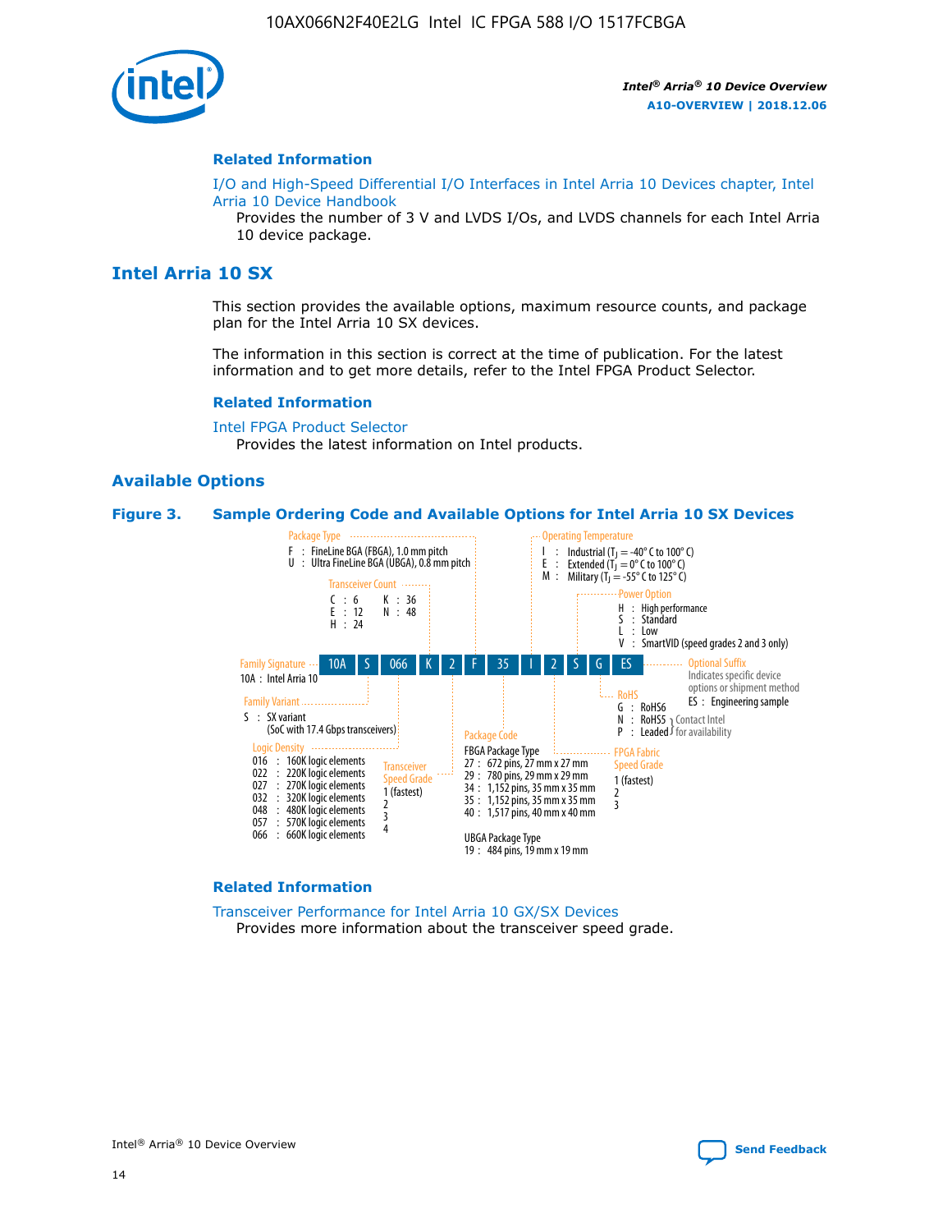#### Related Information

I/O and High-Speed Differential I/O Interfaces in Intel Arria 10 Devices chapter, Intel Arria 10 Device Handbook
Provides the number of 3 V and LVDS I/Os, and LVDS channels for each Intel Arria 10 device package.

## Intel Arria 10 SX

This section provides the available options, maximum resource counts, and package plan for the Intel Arria 10 SX devices.

The information in this section is correct at the time of publication. For the latest information and to get more details, refer to the Intel FPGA Product Selector.

#### Related Information

Intel FPGA Product Selector
Provides the latest information on Intel products.

### Available Options

**Figure 3. Sample Ordering Code and Available Options for Intel Arria 10 SX Devices**

Sample ordering code: 10A S 066 K 2 F 35 I 2 S G ES

- **Family Signature**
  - 10A : Intel Arria 10
- **Family Variant**
  - S : SX variant (SoC with 17.4 Gbps transceivers)
- **Logic Density**
  - 016 : 160K logic elements
  - 022 : 220K logic elements
  - 027 : 270K logic elements
  - 032 : 320K logic elements
  - 048 : 480K logic elements
  - 057 : 570K logic elements
  - 066 : 660K logic elements
- **Transceiver Count**
  - C : 6
  - E : 12
  - H : 24
  - K : 36
  - N : 48
- **Transceiver Speed Grade**
  - 1 (fastest)
  - 2
  - 3
  - 4
- **Package Type**
  - F : FineLine BGA (FBGA), 1.0 mm pitch
  - U : Ultra FineLine BGA (UBGA), 0.8 mm pitch
- **Package Code**
  - FBGA Package Type
    - 27 : 672 pins, 27 mm x 27 mm
    - 29 : 780 pins, 29 mm x 29 mm
    - 34 : 1,152 pins, 35 mm x 35 mm
    - 35 : 1,152 pins, 35 mm x 35 mm
    - 40 : 1,517 pins, 40 mm x 40 mm
  - UBGA Package Type
    - 19 : 484 pins, 19 mm x 19 mm
- **Operating Temperature**
  - I : Industrial ($T_J$ = -40° C to 100° C)
  - E : Extended ($T_J$ = 0° C to 100° C)
  - M : Military ($T_J$ = -55° C to 125° C)
- **FPGA Fabric Speed Grade**
  - 1 (fastest)
  - 2
  - 3
- **Power Option**
  - H : High performance
  - S : Standard
  - L : Low
  - V : SmartVID (speed grades 2 and 3 only)
- **RoHS**
  - G : RoHS6
  - N : RoHS5 (Contact Intel for availability)
  - P : Leaded (Contact Intel for availability)
- **Optional Suffix**
  - Indicates specific device options or shipment method
  - ES : Engineering sample

#### Related Information

Transceiver Performance for Intel Arria 10 GX/SX Devices
Provides more information about the transceiver speed grade.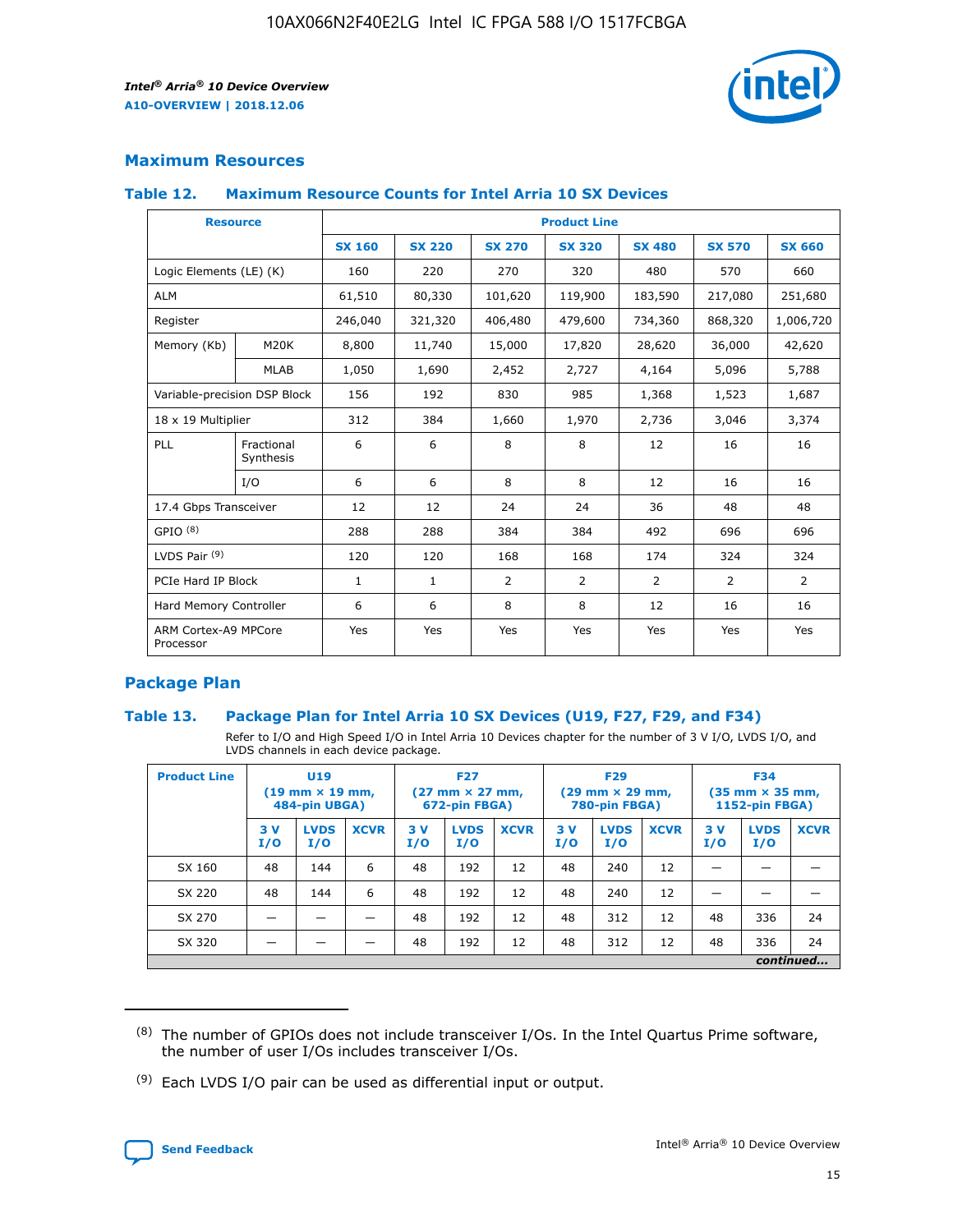## Maximum Resources

### Table 12. Maximum Resource Counts for Intel Arria 10 SX Devices

| Resource | | Product Line | | | | | | |
|---|---|---|---|---|---|---|---|---|
| | | SX 160 | SX 220 | SX 270 | SX 320 | SX 480 | SX 570 | SX 660 |
| Logic Elements (LE) (K) | | 160 | 220 | 270 | 320 | 480 | 570 | 660 |
| ALM | | 61,510 | 80,330 | 101,620 | 119,900 | 183,590 | 217,080 | 251,680 |
| Register | | 246,040 | 321,320 | 406,480 | 479,600 | 734,360 | 868,320 | 1,006,720 |
| Memory (Kb) | M20K | 8,800 | 11,740 | 15,000 | 17,820 | 28,620 | 36,000 | 42,620 |
| | MLAB | 1,050 | 1,690 | 2,452 | 2,727 | 4,164 | 5,096 | 5,788 |
| Variable-precision DSP Block | | 156 | 192 | 830 | 985 | 1,368 | 1,523 | 1,687 |
| 18 x 19 Multiplier | | 312 | 384 | 1,660 | 1,970 | 2,736 | 3,046 | 3,374 |
| PLL | Fractional Synthesis | 6 | 6 | 8 | 8 | 12 | 16 | 16 |
| | I/O | 6 | 6 | 8 | 8 | 12 | 16 | 16 |
| 17.4 Gbps Transceiver | | 12 | 12 | 24 | 24 | 36 | 48 | 48 |
| GPIO [(8)] | | 288 | 288 | 384 | 384 | 492 | 696 | 696 |
| LVDS Pair [(9)] | | 120 | 120 | 168 | 168 | 174 | 324 | 324 |
| PCIe Hard IP Block | | 1 | 1 | 2 | 2 | 2 | 2 | 2 |
| Hard Memory Controller | | 6 | 6 | 8 | 8 | 12 | 16 | 16 |
| ARM Cortex-A9 MPCore Processor | | Yes | Yes | Yes | Yes | Yes | Yes | Yes |

## Package Plan

### Table 13. Package Plan for Intel Arria 10 SX Devices (U19, F27, F29, and F34)

Refer to I/O and High Speed I/O in Intel Arria 10 Devices chapter for the number of 3 V I/O, LVDS I/O, and LVDS channels in each device package.

| Product Line | U19 (19 mm × 19 mm, 484-pin UBGA) | | | F27 (27 mm × 27 mm, 672-pin FBGA) | | | F29 (29 mm × 29 mm, 780-pin FBGA) | | | F34 (35 mm × 35 mm, 1152-pin FBGA) | | |
|---|---|---|---|---|---|---|---|---|---|---|---|---|
| | 3 V I/O | LVDS I/O | XCVR | 3 V I/O | LVDS I/O | XCVR | 3 V I/O | LVDS I/O | XCVR | 3 V I/O | LVDS I/O | XCVR |
| SX 160 | 48 | 144 | 6 | 48 | 192 | 12 | 48 | 240 | 12 | — | — | — |
| SX 220 | 48 | 144 | 6 | 48 | 192 | 12 | 48 | 240 | 12 | — | — | — |
| SX 270 | — | — | — | 48 | 192 | 12 | 48 | 312 | 12 | 48 | 336 | 24 |
| SX 320 | — | — | — | 48 | 192 | 12 | 48 | 312 | 12 | 48 | 336 | 24 |

*continued...*

(8) The number of GPIOs does not include transceiver I/Os. In the Intel Quartus Prime software, the number of user I/Os includes transceiver I/Os.

(9) Each LVDS I/O pair can be used as differential input or output.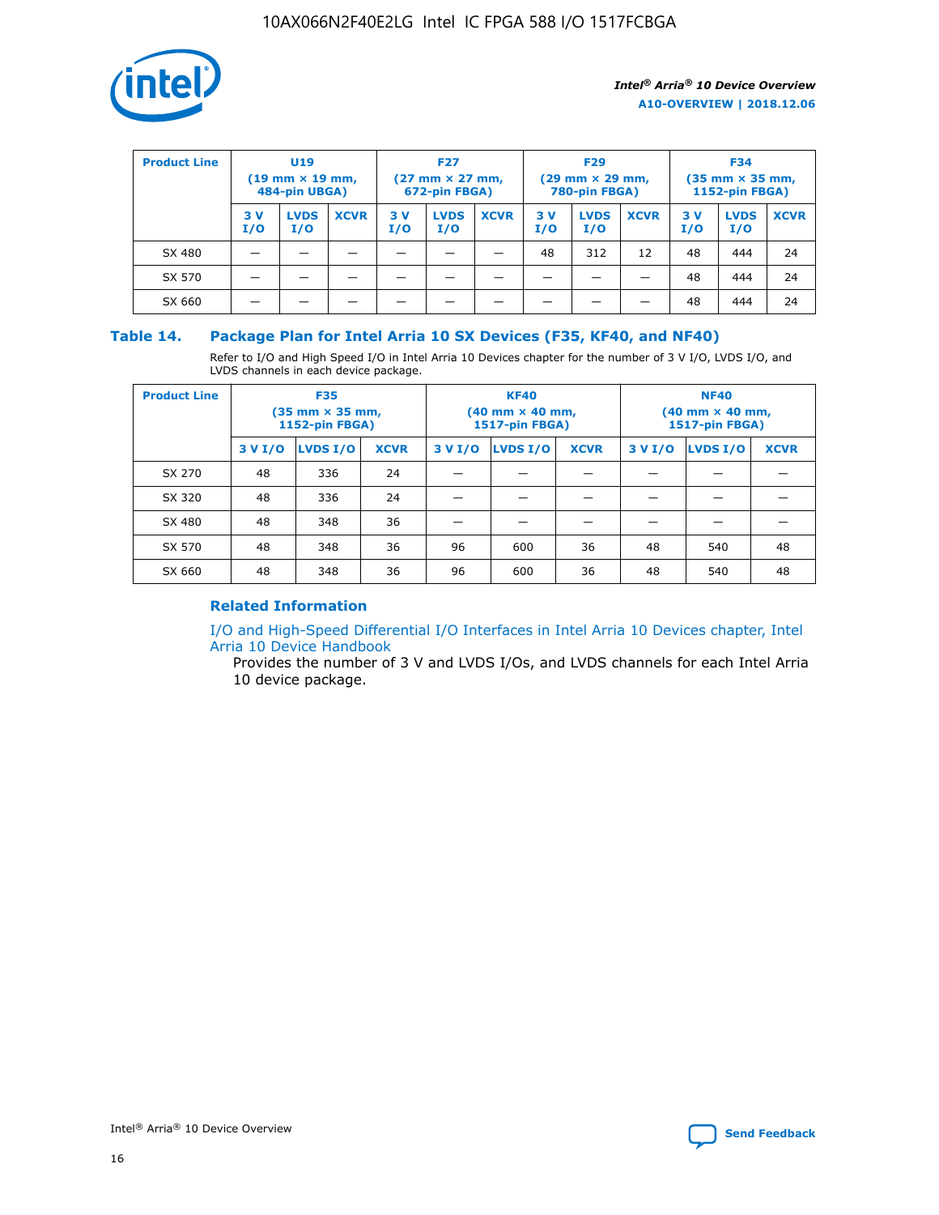| Product Line | U19 (19 mm × 19 mm, 484-pin UBGA) | | | F27 (27 mm × 27 mm, 672-pin FBGA) | | | F29 (29 mm × 29 mm, 780-pin FBGA) | | | F34 (35 mm × 35 mm, 1152-pin FBGA) | | |
|---|---|---|---|---|---|---|---|---|---|---|---|---|
| | 3 V I/O | LVDS I/O | XCVR | 3 V I/O | LVDS I/O | XCVR | 3 V I/O | LVDS I/O | XCVR | 3 V I/O | LVDS I/O | XCVR |
| SX 480 | — | — | — | — | — | — | 48 | 312 | 12 | 48 | 444 | 24 |
| SX 570 | — | — | — | — | — | — | — | — | — | 48 | 444 | 24 |
| SX 660 | — | — | — | — | — | — | — | — | — | 48 | 444 | 24 |

### Table 14. Package Plan for Intel Arria 10 SX Devices (F35, KF40, and NF40)

Refer to I/O and High Speed I/O in Intel Arria 10 Devices chapter for the number of 3 V I/O, LVDS I/O, and LVDS channels in each device package.

| Product Line | F35 (35 mm × 35 mm, 1152-pin FBGA) | | | KF40 (40 mm × 40 mm, 1517-pin FBGA) | | | NF40 (40 mm × 40 mm, 1517-pin FBGA) | | |
|---|---|---|---|---|---|---|---|---|---|
| | 3 V I/O | LVDS I/O | XCVR | 3 V I/O | LVDS I/O | XCVR | 3 V I/O | LVDS I/O | XCVR |
| SX 270 | 48 | 336 | 24 | — | — | — | — | — | — |
| SX 320 | 48 | 336 | 24 | — | — | — | — | — | — |
| SX 480 | 48 | 348 | 36 | — | — | — | — | — | — |
| SX 570 | 48 | 348 | 36 | 96 | 600 | 36 | 48 | 540 | 48 |
| SX 660 | 48 | 348 | 36 | 96 | 600 | 36 | 48 | 540 | 48 |

#### Related Information

I/O and High-Speed Differential I/O Interfaces in Intel Arria 10 Devices chapter, Intel Arria 10 Device Handbook

Provides the number of 3 V and LVDS I/Os, and LVDS channels for each Intel Arria 10 device package.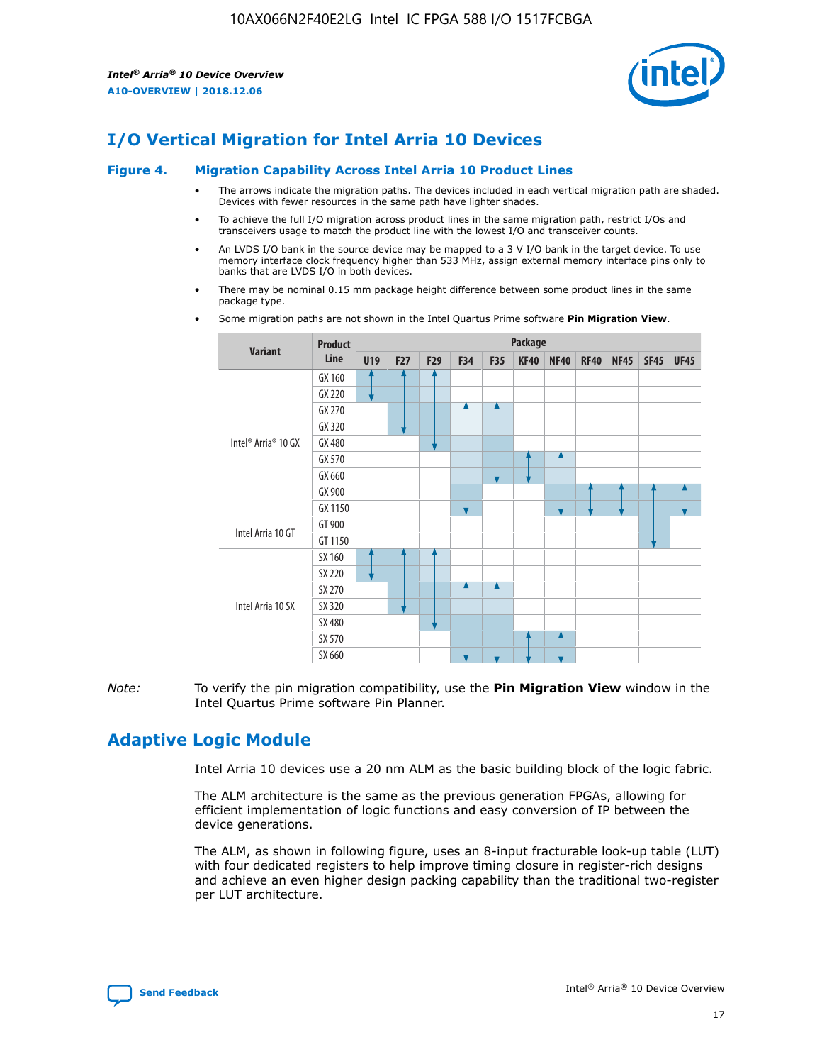# I/O Vertical Migration for Intel Arria 10 Devices

**Figure 4. Migration Capability Across Intel Arria 10 Product Lines**

- The arrows indicate the migration paths. The devices included in each vertical migration path are shaded. Devices with fewer resources in the same path have lighter shades.
- To achieve the full I/O migration across product lines in the same migration path, restrict I/Os and transceivers usage to match the product line with the lowest I/O and transceiver counts.
- An LVDS I/O bank in the source device may be mapped to a 3 V I/O bank in the target device. To use memory interface clock frequency higher than 533 MHz, assign external memory interface pins only to banks that are LVDS I/O in both devices.
- There may be nominal 0.15 mm package height difference between some product lines in the same package type.
- Some migration paths are not shown in the Intel Quartus Prime software **Pin Migration View**.

| Variant | Product Line | Package | | | | | | | | | | |
|---|---|---|---|---|---|---|---|---|---|---|---|---|
| | | U19 | F27 | F29 | F34 | F35 | KF40 | NF40 | RF40 | NF45 | SF45 | UF45 |
| Intel® Arria® 10 GX | GX 160 | ● | ● | ● | | | | | | | | |
| | GX 220 | ● | ● | ● | | | | | | | | |
| | GX 270 | | ● | ● | ● | ● | | | | | | |
| | GX 320 | | ● | ● | ● | ● | | | | | | |
| | GX 480 | | | ● | ● | ● | | | | | | |
| | GX 570 | | | | ● | ● | ● | ● | | | | |
| | GX 660 | | | | ● | ● | ● | ● | | | | |
| | GX 900 | | | | ● | | | ● | ● | ● | ● | ● |
| | GX 1150 | | | | ● | | | ● | ● | ● | ● | ● |
| Intel Arria 10 GT | GT 900 | | | | | | | | | | ● | |
| | GT 1150 | | | | | | | | | | ● | |
| Intel Arria 10 SX | SX 160 | ● | ● | ● | | | | | | | | |
| | SX 220 | ● | ● | ● | | | | | | | | |
| | SX 270 | | ● | ● | ● | ● | | | | | | |
| | SX 320 | | ● | ● | ● | ● | | | | | | |
| | SX 480 | | | ● | ● | ● | | | | | | |
| | SX 570 | | | | ● | ● | ● | ● | | | | |
| | SX 660 | | | | ● | ● | ● | ● | | | | |

*Note:* To verify the pin migration compatibility, use the **Pin Migration View** window in the Intel Quartus Prime software Pin Planner.

# Adaptive Logic Module

Intel Arria 10 devices use a 20 nm ALM as the basic building block of the logic fabric.

The ALM architecture is the same as the previous generation FPGAs, allowing for efficient implementation of logic functions and easy conversion of IP between the device generations.

The ALM, as shown in following figure, uses an 8-input fracturable look-up table (LUT) with four dedicated registers to help improve timing closure in register-rich designs and achieve an even higher design packing capability than the traditional two-register per LUT architecture.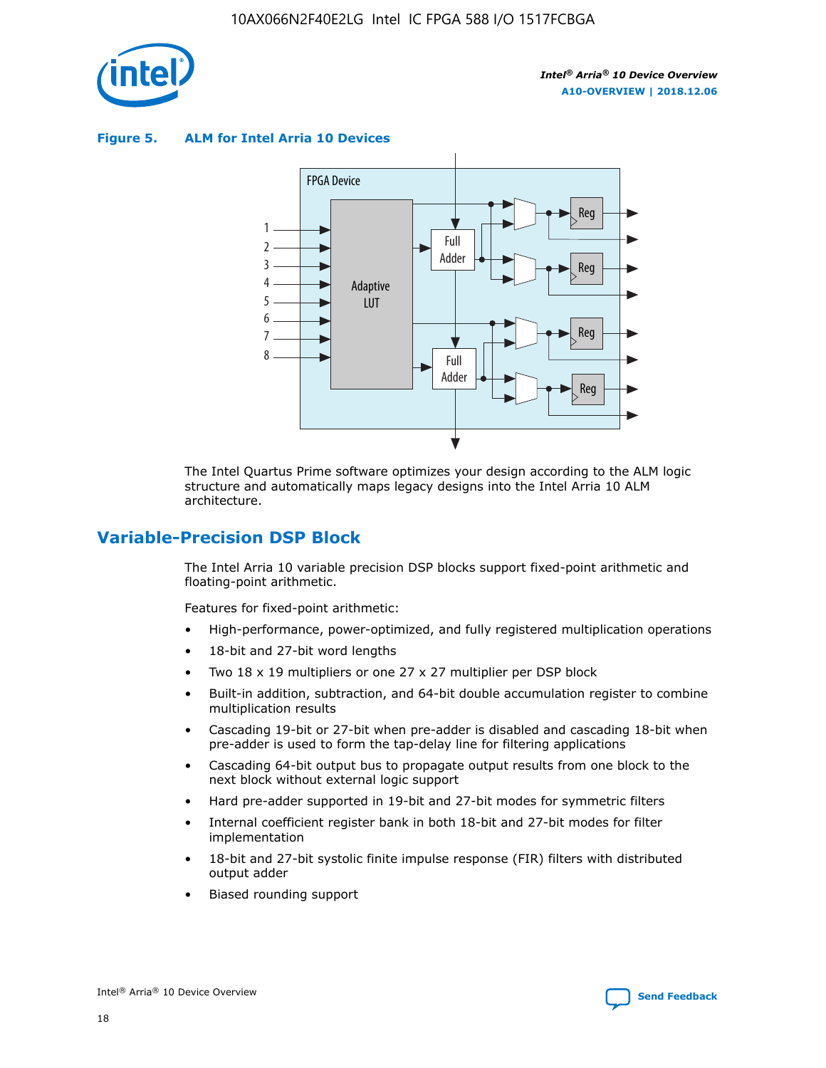**Figure 5. ALM for Intel Arria 10 Devices**

The Intel Quartus Prime software optimizes your design according to the ALM logic structure and automatically maps legacy designs into the Intel Arria 10 ALM architecture.

## Variable-Precision DSP Block

The Intel Arria 10 variable precision DSP blocks support fixed-point arithmetic and floating-point arithmetic.

Features for fixed-point arithmetic:

- High-performance, power-optimized, and fully registered multiplication operations
- 18-bit and 27-bit word lengths
- Two 18 x 19 multipliers or one 27 x 27 multiplier per DSP block
- Built-in addition, subtraction, and 64-bit double accumulation register to combine multiplication results
- Cascading 19-bit or 27-bit when pre-adder is disabled and cascading 18-bit when pre-adder is used to form the tap-delay line for filtering applications
- Cascading 64-bit output bus to propagate output results from one block to the next block without external logic support
- Hard pre-adder supported in 19-bit and 27-bit modes for symmetric filters
- Internal coefficient register bank in both 18-bit and 27-bit modes for filter implementation
- 18-bit and 27-bit systolic finite impulse response (FIR) filters with distributed output adder
- Biased rounding support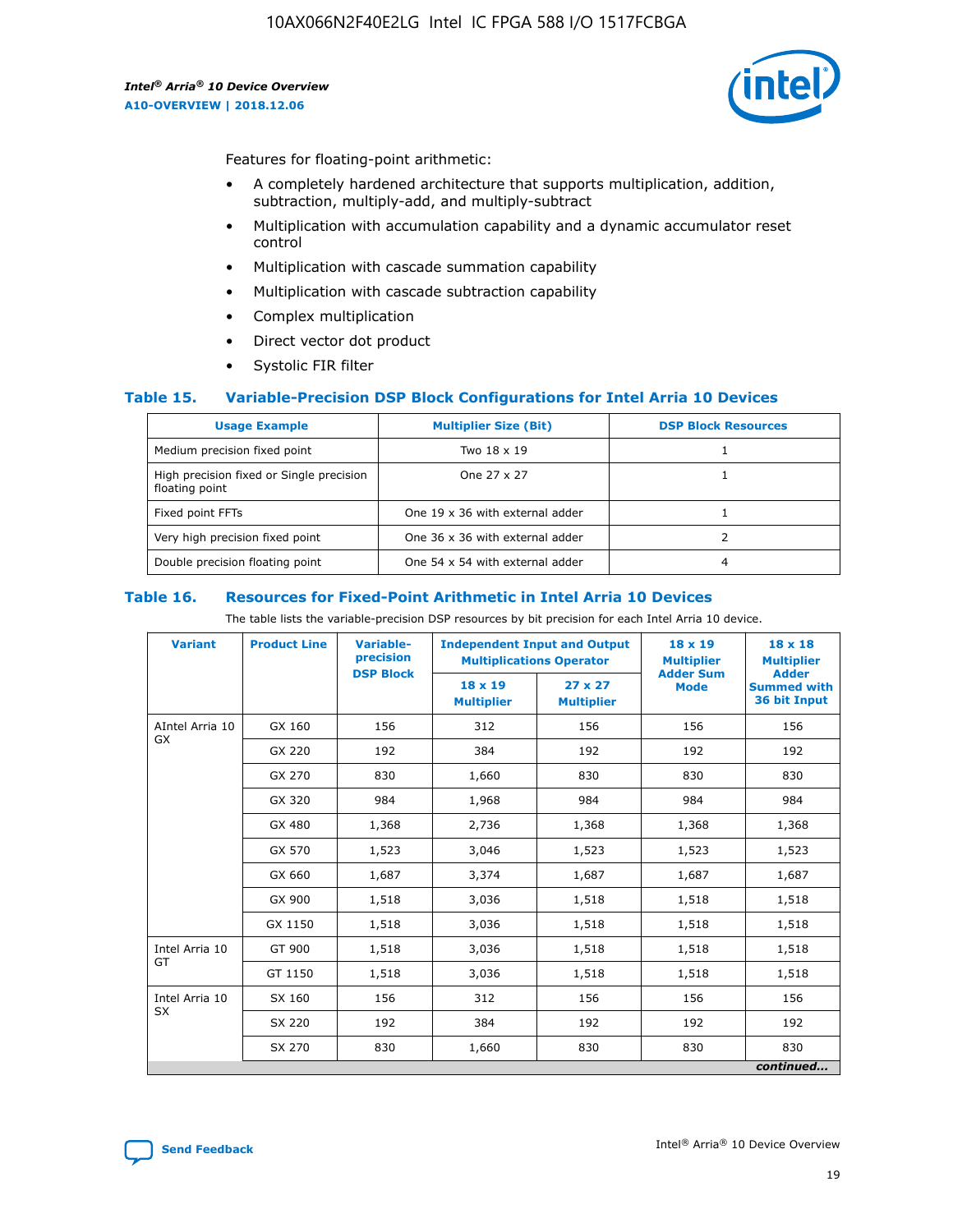Features for floating-point arithmetic:

- A completely hardened architecture that supports multiplication, addition, subtraction, multiply-add, and multiply-subtract
- Multiplication with accumulation capability and a dynamic accumulator reset control
- Multiplication with cascade summation capability
- Multiplication with cascade subtraction capability
- Complex multiplication
- Direct vector dot product
- Systolic FIR filter

### Table 15. Variable-Precision DSP Block Configurations for Intel Arria 10 Devices

| Usage Example | Multiplier Size (Bit) | DSP Block Resources |
|---|---|---|
| Medium precision fixed point | Two 18 x 19 | 1 |
| High precision fixed or Single precision floating point | One 27 x 27 | 1 |
| Fixed point FFTs | One 19 x 36 with external adder | 1 |
| Very high precision fixed point | One 36 x 36 with external adder | 2 |
| Double precision floating point | One 54 x 54 with external adder | 4 |

### Table 16. Resources for Fixed-Point Arithmetic in Intel Arria 10 Devices

The table lists the variable-precision DSP resources by bit precision for each Intel Arria 10 device.

| Variant | Product Line | Variable-precision DSP Block | Independent Input and Output Multiplications Operator | | 18 x 19 Multiplier Adder Sum Mode | 18 x 18 Multiplier Adder Summed with 36 bit Input |
|---|---|---|---|---|---|---|
| | | | 18 x 19 Multiplier | 27 x 27 Multiplier | | |
| AIntel Arria 10 GX | GX 160 | 156 | 312 | 156 | 156 | 156 |
| | GX 220 | 192 | 384 | 192 | 192 | 192 |
| | GX 270 | 830 | 1,660 | 830 | 830 | 830 |
| | GX 320 | 984 | 1,968 | 984 | 984 | 984 |
| | GX 480 | 1,368 | 2,736 | 1,368 | 1,368 | 1,368 |
| | GX 570 | 1,523 | 3,046 | 1,523 | 1,523 | 1,523 |
| | GX 660 | 1,687 | 3,374 | 1,687 | 1,687 | 1,687 |
| | GX 900 | 1,518 | 3,036 | 1,518 | 1,518 | 1,518 |
| | GX 1150 | 1,518 | 3,036 | 1,518 | 1,518 | 1,518 |
| Intel Arria 10 GT | GT 900 | 1,518 | 3,036 | 1,518 | 1,518 | 1,518 |
| | GT 1150 | 1,518 | 3,036 | 1,518 | 1,518 | 1,518 |
| Intel Arria 10 SX | SX 160 | 156 | 312 | 156 | 156 | 156 |
| | SX 220 | 192 | 384 | 192 | 192 | 192 |
| | SX 270 | 830 | 1,660 | 830 | 830 | 830 |

*continued...*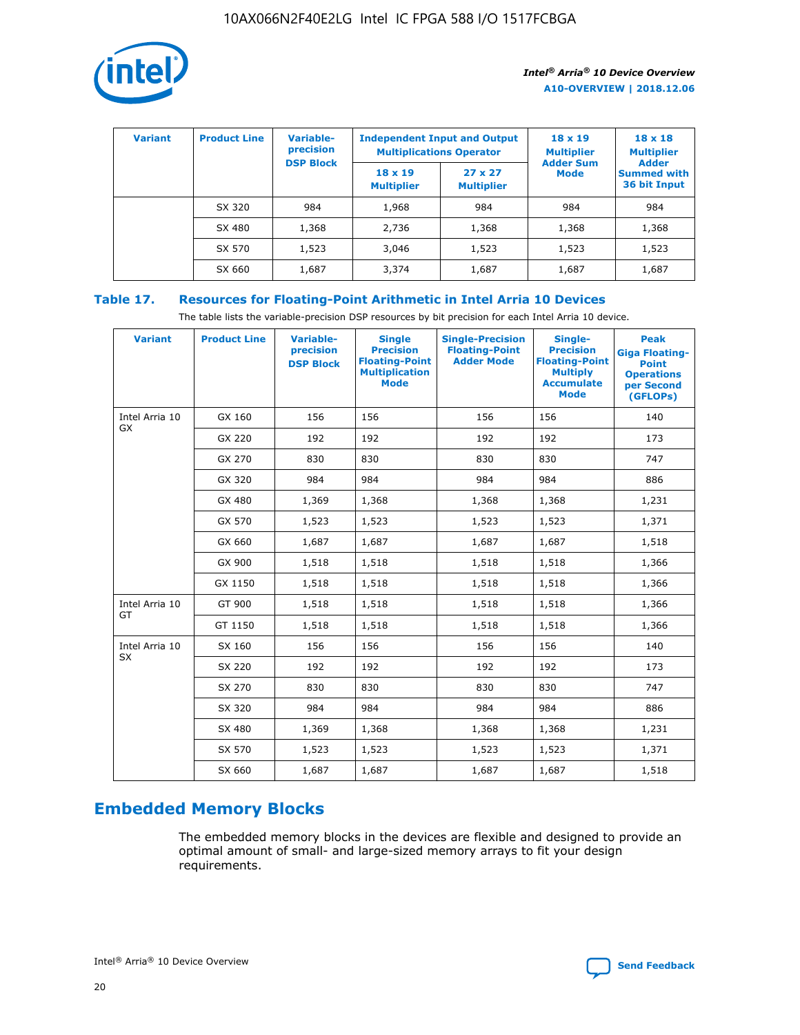| Variant | Product Line | Variable-precision DSP Block | Independent Input and Output Multiplications Operator | | 18 x 19 Multiplier Adder Sum Mode | 18 x 18 Multiplier Adder Summed with 36 bit Input |
|---|---|---|---|---|---|---|
| | | | 18 x 19 Multiplier | 27 x 27 Multiplier | | |
| | SX 320 | 984 | 1,968 | 984 | 984 | 984 |
| | SX 480 | 1,368 | 2,736 | 1,368 | 1,368 | 1,368 |
| | SX 570 | 1,523 | 3,046 | 1,523 | 1,523 | 1,523 |
| | SX 660 | 1,687 | 3,374 | 1,687 | 1,687 | 1,687 |

**Table 17. Resources for Floating-Point Arithmetic in Intel Arria 10 Devices**

The table lists the variable-precision DSP resources by bit precision for each Intel Arria 10 device.

| Variant | Product Line | Variable-precision DSP Block | Single Precision Floating-Point Multiplication Mode | Single-Precision Floating-Point Adder Mode | Single-Precision Floating-Point Multiply Accumulate Mode | Peak Giga Floating-Point Operations per Second (GFLOPs) |
|---|---|---|---|---|---|---|
| Intel Arria 10 GX | GX 160 | 156 | 156 | 156 | 156 | 140 |
| | GX 220 | 192 | 192 | 192 | 192 | 173 |
| | GX 270 | 830 | 830 | 830 | 830 | 747 |
| | GX 320 | 984 | 984 | 984 | 984 | 886 |
| | GX 480 | 1,369 | 1,368 | 1,368 | 1,368 | 1,231 |
| | GX 570 | 1,523 | 1,523 | 1,523 | 1,523 | 1,371 |
| | GX 660 | 1,687 | 1,687 | 1,687 | 1,687 | 1,518 |
| | GX 900 | 1,518 | 1,518 | 1,518 | 1,518 | 1,366 |
| | GX 1150 | 1,518 | 1,518 | 1,518 | 1,518 | 1,366 |
| Intel Arria 10 GT | GT 900 | 1,518 | 1,518 | 1,518 | 1,518 | 1,366 |
| | GT 1150 | 1,518 | 1,518 | 1,518 | 1,518 | 1,366 |
| Intel Arria 10 SX | SX 160 | 156 | 156 | 156 | 156 | 140 |
| | SX 220 | 192 | 192 | 192 | 192 | 173 |
| | SX 270 | 830 | 830 | 830 | 830 | 747 |
| | SX 320 | 984 | 984 | 984 | 984 | 886 |
| | SX 480 | 1,369 | 1,368 | 1,368 | 1,368 | 1,231 |
| | SX 570 | 1,523 | 1,523 | 1,523 | 1,523 | 1,371 |
| | SX 660 | 1,687 | 1,687 | 1,687 | 1,687 | 1,518 |

## Embedded Memory Blocks

The embedded memory blocks in the devices are flexible and designed to provide an optimal amount of small- and large-sized memory arrays to fit your design requirements.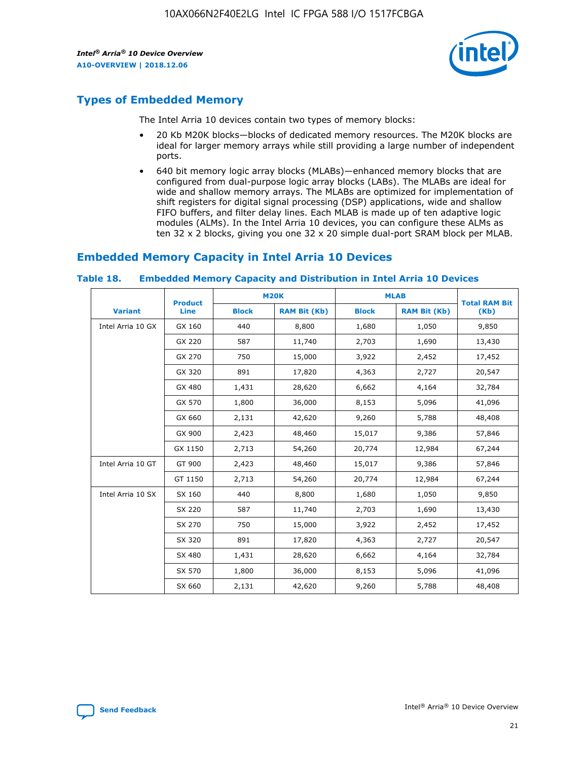## Types of Embedded Memory

The Intel Arria 10 devices contain two types of memory blocks:

- 20 Kb M20K blocks—blocks of dedicated memory resources. The M20K blocks are ideal for larger memory arrays while still providing a large number of independent ports.
- 640 bit memory logic array blocks (MLABs)—enhanced memory blocks that are configured from dual-purpose logic array blocks (LABs). The MLABs are ideal for wide and shallow memory arrays. The MLABs are optimized for implementation of shift registers for digital signal processing (DSP) applications, wide and shallow FIFO buffers, and filter delay lines. Each MLAB is made up of ten adaptive logic modules (ALMs). In the Intel Arria 10 devices, you can configure these ALMs as ten 32 x 2 blocks, giving you one 32 x 20 simple dual-port SRAM block per MLAB.

## Embedded Memory Capacity in Intel Arria 10 Devices

**Table 18. Embedded Memory Capacity and Distribution in Intel Arria 10 Devices**

| Variant | Product Line | M20K | | MLAB | | Total RAM Bit (Kb) |
|---|---|---|---|---|---|---|
| | | Block | RAM Bit (Kb) | Block | RAM Bit (Kb) | |
| Intel Arria 10 GX | GX 160 | 440 | 8,800 | 1,680 | 1,050 | 9,850 |
| | GX 220 | 587 | 11,740 | 2,703 | 1,690 | 13,430 |
| | GX 270 | 750 | 15,000 | 3,922 | 2,452 | 17,452 |
| | GX 320 | 891 | 17,820 | 4,363 | 2,727 | 20,547 |
| | GX 480 | 1,431 | 28,620 | 6,662 | 4,164 | 32,784 |
| | GX 570 | 1,800 | 36,000 | 8,153 | 5,096 | 41,096 |
| | GX 660 | 2,131 | 42,620 | 9,260 | 5,788 | 48,408 |
| | GX 900 | 2,423 | 48,460 | 15,017 | 9,386 | 57,846 |
| | GX 1150 | 2,713 | 54,260 | 20,774 | 12,984 | 67,244 |
| Intel Arria 10 GT | GT 900 | 2,423 | 48,460 | 15,017 | 9,386 | 57,846 |
| | GT 1150 | 2,713 | 54,260 | 20,774 | 12,984 | 67,244 |
| Intel Arria 10 SX | SX 160 | 440 | 8,800 | 1,680 | 1,050 | 9,850 |
| | SX 220 | 587 | 11,740 | 2,703 | 1,690 | 13,430 |
| | SX 270 | 750 | 15,000 | 3,922 | 2,452 | 17,452 |
| | SX 320 | 891 | 17,820 | 4,363 | 2,727 | 20,547 |
| | SX 480 | 1,431 | 28,620 | 6,662 | 4,164 | 32,784 |
| | SX 570 | 1,800 | 36,000 | 8,153 | 5,096 | 41,096 |
| | SX 660 | 2,131 | 42,620 | 9,260 | 5,788 | 48,408 |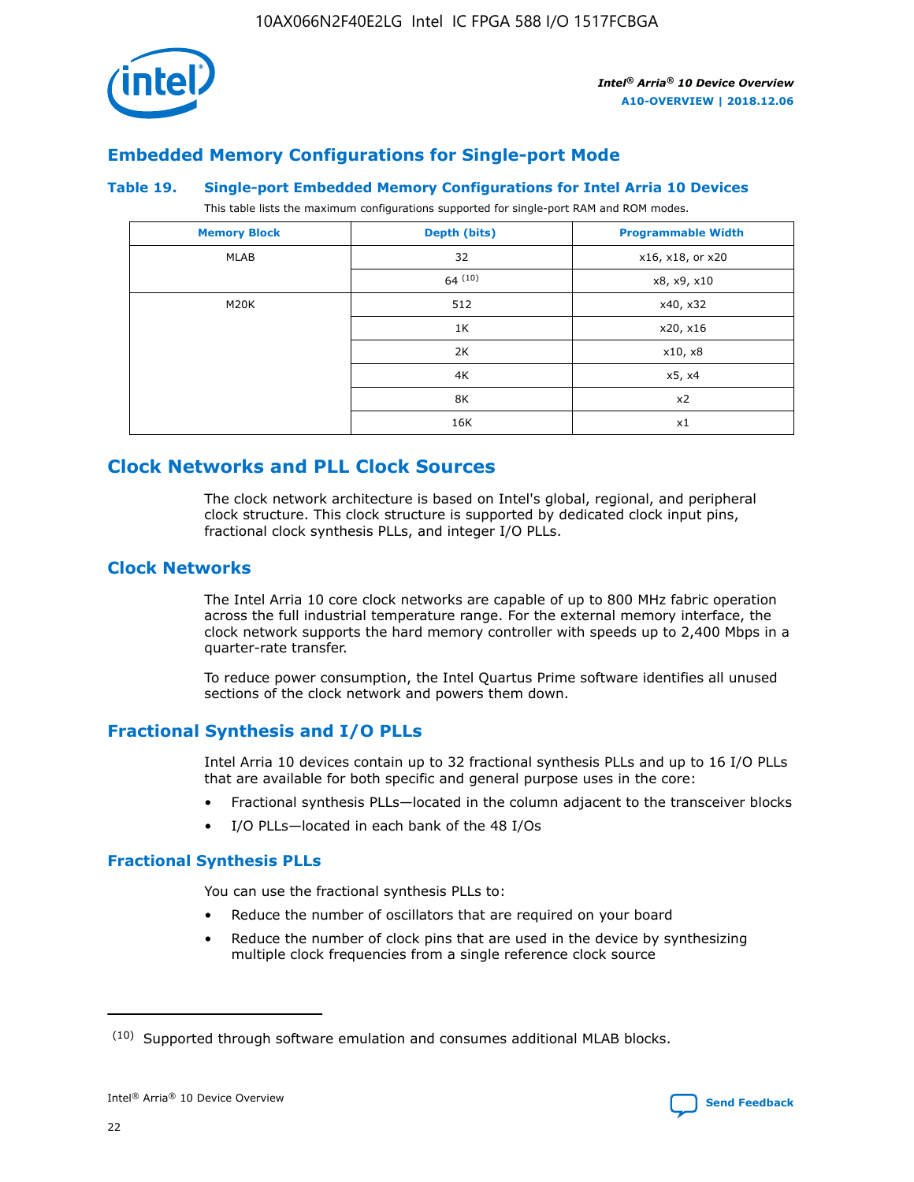## Embedded Memory Configurations for Single-port Mode

### Table 19. Single-port Embedded Memory Configurations for Intel Arria 10 Devices

This table lists the maximum configurations supported for single-port RAM and ROM modes.

| Memory Block | Depth (bits) | Programmable Width |
|---|---|---|
| MLAB | 32 | x16, x18, or x20 |
| | 64 [10] | x8, x9, x10 |
| M20K | 512 | x40, x32 |
| | 1K | x20, x16 |
| | 2K | x10, x8 |
| | 4K | x5, x4 |
| | 8K | x2 |
| | 16K | x1 |

# Clock Networks and PLL Clock Sources

The clock network architecture is based on Intel's global, regional, and peripheral clock structure. This clock structure is supported by dedicated clock input pins, fractional clock synthesis PLLs, and integer I/O PLLs.

## Clock Networks

The Intel Arria 10 core clock networks are capable of up to 800 MHz fabric operation across the full industrial temperature range. For the external memory interface, the clock network supports the hard memory controller with speeds up to 2,400 Mbps in a quarter-rate transfer.

To reduce power consumption, the Intel Quartus Prime software identifies all unused sections of the clock network and powers them down.

## Fractional Synthesis and I/O PLLs

Intel Arria 10 devices contain up to 32 fractional synthesis PLLs and up to 16 I/O PLLs that are available for both specific and general purpose uses in the core:

- Fractional synthesis PLLs—located in the column adjacent to the transceiver blocks
- I/O PLLs—located in each bank of the 48 I/Os

### Fractional Synthesis PLLs

You can use the fractional synthesis PLLs to:

- Reduce the number of oscillators that are required on your board
- Reduce the number of clock pins that are used in the device by synthesizing multiple clock frequencies from a single reference clock source

(10) Supported through software emulation and consumes additional MLAB blocks.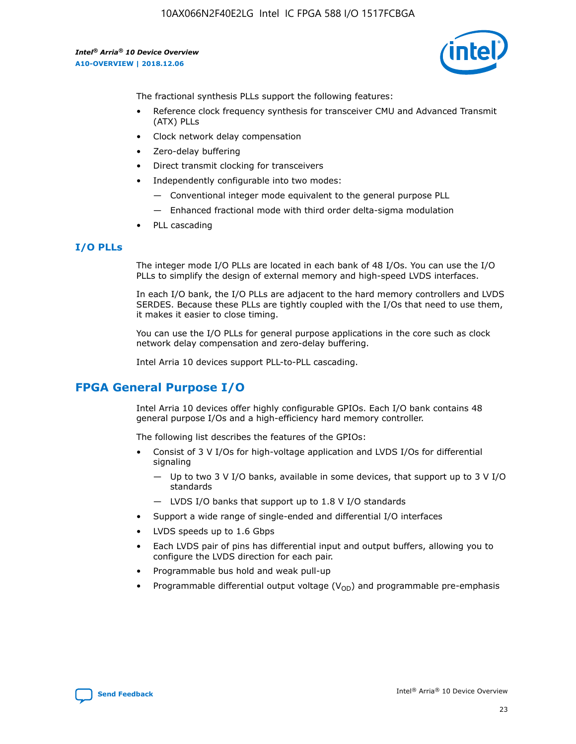The fractional synthesis PLLs support the following features:

- Reference clock frequency synthesis for transceiver CMU and Advanced Transmit (ATX) PLLs
- Clock network delay compensation
- Zero-delay buffering
- Direct transmit clocking for transceivers
- Independently configurable into two modes:
  - — Conventional integer mode equivalent to the general purpose PLL
  - — Enhanced fractional mode with third order delta-sigma modulation
- PLL cascading

### I/O PLLs

The integer mode I/O PLLs are located in each bank of 48 I/Os. You can use the I/O PLLs to simplify the design of external memory and high-speed LVDS interfaces.

In each I/O bank, the I/O PLLs are adjacent to the hard memory controllers and LVDS SERDES. Because these PLLs are tightly coupled with the I/Os that need to use them, it makes it easier to close timing.

You can use the I/O PLLs for general purpose applications in the core such as clock network delay compensation and zero-delay buffering.

Intel Arria 10 devices support PLL-to-PLL cascading.

## FPGA General Purpose I/O

Intel Arria 10 devices offer highly configurable GPIOs. Each I/O bank contains 48 general purpose I/Os and a high-efficiency hard memory controller.

The following list describes the features of the GPIOs:

- Consist of 3 V I/Os for high-voltage application and LVDS I/Os for differential signaling
  - — Up to two 3 V I/O banks, available in some devices, that support up to 3 V I/O standards
  - — LVDS I/O banks that support up to 1.8 V I/O standards
- Support a wide range of single-ended and differential I/O interfaces
- LVDS speeds up to 1.6 Gbps
- Each LVDS pair of pins has differential input and output buffers, allowing you to configure the LVDS direction for each pair.
- Programmable bus hold and weak pull-up
- Programmable differential output voltage ($V_{OD}$) and programmable pre-emphasis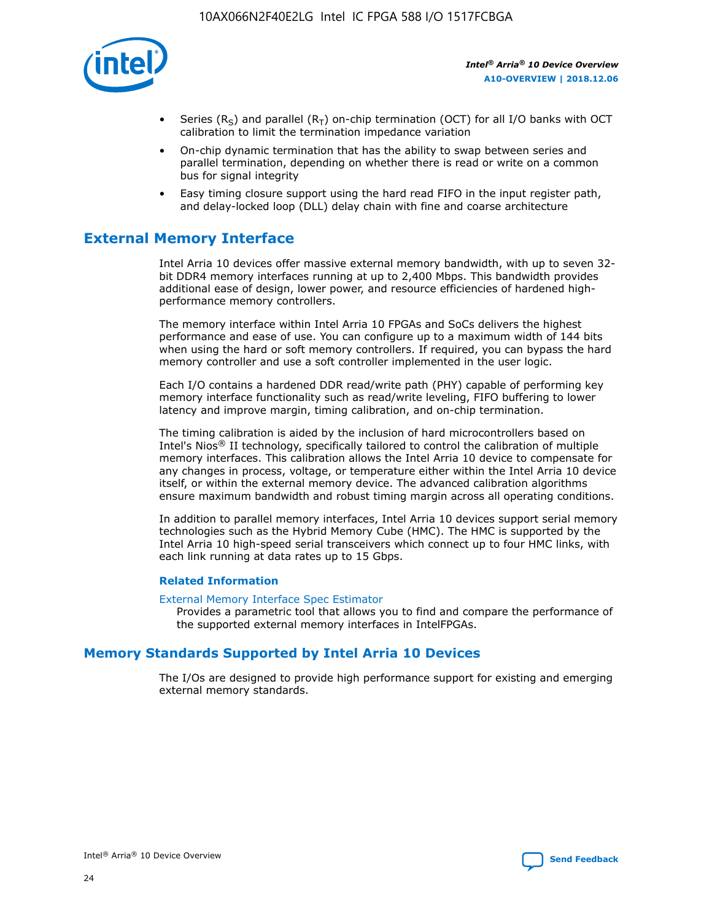- Series ($R_S$) and parallel ($R_T$) on-chip termination (OCT) for all I/O banks with OCT calibration to limit the termination impedance variation
- On-chip dynamic termination that has the ability to swap between series and parallel termination, depending on whether there is read or write on a common bus for signal integrity
- Easy timing closure support using the hard read FIFO in the input register path, and delay-locked loop (DLL) delay chain with fine and coarse architecture

## External Memory Interface

Intel Arria 10 devices offer massive external memory bandwidth, with up to seven 32-bit DDR4 memory interfaces running at up to 2,400 Mbps. This bandwidth provides additional ease of design, lower power, and resource efficiencies of hardened high-performance memory controllers.

The memory interface within Intel Arria 10 FPGAs and SoCs delivers the highest performance and ease of use. You can configure up to a maximum width of 144 bits when using the hard or soft memory controllers. If required, you can bypass the hard memory controller and use a soft controller implemented in the user logic.

Each I/O contains a hardened DDR read/write path (PHY) capable of performing key memory interface functionality such as read/write leveling, FIFO buffering to lower latency and improve margin, timing calibration, and on-chip termination.

The timing calibration is aided by the inclusion of hard microcontrollers based on Intel's Nios® II technology, specifically tailored to control the calibration of multiple memory interfaces. This calibration allows the Intel Arria 10 device to compensate for any changes in process, voltage, or temperature either within the Intel Arria 10 device itself, or within the external memory device. The advanced calibration algorithms ensure maximum bandwidth and robust timing margin across all operating conditions.

In addition to parallel memory interfaces, Intel Arria 10 devices support serial memory technologies such as the Hybrid Memory Cube (HMC). The HMC is supported by the Intel Arria 10 high-speed serial transceivers which connect up to four HMC links, with each link running at data rates up to 15 Gbps.

### Related Information

External Memory Interface Spec Estimator
Provides a parametric tool that allows you to find and compare the performance of the supported external memory interfaces in IntelFPGAs.

## Memory Standards Supported by Intel Arria 10 Devices

The I/Os are designed to provide high performance support for existing and emerging external memory standards.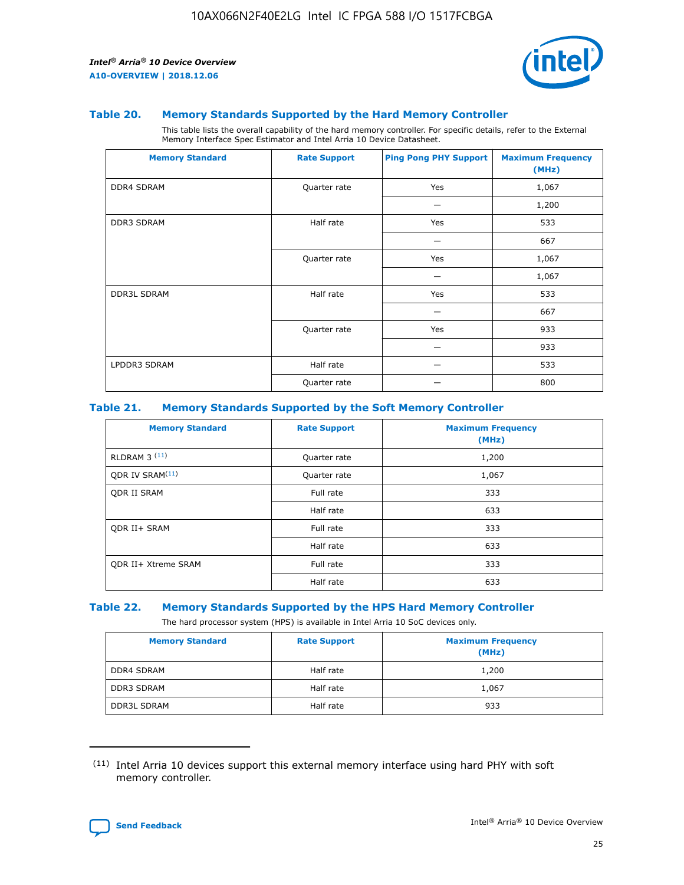### Table 20. Memory Standards Supported by the Hard Memory Controller

This table lists the overall capability of the hard memory controller. For specific details, refer to the External Memory Interface Spec Estimator and Intel Arria 10 Device Datasheet.

| Memory Standard | Rate Support | Ping Pong PHY Support | Maximum Frequency (MHz) |
|---|---|---|---|
| DDR4 SDRAM | Quarter rate | Yes | 1,067 |
| | | — | 1,200 |
| DDR3 SDRAM | Half rate | Yes | 533 |
| | | — | 667 |
| | Quarter rate | Yes | 1,067 |
| | | — | 1,067 |
| DDR3L SDRAM | Half rate | Yes | 533 |
| | | — | 667 |
| | Quarter rate | Yes | 933 |
| | | — | 933 |
| LPDDR3 SDRAM | Half rate | — | 533 |
| | Quarter rate | — | 800 |

### Table 21. Memory Standards Supported by the Soft Memory Controller

| Memory Standard | Rate Support | Maximum Frequency (MHz) |
|---|---|---|
| RLDRAM 3 (11) | Quarter rate | 1,200 |
| QDR IV SRAM(11) | Quarter rate | 1,067 |
| QDR II SRAM | Full rate | 333 |
| | Half rate | 633 |
| QDR II+ SRAM | Full rate | 333 |
| | Half rate | 633 |
| QDR II+ Xtreme SRAM | Full rate | 333 |
| | Half rate | 633 |

### Table 22. Memory Standards Supported by the HPS Hard Memory Controller

The hard processor system (HPS) is available in Intel Arria 10 SoC devices only.

| Memory Standard | Rate Support | Maximum Frequency (MHz) |
|---|---|---|
| DDR4 SDRAM | Half rate | 1,200 |
| DDR3 SDRAM | Half rate | 1,067 |
| DDR3L SDRAM | Half rate | 933 |

(11) Intel Arria 10 devices support this external memory interface using hard PHY with soft memory controller.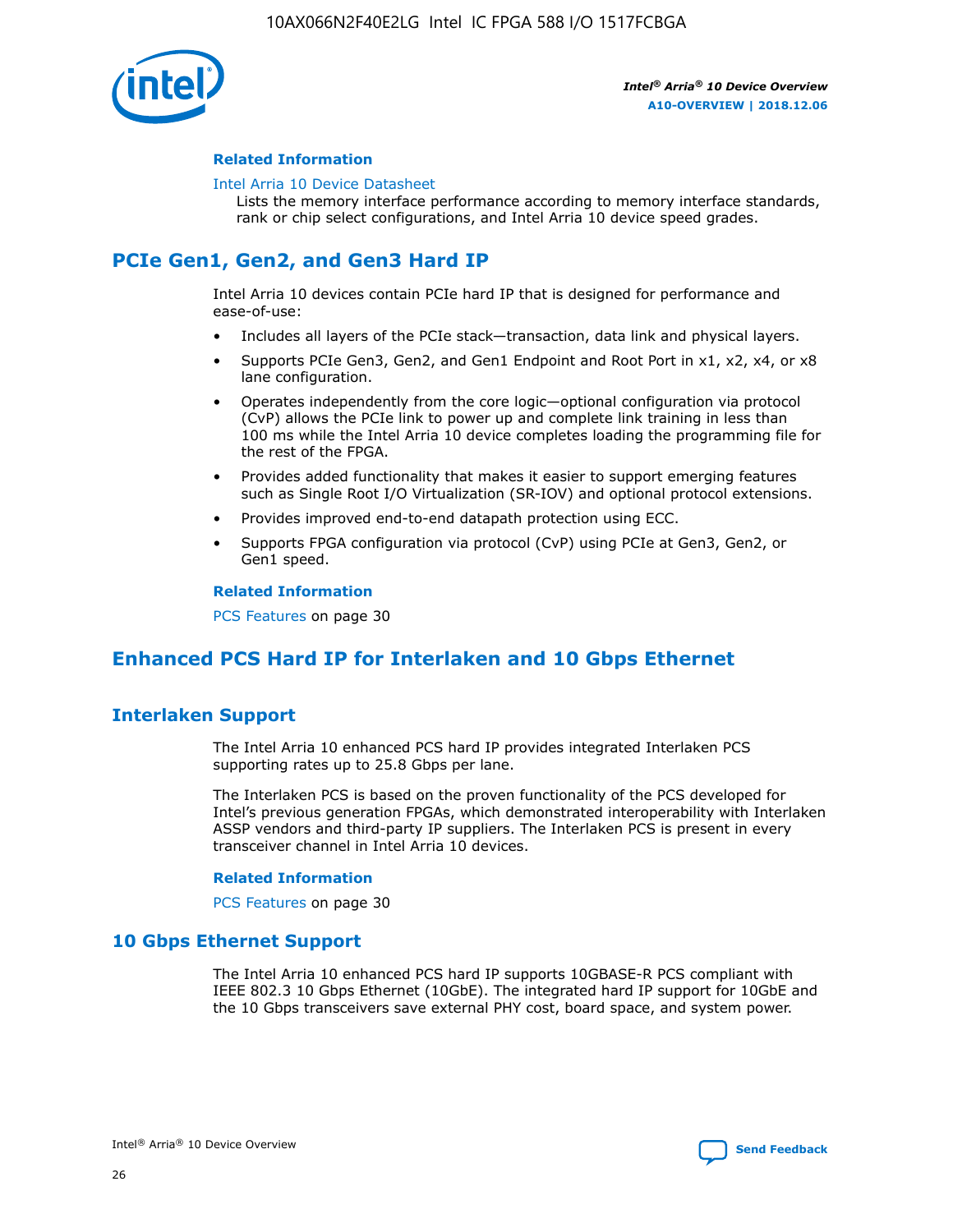### Related Information

Intel Arria 10 Device Datasheet
Lists the memory interface performance according to memory interface standards, rank or chip select configurations, and Intel Arria 10 device speed grades.

## PCIe Gen1, Gen2, and Gen3 Hard IP

Intel Arria 10 devices contain PCIe hard IP that is designed for performance and ease-of-use:

- Includes all layers of the PCIe stack—transaction, data link and physical layers.
- Supports PCIe Gen3, Gen2, and Gen1 Endpoint and Root Port in x1, x2, x4, or x8 lane configuration.
- Operates independently from the core logic—optional configuration via protocol (CvP) allows the PCIe link to power up and complete link training in less than 100 ms while the Intel Arria 10 device completes loading the programming file for the rest of the FPGA.
- Provides added functionality that makes it easier to support emerging features such as Single Root I/O Virtualization (SR-IOV) and optional protocol extensions.
- Provides improved end-to-end datapath protection using ECC.
- Supports FPGA configuration via protocol (CvP) using PCIe at Gen3, Gen2, or Gen1 speed.

### Related Information

PCS Features on page 30

## Enhanced PCS Hard IP for Interlaken and 10 Gbps Ethernet

## Interlaken Support

The Intel Arria 10 enhanced PCS hard IP provides integrated Interlaken PCS supporting rates up to 25.8 Gbps per lane.

The Interlaken PCS is based on the proven functionality of the PCS developed for Intel's previous generation FPGAs, which demonstrated interoperability with Interlaken ASSP vendors and third-party IP suppliers. The Interlaken PCS is present in every transceiver channel in Intel Arria 10 devices.

### Related Information

PCS Features on page 30

## 10 Gbps Ethernet Support

The Intel Arria 10 enhanced PCS hard IP supports 10GBASE-R PCS compliant with IEEE 802.3 10 Gbps Ethernet (10GbE). The integrated hard IP support for 10GbE and the 10 Gbps transceivers save external PHY cost, board space, and system power.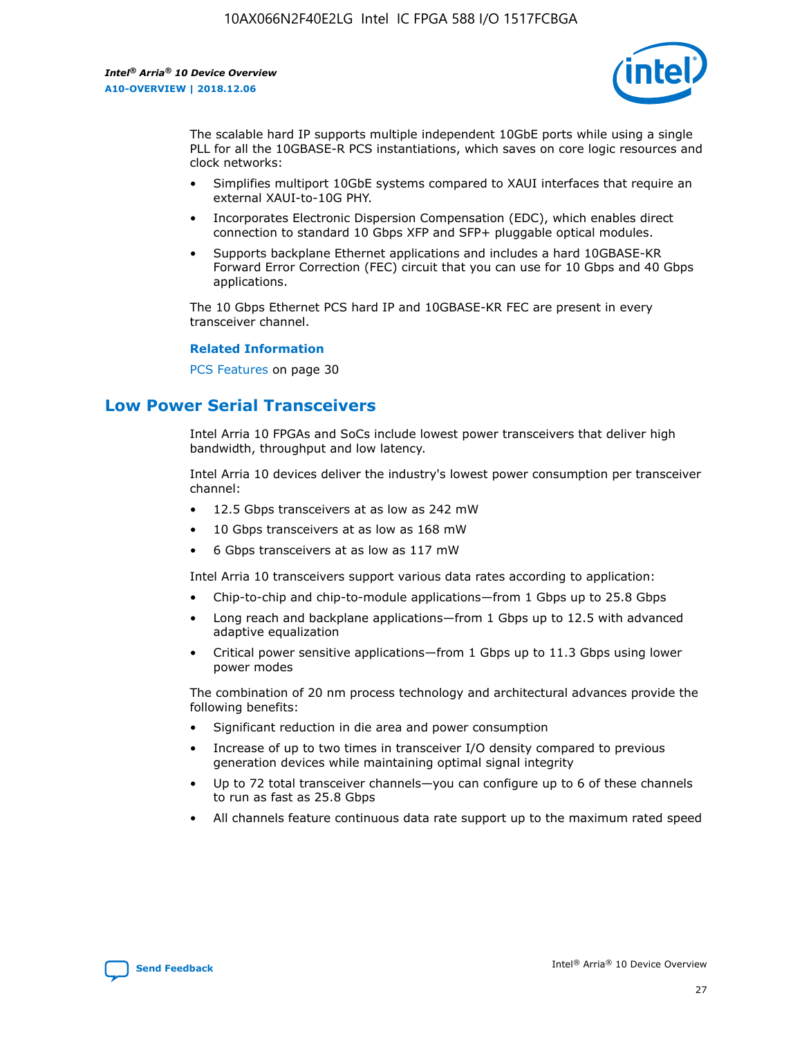The scalable hard IP supports multiple independent 10GbE ports while using a single PLL for all the 10GBASE-R PCS instantiations, which saves on core logic resources and clock networks:

- Simplifies multiport 10GbE systems compared to XAUI interfaces that require an external XAUI-to-10G PHY.
- Incorporates Electronic Dispersion Compensation (EDC), which enables direct connection to standard 10 Gbps XFP and SFP+ pluggable optical modules.
- Supports backplane Ethernet applications and includes a hard 10GBASE-KR Forward Error Correction (FEC) circuit that you can use for 10 Gbps and 40 Gbps applications.

The 10 Gbps Ethernet PCS hard IP and 10GBASE-KR FEC are present in every transceiver channel.

**Related Information**

PCS Features on page 30

## Low Power Serial Transceivers

Intel Arria 10 FPGAs and SoCs include lowest power transceivers that deliver high bandwidth, throughput and low latency.

Intel Arria 10 devices deliver the industry's lowest power consumption per transceiver channel:

- 12.5 Gbps transceivers at as low as 242 mW
- 10 Gbps transceivers at as low as 168 mW
- 6 Gbps transceivers at as low as 117 mW

Intel Arria 10 transceivers support various data rates according to application:

- Chip-to-chip and chip-to-module applications—from 1 Gbps up to 25.8 Gbps
- Long reach and backplane applications—from 1 Gbps up to 12.5 with advanced adaptive equalization
- Critical power sensitive applications—from 1 Gbps up to 11.3 Gbps using lower power modes

The combination of 20 nm process technology and architectural advances provide the following benefits:

- Significant reduction in die area and power consumption
- Increase of up to two times in transceiver I/O density compared to previous generation devices while maintaining optimal signal integrity
- Up to 72 total transceiver channels—you can configure up to 6 of these channels to run as fast as 25.8 Gbps
- All channels feature continuous data rate support up to the maximum rated speed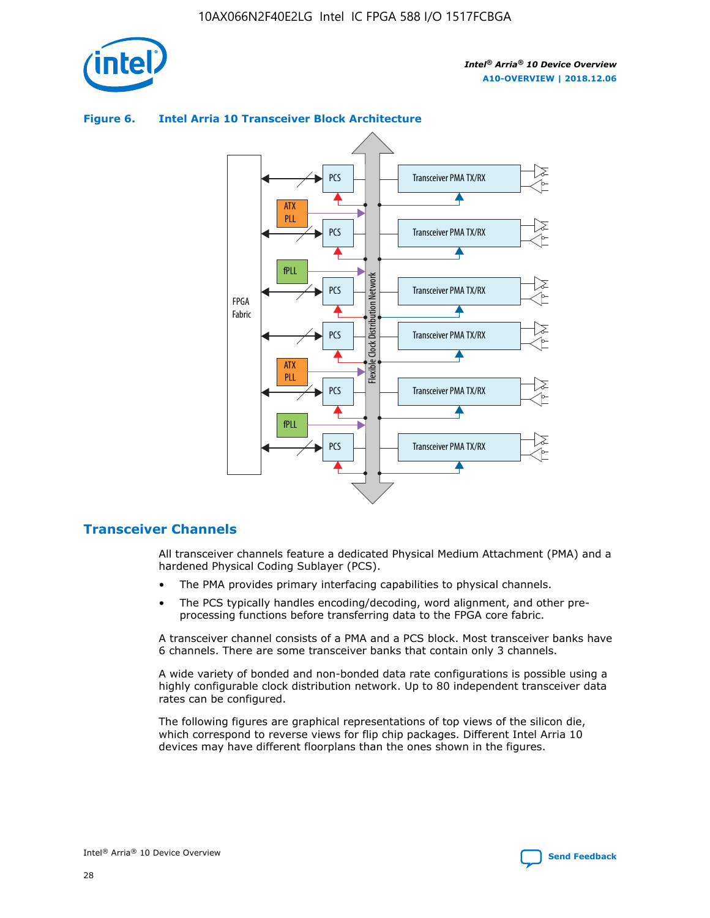**Figure 6. Intel Arria 10 Transceiver Block Architecture**

## Transceiver Channels

All transceiver channels feature a dedicated Physical Medium Attachment (PMA) and a hardened Physical Coding Sublayer (PCS).

- The PMA provides primary interfacing capabilities to physical channels.
- The PCS typically handles encoding/decoding, word alignment, and other pre-processing functions before transferring data to the FPGA core fabric.

A transceiver channel consists of a PMA and a PCS block. Most transceiver banks have 6 channels. There are some transceiver banks that contain only 3 channels.

A wide variety of bonded and non-bonded data rate configurations is possible using a highly configurable clock distribution network. Up to 80 independent transceiver data rates can be configured.

The following figures are graphical representations of top views of the silicon die, which correspond to reverse views for flip chip packages. Different Intel Arria 10 devices may have different floorplans than the ones shown in the figures.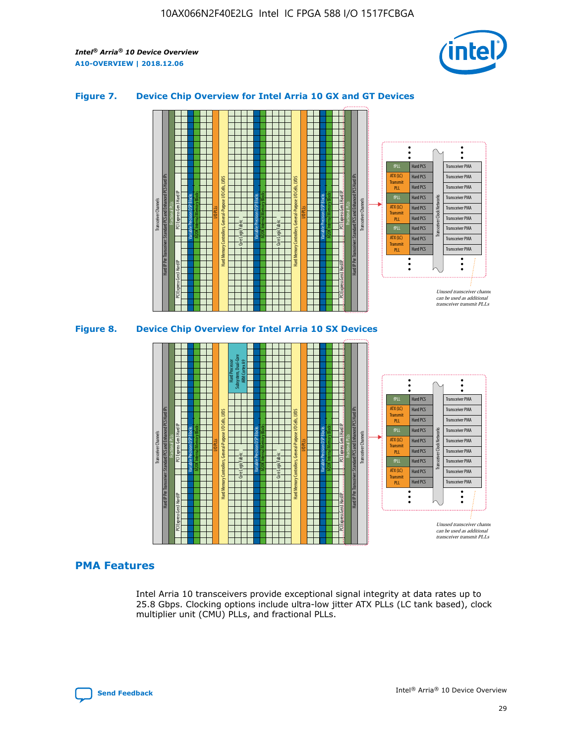### Figure 7. Device Chip Overview for Intel Arria 10 GX and GT Devices

### Figure 8. Device Chip Overview for Intel Arria 10 SX Devices

## PMA Features

Intel Arria 10 transceivers provide exceptional signal integrity at data rates up to 25.8 Gbps. Clocking options include ultra-low jitter ATX PLLs (LC tank based), clock multiplier unit (CMU) PLLs, and fractional PLLs.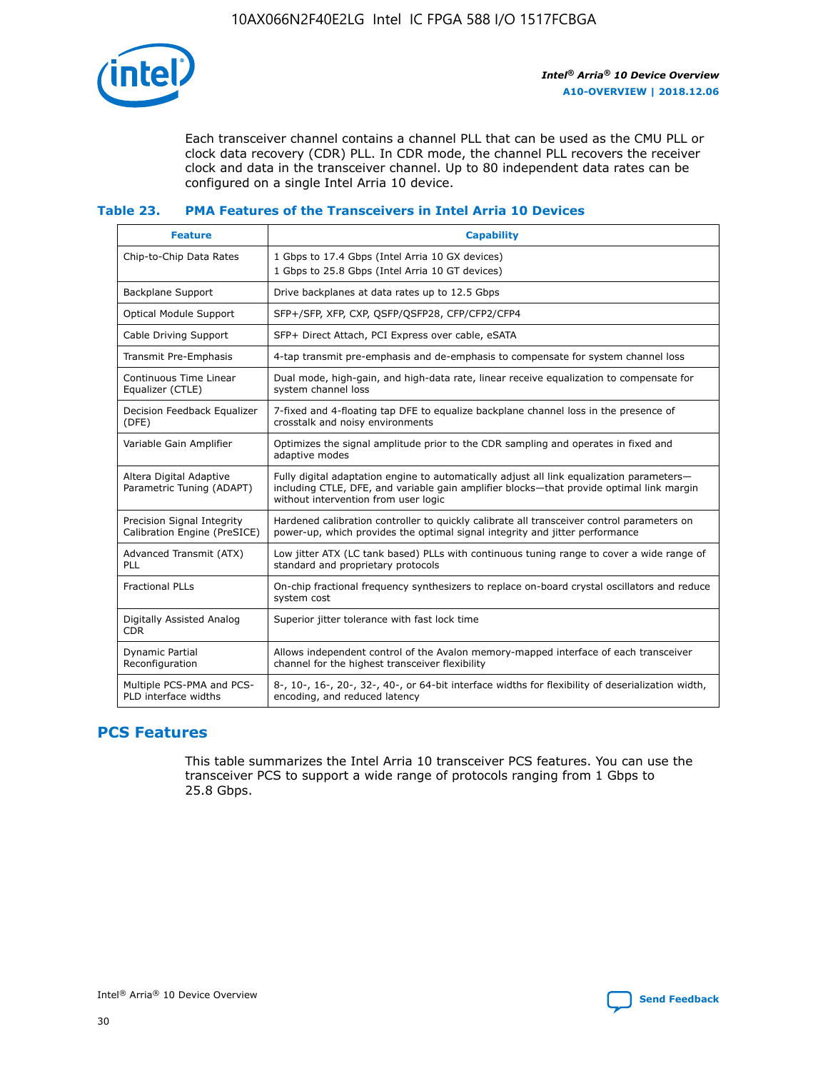Each transceiver channel contains a channel PLL that can be used as the CMU PLL or clock data recovery (CDR) PLL. In CDR mode, the channel PLL recovers the receiver clock and data in the transceiver channel. Up to 80 independent data rates can be configured on a single Intel Arria 10 device.

### Table 23. PMA Features of the Transceivers in Intel Arria 10 Devices

| Feature | Capability |
| --- | --- |
| Chip-to-Chip Data Rates | 1 Gbps to 17.4 Gbps (Intel Arria 10 GX devices)<br>1 Gbps to 25.8 Gbps (Intel Arria 10 GT devices) |
| Backplane Support | Drive backplanes at data rates up to 12.5 Gbps |
| Optical Module Support | SFP+/SFP, XFP, CXP, QSFP/QSFP28, CFP/CFP2/CFP4 |
| Cable Driving Support | SFP+ Direct Attach, PCI Express over cable, eSATA |
| Transmit Pre-Emphasis | 4-tap transmit pre-emphasis and de-emphasis to compensate for system channel loss |
| Continuous Time Linear Equalizer (CTLE) | Dual mode, high-gain, and high-data rate, linear receive equalization to compensate for system channel loss |
| Decision Feedback Equalizer (DFE) | 7-fixed and 4-floating tap DFE to equalize backplane channel loss in the presence of crosstalk and noisy environments |
| Variable Gain Amplifier | Optimizes the signal amplitude prior to the CDR sampling and operates in fixed and adaptive modes |
| Altera Digital Adaptive Parametric Tuning (ADAPT) | Fully digital adaptation engine to automatically adjust all link equalization parameters—including CTLE, DFE, and variable gain amplifier blocks—that provide optimal link margin without intervention from user logic |
| Precision Signal Integrity Calibration Engine (PreSICE) | Hardened calibration controller to quickly calibrate all transceiver control parameters on power-up, which provides the optimal signal integrity and jitter performance |
| Advanced Transmit (ATX) PLL | Low jitter ATX (LC tank based) PLLs with continuous tuning range to cover a wide range of standard and proprietary protocols |
| Fractional PLLs | On-chip fractional frequency synthesizers to replace on-board crystal oscillators and reduce system cost |
| Digitally Assisted Analog CDR | Superior jitter tolerance with fast lock time |
| Dynamic Partial Reconfiguration | Allows independent control of the Avalon memory-mapped interface of each transceiver channel for the highest transceiver flexibility |
| Multiple PCS-PMA and PCS-PLD interface widths | 8-, 10-, 16-, 20-, 32-, 40-, or 64-bit interface widths for flexibility of deserialization width, encoding, and reduced latency |

## PCS Features

This table summarizes the Intel Arria 10 transceiver PCS features. You can use the transceiver PCS to support a wide range of protocols ranging from 1 Gbps to 25.8 Gbps.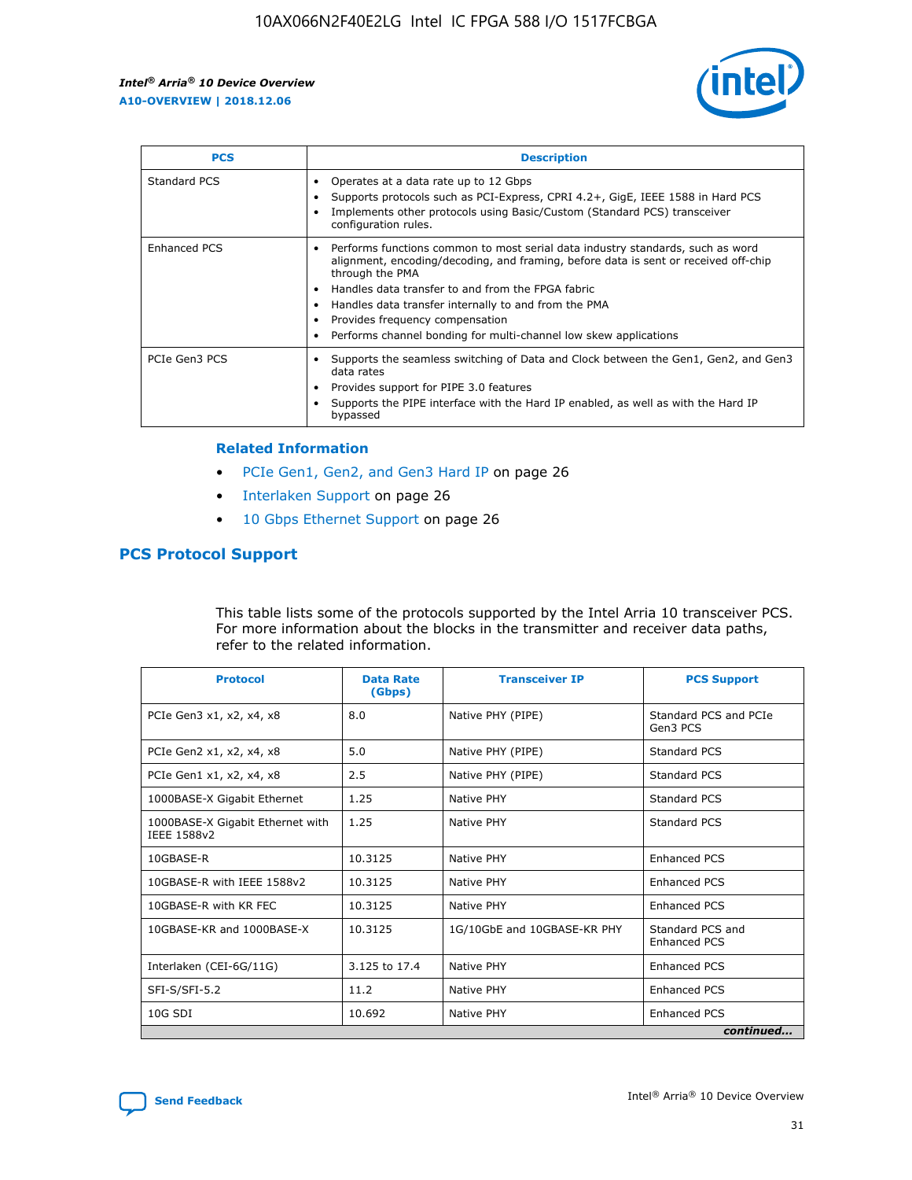| PCS | Description |
| --- | --- |
| Standard PCS | • Operates at a data rate up to 12 Gbps<br>• Supports protocols such as PCI-Express, CPRI 4.2+, GigE, IEEE 1588 in Hard PCS<br>• Implements other protocols using Basic/Custom (Standard PCS) transceiver configuration rules. |
| Enhanced PCS | • Performs functions common to most serial data industry standards, such as word alignment, encoding/decoding, and framing, before data is sent or received off-chip through the PMA<br>• Handles data transfer to and from the FPGA fabric<br>• Handles data transfer internally to and from the PMA<br>• Provides frequency compensation<br>• Performs channel bonding for multi-channel low skew applications |
| PCIe Gen3 PCS | • Supports the seamless switching of Data and Clock between the Gen1, Gen2, and Gen3 data rates<br>• Provides support for PIPE 3.0 features<br>• Supports the PIPE interface with the Hard IP enabled, as well as with the Hard IP bypassed |

**Related Information**

- PCIe Gen1, Gen2, and Gen3 Hard IP on page 26
- Interlaken Support on page 26
- 10 Gbps Ethernet Support on page 26

## PCS Protocol Support

This table lists some of the protocols supported by the Intel Arria 10 transceiver PCS. For more information about the blocks in the transmitter and receiver data paths, refer to the related information.

| Protocol | Data Rate (Gbps) | Transceiver IP | PCS Support |
| --- | --- | --- | --- |
| PCIe Gen3 x1, x2, x4, x8 | 8.0 | Native PHY (PIPE) | Standard PCS and PCIe Gen3 PCS |
| PCIe Gen2 x1, x2, x4, x8 | 5.0 | Native PHY (PIPE) | Standard PCS |
| PCIe Gen1 x1, x2, x4, x8 | 2.5 | Native PHY (PIPE) | Standard PCS |
| 1000BASE-X Gigabit Ethernet | 1.25 | Native PHY | Standard PCS |
| 1000BASE-X Gigabit Ethernet with IEEE 1588v2 | 1.25 | Native PHY | Standard PCS |
| 10GBASE-R | 10.3125 | Native PHY | Enhanced PCS |
| 10GBASE-R with IEEE 1588v2 | 10.3125 | Native PHY | Enhanced PCS |
| 10GBASE-R with KR FEC | 10.3125 | Native PHY | Enhanced PCS |
| 10GBASE-KR and 1000BASE-X | 10.3125 | 1G/10GbE and 10GBASE-KR PHY | Standard PCS and Enhanced PCS |
| Interlaken (CEI-6G/11G) | 3.125 to 17.4 | Native PHY | Enhanced PCS |
| SFI-S/SFI-5.2 | 11.2 | Native PHY | Enhanced PCS |
| 10G SDI | 10.692 | Native PHY | Enhanced PCS |

*continued...*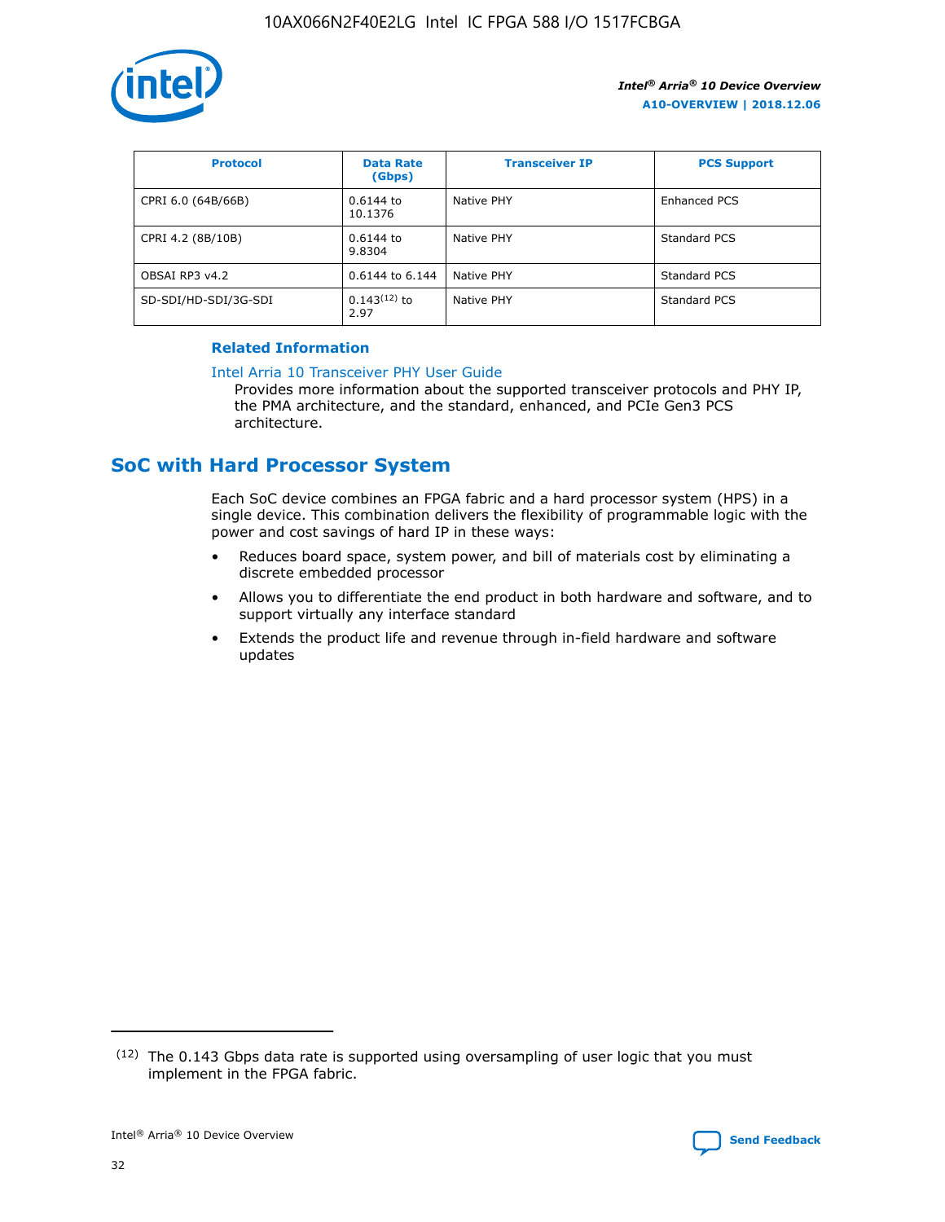| Protocol | Data Rate (Gbps) | Transceiver IP | PCS Support |
|---|---|---|---|
| CPRI 6.0 (64B/66B) | 0.6144 to 10.1376 | Native PHY | Enhanced PCS |
| CPRI 4.2 (8B/10B) | 0.6144 to 9.8304 | Native PHY | Standard PCS |
| OBSAI RP3 v4.2 | 0.6144 to 6.144 | Native PHY | Standard PCS |
| SD-SDI/HD-SDI/3G-SDI | 0.143[12] to 2.97 | Native PHY | Standard PCS |

**Related Information**

Intel Arria 10 Transceiver PHY User Guide
Provides more information about the supported transceiver protocols and PHY IP, the PMA architecture, and the standard, enhanced, and PCIe Gen3 PCS architecture.

## SoC with Hard Processor System

Each SoC device combines an FPGA fabric and a hard processor system (HPS) in a single device. This combination delivers the flexibility of programmable logic with the power and cost savings of hard IP in these ways:

- Reduces board space, system power, and bill of materials cost by eliminating a discrete embedded processor
- Allows you to differentiate the end product in both hardware and software, and to support virtually any interface standard
- Extends the product life and revenue through in-field hardware and software updates

[12] The 0.143 Gbps data rate is supported using oversampling of user logic that you must implement in the FPGA fabric.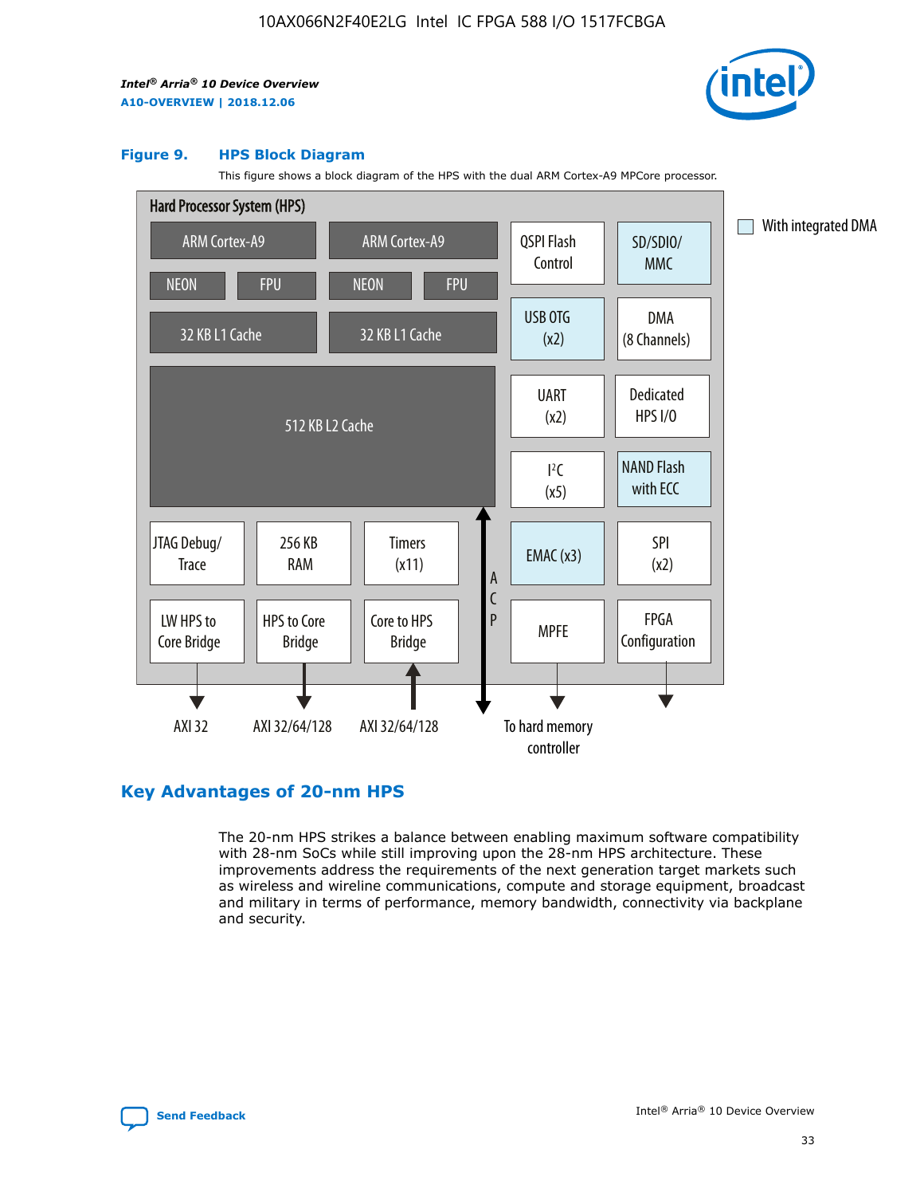**Figure 9. HPS Block Diagram**

This figure shows a block diagram of the HPS with the dual ARM Cortex-A9 MPCore processor.

Hard Processor System (HPS)

ARM Cortex-A9 | ARM Cortex-A9
NEON | FPU | NEON | FPU
32 KB L1 Cache | 32 KB L1 Cache
512 KB L2 Cache

QSPI Flash Control | SD/SDIO/MMC
USB OTG (x2) | DMA (8 Channels)
UART (x2) | Dedicated HPS I/O
I²C (x5) | NAND Flash with ECC
EMAC (x3) | SPI (x2)
MPFE | FPGA Configuration

JTAG Debug/Trace | 256 KB RAM | Timers (x11)
LW HPS to Core Bridge | HPS to Core Bridge | Core to HPS Bridge

ACP

AXI 32 | AXI 32/64/128 | AXI 32/64/128 | To hard memory controller

With integrated DMA

## Key Advantages of 20-nm HPS

The 20-nm HPS strikes a balance between enabling maximum software compatibility with 28-nm SoCs while still improving upon the 28-nm HPS architecture. These improvements address the requirements of the next generation target markets such as wireless and wireline communications, compute and storage equipment, broadcast and military in terms of performance, memory bandwidth, connectivity via backplane and security.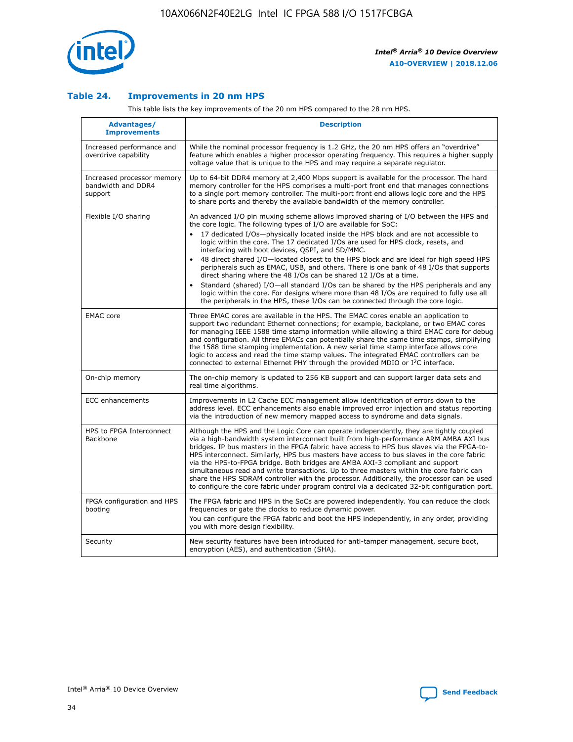## Table 24. Improvements in 20 nm HPS

This table lists the key improvements of the 20 nm HPS compared to the 28 nm HPS.

| Advantages/ Improvements | Description |
|---|---|
| Increased performance and overdrive capability | While the nominal processor frequency is 1.2 GHz, the 20 nm HPS offers an "overdrive" feature which enables a higher processor operating frequency. This requires a higher supply voltage value that is unique to the HPS and may require a separate regulator. |
| Increased processor memory bandwidth and DDR4 support | Up to 64-bit DDR4 memory at 2,400 Mbps support is available for the processor. The hard memory controller for the HPS comprises a multi-port front end that manages connections to a single port memory controller. The multi-port front end allows logic core and the HPS to share ports and thereby the available bandwidth of the memory controller. |
| Flexible I/O sharing | An advanced I/O pin muxing scheme allows improved sharing of I/O between the HPS and the core logic. The following types of I/O are available for SoC:<br>• 17 dedicated I/Os—physically located inside the HPS block and are not accessible to logic within the core. The 17 dedicated I/Os are used for HPS clock, resets, and interfacing with boot devices, QSPI, and SD/MMC.<br>• 48 direct shared I/O—located closest to the HPS block and are ideal for high speed HPS peripherals such as EMAC, USB, and others. There is one bank of 48 I/Os that supports direct sharing where the 48 I/Os can be shared 12 I/Os at a time.<br>• Standard (shared) I/O—all standard I/Os can be shared by the HPS peripherals and any logic within the core. For designs where more than 48 I/Os are required to fully use all the peripherals in the HPS, these I/Os can be connected through the core logic. |
| EMAC core | Three EMAC cores are available in the HPS. The EMAC cores enable an application to support two redundant Ethernet connections; for example, backplane, or two EMAC cores for managing IEEE 1588 time stamp information while allowing a third EMAC core for debug and configuration. All three EMACs can potentially share the same time stamps, simplifying the 1588 time stamping implementation. A new serial time stamp interface allows core logic to access and read the time stamp values. The integrated EMAC controllers can be connected to external Ethernet PHY through the provided MDIO or I²C interface. |
| On-chip memory | The on-chip memory is updated to 256 KB support and can support larger data sets and real time algorithms. |
| ECC enhancements | Improvements in L2 Cache ECC management allow identification of errors down to the address level. ECC enhancements also enable improved error injection and status reporting via the introduction of new memory mapped access to syndrome and data signals. |
| HPS to FPGA Interconnect Backbone | Although the HPS and the Logic Core can operate independently, they are tightly coupled via a high-bandwidth system interconnect built from high-performance ARM AMBA AXI bus bridges. IP bus masters in the FPGA fabric have access to HPS bus slaves via the FPGA-to-HPS interconnect. Similarly, HPS bus masters have access to bus slaves in the core fabric via the HPS-to-FPGA bridge. Both bridges are AMBA AXI-3 compliant and support simultaneous read and write transactions. Up to three masters within the core fabric can share the HPS SDRAM controller with the processor. Additionally, the processor can be used to configure the core fabric under program control via a dedicated 32-bit configuration port. |
| FPGA configuration and HPS booting | The FPGA fabric and HPS in the SoCs are powered independently. You can reduce the clock frequencies or gate the clocks to reduce dynamic power.<br>You can configure the FPGA fabric and boot the HPS independently, in any order, providing you with more design flexibility. |
| Security | New security features have been introduced for anti-tamper management, secure boot, encryption (AES), and authentication (SHA). |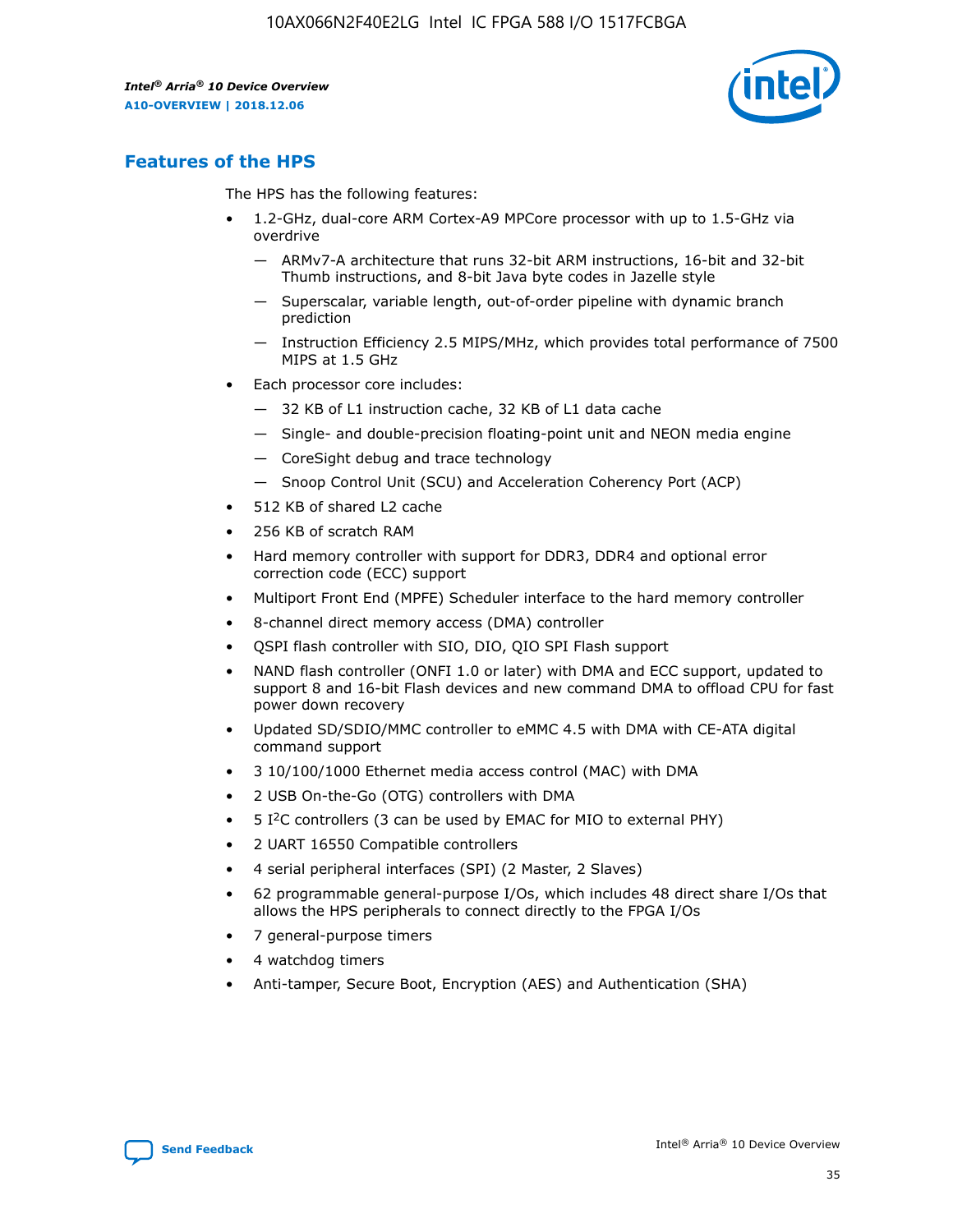## Features of the HPS

The HPS has the following features:

- 1.2-GHz, dual-core ARM Cortex-A9 MPCore processor with up to 1.5-GHz via overdrive
  - ARMv7-A architecture that runs 32-bit ARM instructions, 16-bit and 32-bit Thumb instructions, and 8-bit Java byte codes in Jazelle style
  - Superscalar, variable length, out-of-order pipeline with dynamic branch prediction
  - Instruction Efficiency 2.5 MIPS/MHz, which provides total performance of 7500 MIPS at 1.5 GHz
- Each processor core includes:
  - 32 KB of L1 instruction cache, 32 KB of L1 data cache
  - Single- and double-precision floating-point unit and NEON media engine
  - CoreSight debug and trace technology
  - Snoop Control Unit (SCU) and Acceleration Coherency Port (ACP)
- 512 KB of shared L2 cache
- 256 KB of scratch RAM
- Hard memory controller with support for DDR3, DDR4 and optional error correction code (ECC) support
- Multiport Front End (MPFE) Scheduler interface to the hard memory controller
- 8-channel direct memory access (DMA) controller
- QSPI flash controller with SIO, DIO, QIO SPI Flash support
- NAND flash controller (ONFI 1.0 or later) with DMA and ECC support, updated to support 8 and 16-bit Flash devices and new command DMA to offload CPU for fast power down recovery
- Updated SD/SDIO/MMC controller to eMMC 4.5 with DMA with CE-ATA digital command support
- 3 10/100/1000 Ethernet media access control (MAC) with DMA
- 2 USB On-the-Go (OTG) controllers with DMA
- 5 I$^2$C controllers (3 can be used by EMAC for MIO to external PHY)
- 2 UART 16550 Compatible controllers
- 4 serial peripheral interfaces (SPI) (2 Master, 2 Slaves)
- 62 programmable general-purpose I/Os, which includes 48 direct share I/Os that allows the HPS peripherals to connect directly to the FPGA I/Os
- 7 general-purpose timers
- 4 watchdog timers
- Anti-tamper, Secure Boot, Encryption (AES) and Authentication (SHA)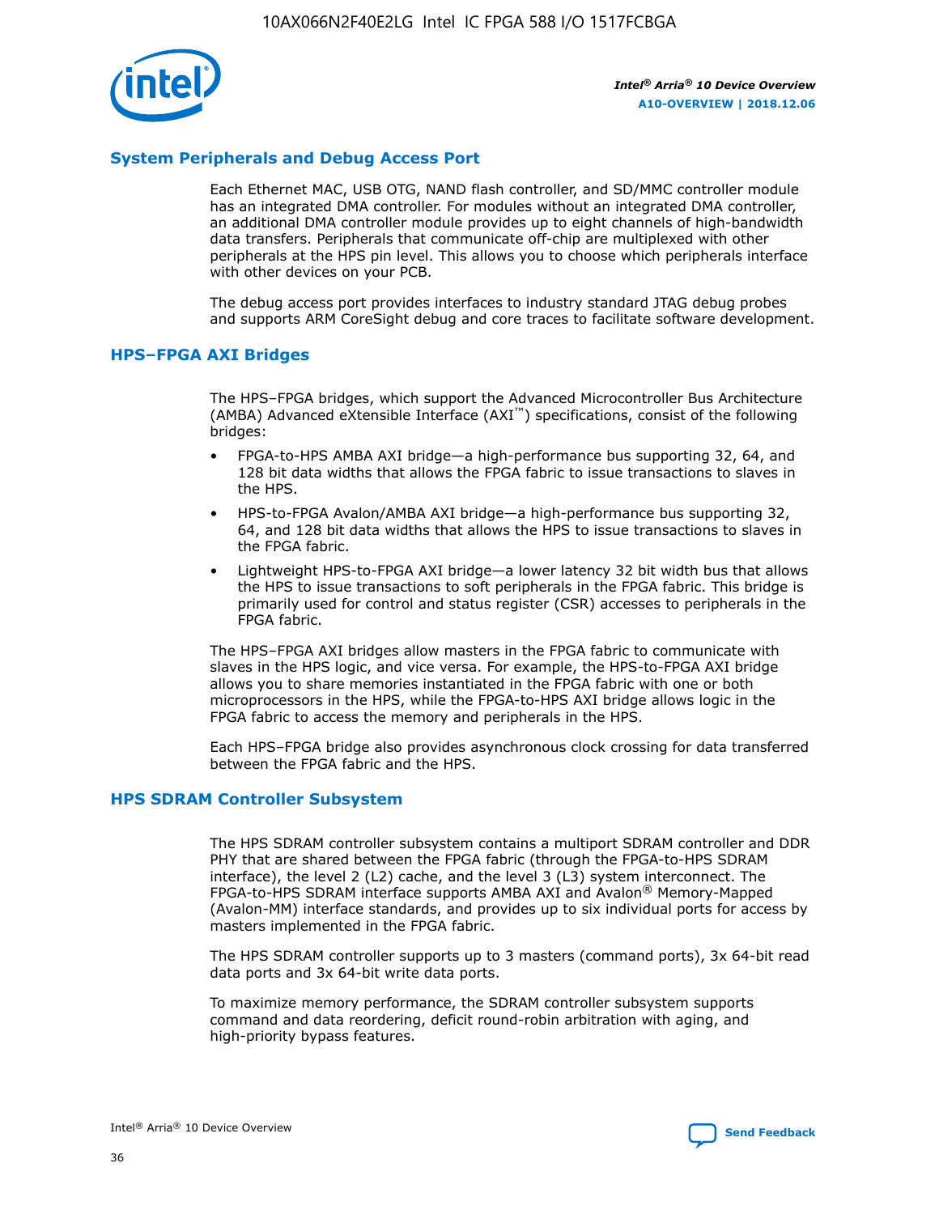## System Peripherals and Debug Access Port

Each Ethernet MAC, USB OTG, NAND flash controller, and SD/MMC controller module has an integrated DMA controller. For modules without an integrated DMA controller, an additional DMA controller module provides up to eight channels of high-bandwidth data transfers. Peripherals that communicate off-chip are multiplexed with other peripherals at the HPS pin level. This allows you to choose which peripherals interface with other devices on your PCB.

The debug access port provides interfaces to industry standard JTAG debug probes and supports ARM CoreSight debug and core traces to facilitate software development.

## HPS–FPGA AXI Bridges

The HPS–FPGA bridges, which support the Advanced Microcontroller Bus Architecture (AMBA) Advanced eXtensible Interface (AXI™) specifications, consist of the following bridges:

- FPGA-to-HPS AMBA AXI bridge—a high-performance bus supporting 32, 64, and 128 bit data widths that allows the FPGA fabric to issue transactions to slaves in the HPS.
- HPS-to-FPGA Avalon/AMBA AXI bridge—a high-performance bus supporting 32, 64, and 128 bit data widths that allows the HPS to issue transactions to slaves in the FPGA fabric.
- Lightweight HPS-to-FPGA AXI bridge—a lower latency 32 bit width bus that allows the HPS to issue transactions to soft peripherals in the FPGA fabric. This bridge is primarily used for control and status register (CSR) accesses to peripherals in the FPGA fabric.

The HPS–FPGA AXI bridges allow masters in the FPGA fabric to communicate with slaves in the HPS logic, and vice versa. For example, the HPS-to-FPGA AXI bridge allows you to share memories instantiated in the FPGA fabric with one or both microprocessors in the HPS, while the FPGA-to-HPS AXI bridge allows logic in the FPGA fabric to access the memory and peripherals in the HPS.

Each HPS–FPGA bridge also provides asynchronous clock crossing for data transferred between the FPGA fabric and the HPS.

## HPS SDRAM Controller Subsystem

The HPS SDRAM controller subsystem contains a multiport SDRAM controller and DDR PHY that are shared between the FPGA fabric (through the FPGA-to-HPS SDRAM interface), the level 2 (L2) cache, and the level 3 (L3) system interconnect. The FPGA-to-HPS SDRAM interface supports AMBA AXI and Avalon® Memory-Mapped (Avalon-MM) interface standards, and provides up to six individual ports for access by masters implemented in the FPGA fabric.

The HPS SDRAM controller supports up to 3 masters (command ports), 3x 64-bit read data ports and 3x 64-bit write data ports.

To maximize memory performance, the SDRAM controller subsystem supports command and data reordering, deficit round-robin arbitration with aging, and high-priority bypass features.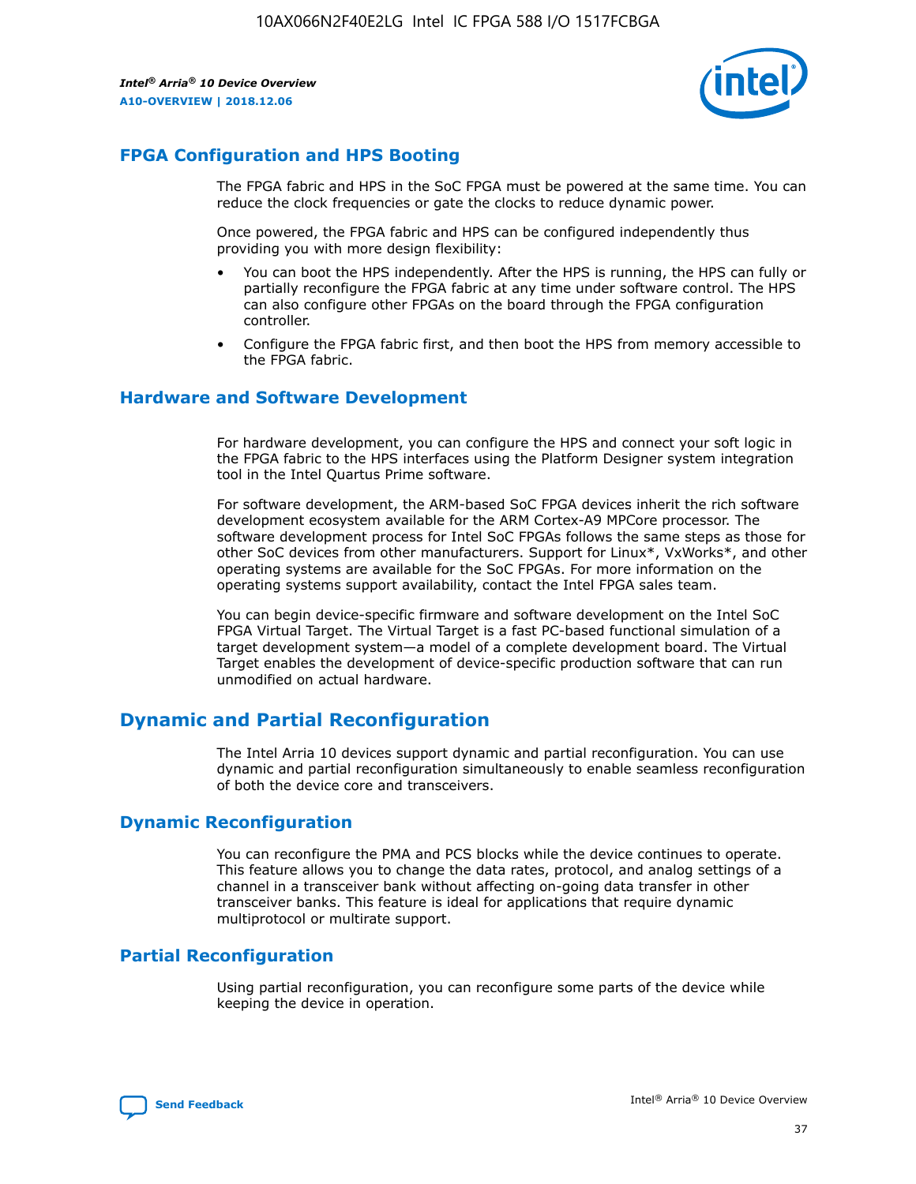## FPGA Configuration and HPS Booting

The FPGA fabric and HPS in the SoC FPGA must be powered at the same time. You can reduce the clock frequencies or gate the clocks to reduce dynamic power.

Once powered, the FPGA fabric and HPS can be configured independently thus providing you with more design flexibility:

- You can boot the HPS independently. After the HPS is running, the HPS can fully or partially reconfigure the FPGA fabric at any time under software control. The HPS can also configure other FPGAs on the board through the FPGA configuration controller.
- Configure the FPGA fabric first, and then boot the HPS from memory accessible to the FPGA fabric.

## Hardware and Software Development

For hardware development, you can configure the HPS and connect your soft logic in the FPGA fabric to the HPS interfaces using the Platform Designer system integration tool in the Intel Quartus Prime software.

For software development, the ARM-based SoC FPGA devices inherit the rich software development ecosystem available for the ARM Cortex-A9 MPCore processor. The software development process for Intel SoC FPGAs follows the same steps as those for other SoC devices from other manufacturers. Support for Linux*, VxWorks*, and other operating systems are available for the SoC FPGAs. For more information on the operating systems support availability, contact the Intel FPGA sales team.

You can begin device-specific firmware and software development on the Intel SoC FPGA Virtual Target. The Virtual Target is a fast PC-based functional simulation of a target development system—a model of a complete development board. The Virtual Target enables the development of device-specific production software that can run unmodified on actual hardware.

## Dynamic and Partial Reconfiguration

The Intel Arria 10 devices support dynamic and partial reconfiguration. You can use dynamic and partial reconfiguration simultaneously to enable seamless reconfiguration of both the device core and transceivers.

## Dynamic Reconfiguration

You can reconfigure the PMA and PCS blocks while the device continues to operate. This feature allows you to change the data rates, protocol, and analog settings of a channel in a transceiver bank without affecting on-going data transfer in other transceiver banks. This feature is ideal for applications that require dynamic multiprotocol or multirate support.

## Partial Reconfiguration

Using partial reconfiguration, you can reconfigure some parts of the device while keeping the device in operation.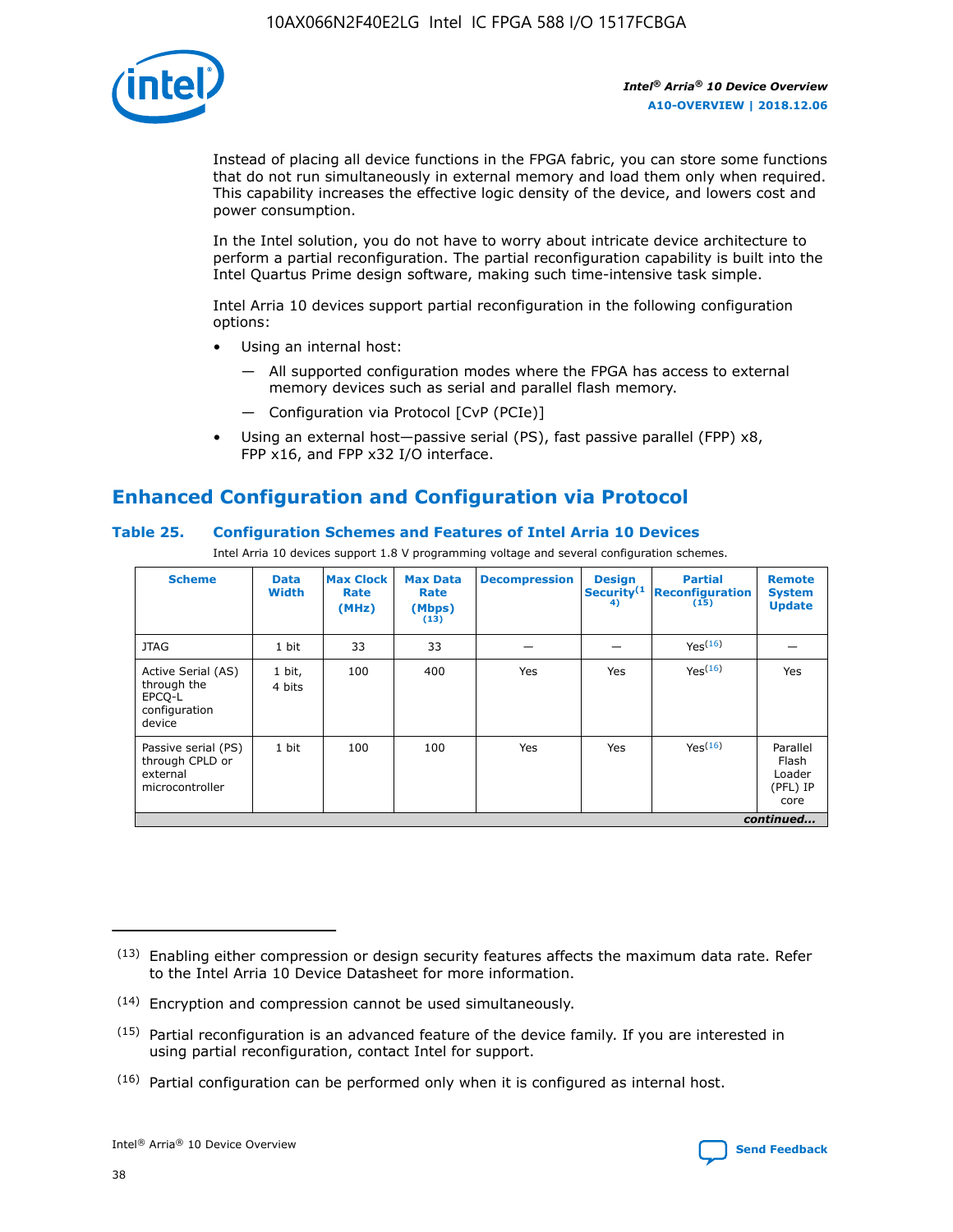Instead of placing all device functions in the FPGA fabric, you can store some functions that do not run simultaneously in external memory and load them only when required. This capability increases the effective logic density of the device, and lowers cost and power consumption.

In the Intel solution, you do not have to worry about intricate device architecture to perform a partial reconfiguration. The partial reconfiguration capability is built into the Intel Quartus Prime design software, making such time-intensive task simple.

Intel Arria 10 devices support partial reconfiguration in the following configuration options:

- Using an internal host:
  - All supported configuration modes where the FPGA has access to external memory devices such as serial and parallel flash memory.
  - Configuration via Protocol [CvP (PCIe)]
- Using an external host—passive serial (PS), fast passive parallel (FPP) x8, FPP x16, and FPP x32 I/O interface.

## Enhanced Configuration and Configuration via Protocol

### Table 25. Configuration Schemes and Features of Intel Arria 10 Devices

Intel Arria 10 devices support 1.8 V programming voltage and several configuration schemes.

| Scheme | Data Width | Max Clock Rate (MHz) | Max Data Rate (Mbps) (13) | Decompression | Design Security (14) | Partial Reconfiguration (15) | Remote System Update |
|---|---|---|---|---|---|---|---|
| JTAG | 1 bit | 33 | 33 | — | — | Yes(16) | — |
| Active Serial (AS) through the EPCQ-L configuration device | 1 bit, 4 bits | 100 | 400 | Yes | Yes | Yes(16) | Yes |
| Passive serial (PS) through CPLD or external microcontroller | 1 bit | 100 | 100 | Yes | Yes | Yes(16) | Parallel Flash Loader (PFL) IP core |

*continued...*

(13) Enabling either compression or design security features affects the maximum data rate. Refer to the Intel Arria 10 Device Datasheet for more information.

(14) Encryption and compression cannot be used simultaneously.

(15) Partial reconfiguration is an advanced feature of the device family. If you are interested in using partial reconfiguration, contact Intel for support.

(16) Partial configuration can be performed only when it is configured as internal host.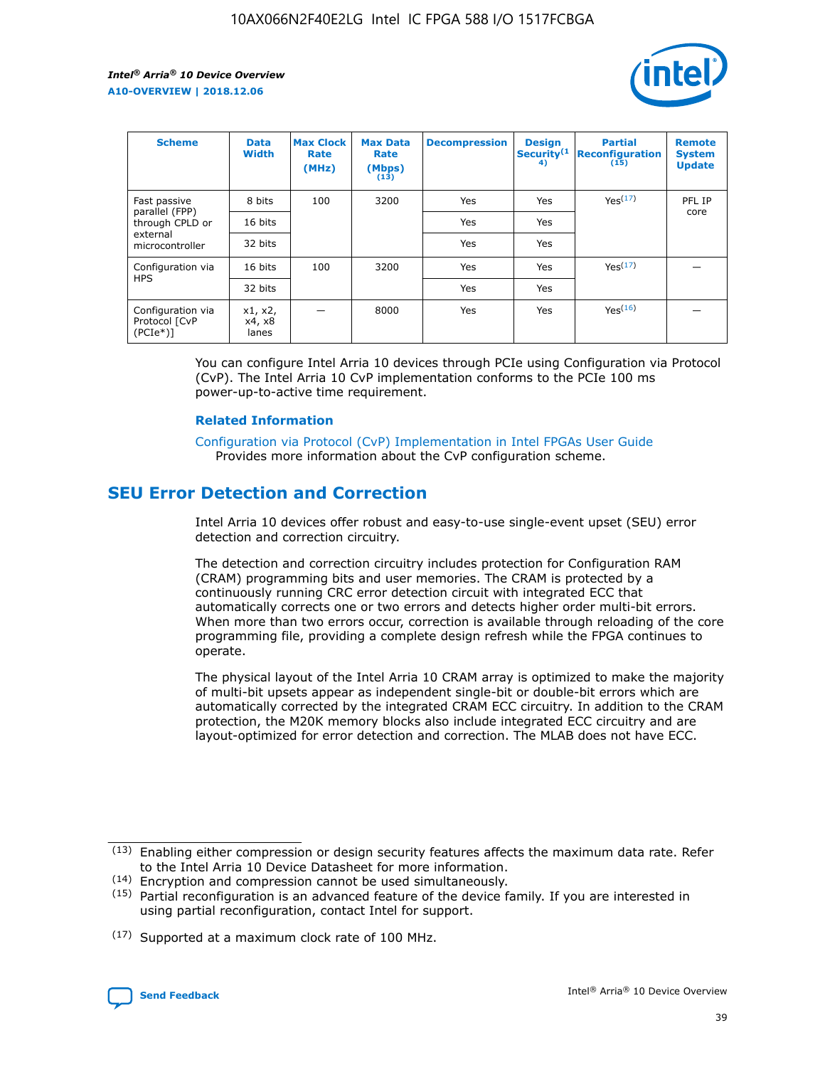| Scheme | Data Width | Max Clock Rate (MHz) | Max Data Rate (Mbps)(13) | Decompression | Design Security(14) | Partial Reconfiguration (15) | Remote System Update |
| --- | --- | --- | --- | --- | --- | --- | --- |
| Fast passive parallel (FPP) through CPLD or external microcontroller | 8 bits | 100 | 3200 | Yes | Yes | Yes(17) | PFL IP core |
| | 16 bits | | | Yes | Yes | | |
| | 32 bits | | | Yes | Yes | | |
| Configuration via HPS | 16 bits | 100 | 3200 | Yes | Yes | Yes(17) | — |
| | 32 bits | | | Yes | Yes | | |
| Configuration via Protocol [CvP (PCIe*)] | x1, x2, x4, x8 lanes | — | 8000 | Yes | Yes | Yes(16) | — |

You can configure Intel Arria 10 devices through PCIe using Configuration via Protocol (CvP). The Intel Arria 10 CvP implementation conforms to the PCIe 100 ms power-up-to-active time requirement.

### Related Information

Configuration via Protocol (CvP) Implementation in Intel FPGAs User Guide
Provides more information about the CvP configuration scheme.

## SEU Error Detection and Correction

Intel Arria 10 devices offer robust and easy-to-use single-event upset (SEU) error detection and correction circuitry.

The detection and correction circuitry includes protection for Configuration RAM (CRAM) programming bits and user memories. The CRAM is protected by a continuously running CRC error detection circuit with integrated ECC that automatically corrects one or two errors and detects higher order multi-bit errors. When more than two errors occur, correction is available through reloading of the core programming file, providing a complete design refresh while the FPGA continues to operate.

The physical layout of the Intel Arria 10 CRAM array is optimized to make the majority of multi-bit upsets appear as independent single-bit or double-bit errors which are automatically corrected by the integrated CRAM ECC circuitry. In addition to the CRAM protection, the M20K memory blocks also include integrated ECC circuitry and are layout-optimized for error detection and correction. The MLAB does not have ECC.

(13) Enabling either compression or design security features affects the maximum data rate. Refer to the Intel Arria 10 Device Datasheet for more information.

(14) Encryption and compression cannot be used simultaneously.

(15) Partial reconfiguration is an advanced feature of the device family. If you are interested in using partial reconfiguration, contact Intel for support.

(17) Supported at a maximum clock rate of 100 MHz.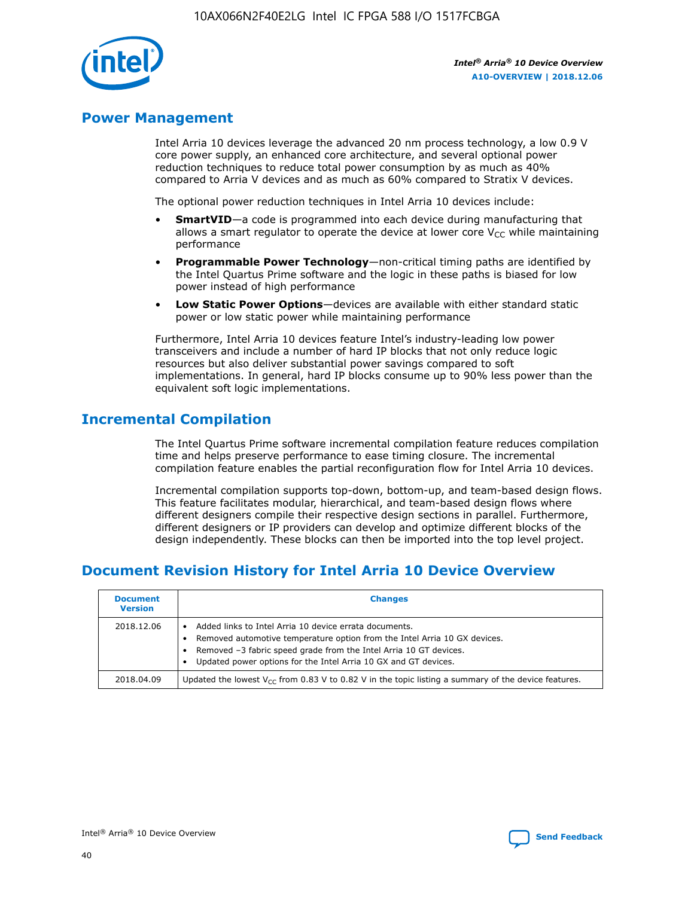## Power Management

Intel Arria 10 devices leverage the advanced 20 nm process technology, a low 0.9 V core power supply, an enhanced core architecture, and several optional power reduction techniques to reduce total power consumption by as much as 40% compared to Arria V devices and as much as 60% compared to Stratix V devices.

The optional power reduction techniques in Intel Arria 10 devices include:

- **SmartVID**—a code is programmed into each device during manufacturing that allows a smart regulator to operate the device at lower core $V_{CC}$ while maintaining performance
- **Programmable Power Technology**—non-critical timing paths are identified by the Intel Quartus Prime software and the logic in these paths is biased for low power instead of high performance
- **Low Static Power Options**—devices are available with either standard static power or low static power while maintaining performance

Furthermore, Intel Arria 10 devices feature Intel's industry-leading low power transceivers and include a number of hard IP blocks that not only reduce logic resources but also deliver substantial power savings compared to soft implementations. In general, hard IP blocks consume up to 90% less power than the equivalent soft logic implementations.

## Incremental Compilation

The Intel Quartus Prime software incremental compilation feature reduces compilation time and helps preserve performance to ease timing closure. The incremental compilation feature enables the partial reconfiguration flow for Intel Arria 10 devices.

Incremental compilation supports top-down, bottom-up, and team-based design flows. This feature facilitates modular, hierarchical, and team-based design flows where different designers compile their respective design sections in parallel. Furthermore, different designers or IP providers can develop and optimize different blocks of the design independently. These blocks can then be imported into the top level project.

## Document Revision History for Intel Arria 10 Device Overview

| Document Version | Changes |
|---|---|
| 2018.12.06 | • Added links to Intel Arria 10 device errata documents.<br>• Removed automotive temperature option from the Intel Arria 10 GX devices.<br>• Removed –3 fabric speed grade from the Intel Arria 10 GT devices.<br>• Updated power options for the Intel Arria 10 GX and GT devices. |
| 2018.04.09 | Updated the lowest $V_{CC}$ from 0.83 V to 0.82 V in the topic listing a summary of the device features. |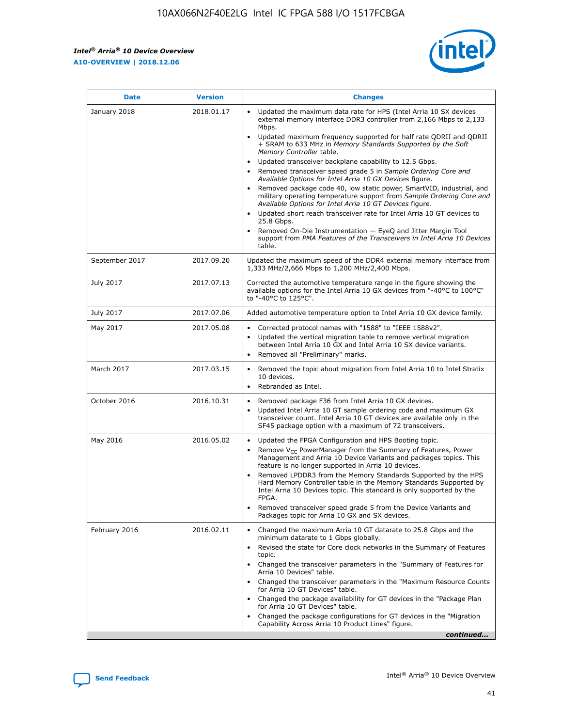| Date | Version | Changes |
| --- | --- | --- |
| January 2018 | 2018.01.17 | • Updated the maximum data rate for HPS (Intel Arria 10 SX devices external memory interface DDR3 controller from 2,166 Mbps to 2,133 Mbps.<br>• Updated maximum frequency supported for half rate QDRII and QDRII + SRAM to 633 MHz in *Memory Standards Supported by the Soft Memory Controller* table.<br>• Updated transceiver backplane capability to 12.5 Gbps.<br>• Removed transceiver speed grade 5 in *Sample Ordering Core and Available Options for Intel Arria 10 GX Devices* figure.<br>• Removed package code 40, low static power, SmartVID, industrial, and military operating temperature support from *Sample Ordering Core and Available Options for Intel Arria 10 GT Devices* figure.<br>• Updated short reach transceiver rate for Intel Arria 10 GT devices to 25.8 Gbps.<br>• Removed On-Die Instrumentation — EyeQ and Jitter Margin Tool support from *PMA Features of the Transceivers in Intel Arria 10 Devices* table. |
| September 2017 | 2017.09.20 | Updated the maximum speed of the DDR4 external memory interface from 1,333 MHz/2,666 Mbps to 1,200 MHz/2,400 Mbps. |
| July 2017 | 2017.07.13 | Corrected the automotive temperature range in the figure showing the available options for the Intel Arria 10 GX devices from "-40°C to 100°C" to "-40°C to 125°C". |
| July 2017 | 2017.07.06 | Added automotive temperature option to Intel Arria 10 GX device family. |
| May 2017 | 2017.05.08 | • Corrected protocol names with "1588" to "IEEE 1588v2".<br>• Updated the vertical migration table to remove vertical migration between Intel Arria 10 GX and Intel Arria 10 SX device variants.<br>• Removed all "Preliminary" marks. |
| March 2017 | 2017.03.15 | • Removed the topic about migration from Intel Arria 10 to Intel Stratix 10 devices.<br>• Rebranded as Intel. |
| October 2016 | 2016.10.31 | • Removed package F36 from Intel Arria 10 GX devices.<br>• Updated Intel Arria 10 GT sample ordering code and maximum GX transceiver count. Intel Arria 10 GT devices are available only in the SF45 package option with a maximum of 72 transceivers. |
| May 2016 | 2016.05.02 | • Updated the FPGA Configuration and HPS Booting topic.<br>• Remove $V_{CC}$ PowerManager from the Summary of Features, Power Management and Arria 10 Device Variants and packages topics. This feature is no longer supported in Arria 10 devices.<br>• Removed LPDDR3 from the Memory Standards Supported by the HPS Hard Memory Controller table in the Memory Standards Supported by Intel Arria 10 Devices topic. This standard is only supported by the FPGA.<br>• Removed transceiver speed grade 5 from the Device Variants and Packages topic for Arria 10 GX and SX devices. |
| February 2016 | 2016.02.11 | • Changed the maximum Arria 10 GT datarate to 25.8 Gbps and the minimum datarate to 1 Gbps globally.<br>• Revised the state for Core clock networks in the Summary of Features topic.<br>• Changed the transceiver parameters in the "Summary of Features for Arria 10 Devices" table.<br>• Changed the transceiver parameters in the "Maximum Resource Counts for Arria 10 GT Devices" table.<br>• Changed the package availability for GT devices in the "Package Plan for Arria 10 GT Devices" table.<br>• Changed the package configurations for GT devices in the "Migration Capability Across Arria 10 Product Lines" figure. |

*continued...*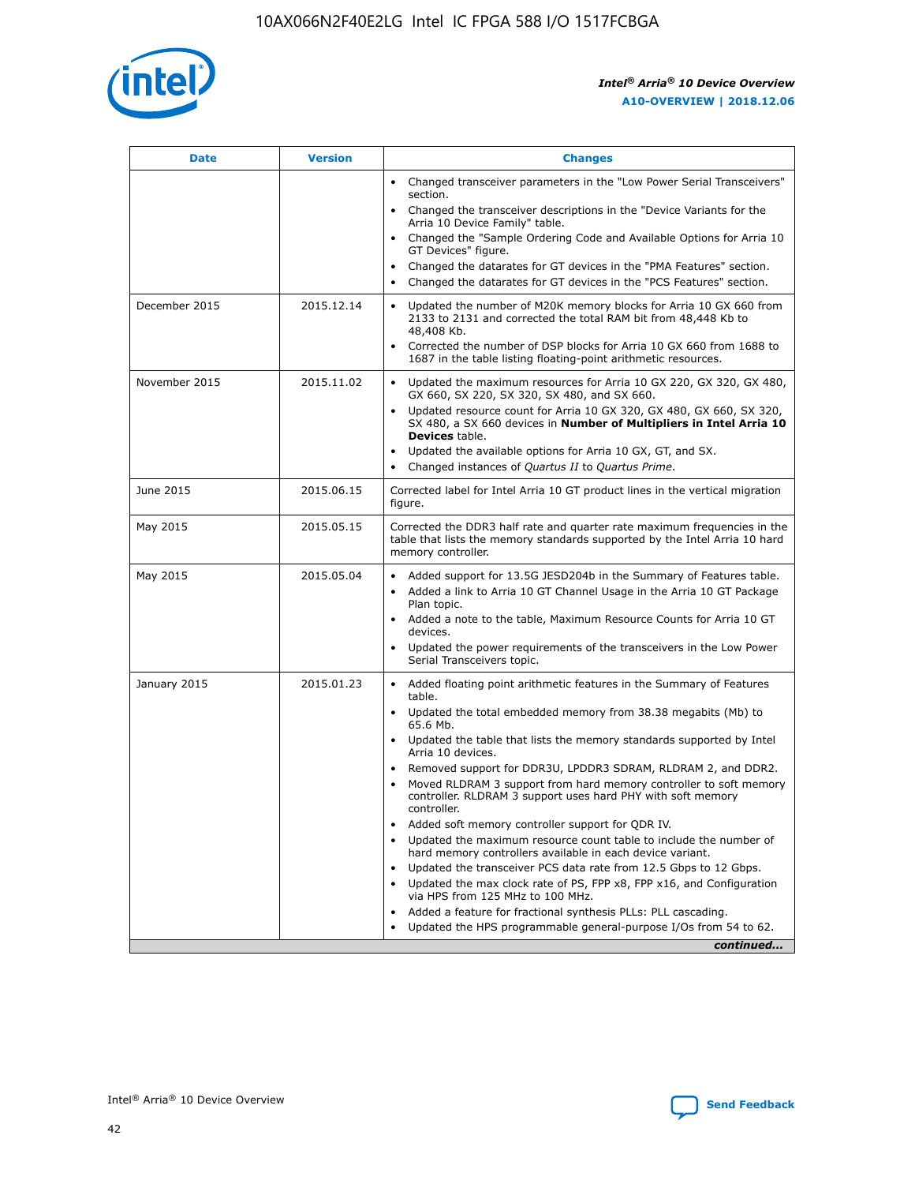| Date | Version | Changes |
| --- | --- | --- |
| | | • Changed transceiver parameters in the "Low Power Serial Transceivers" section.<br>• Changed the transceiver descriptions in the "Device Variants for the Arria 10 Device Family" table.<br>• Changed the "Sample Ordering Code and Available Options for Arria 10 GT Devices" figure.<br>• Changed the datarates for GT devices in the "PMA Features" section.<br>• Changed the datarates for GT devices in the "PCS Features" section. |
| December 2015 | 2015.12.14 | • Updated the number of M20K memory blocks for Arria 10 GX 660 from 2133 to 2131 and corrected the total RAM bit from 48,448 Kb to 48,408 Kb.<br>• Corrected the number of DSP blocks for Arria 10 GX 660 from 1688 to 1687 in the table listing floating-point arithmetic resources. |
| November 2015 | 2015.11.02 | • Updated the maximum resources for Arria 10 GX 220, GX 320, GX 480, GX 660, SX 220, SX 320, SX 480, and SX 660.<br>• Updated resource count for Arria 10 GX 320, GX 480, GX 660, SX 320, SX 480, a SX 660 devices in **Number of Multipliers in Intel Arria 10 Devices** table.<br>• Updated the available options for Arria 10 GX, GT, and SX.<br>• Changed instances of *Quartus II* to *Quartus Prime*. |
| June 2015 | 2015.06.15 | Corrected label for Intel Arria 10 GT product lines in the vertical migration figure. |
| May 2015 | 2015.05.15 | Corrected the DDR3 half rate and quarter rate maximum frequencies in the table that lists the memory standards supported by the Intel Arria 10 hard memory controller. |
| May 2015 | 2015.05.04 | • Added support for 13.5G JESD204b in the Summary of Features table.<br>• Added a link to Arria 10 GT Channel Usage in the Arria 10 GT Package Plan topic.<br>• Added a note to the table, Maximum Resource Counts for Arria 10 GT devices.<br>• Updated the power requirements of the transceivers in the Low Power Serial Transceivers topic. |
| January 2015 | 2015.01.23 | • Added floating point arithmetic features in the Summary of Features table.<br>• Updated the total embedded memory from 38.38 megabits (Mb) to 65.6 Mb.<br>• Updated the table that lists the memory standards supported by Intel Arria 10 devices.<br>• Removed support for DDR3U, LPDDR3 SDRAM, RLDRAM 2, and DDR2.<br>• Moved RLDRAM 3 support from hard memory controller to soft memory controller. RLDRAM 3 support uses hard PHY with soft memory controller.<br>• Added soft memory controller support for QDR IV.<br>• Updated the maximum resource count table to include the number of hard memory controllers available in each device variant.<br>• Updated the transceiver PCS data rate from 12.5 Gbps to 12 Gbps.<br>• Updated the max clock rate of PS, FPP x8, FPP x16, and Configuration via HPS from 125 MHz to 100 MHz.<br>• Added a feature for fractional synthesis PLLs: PLL cascading.<br>• Updated the HPS programmable general-purpose I/Os from 54 to 62. |

*continued...*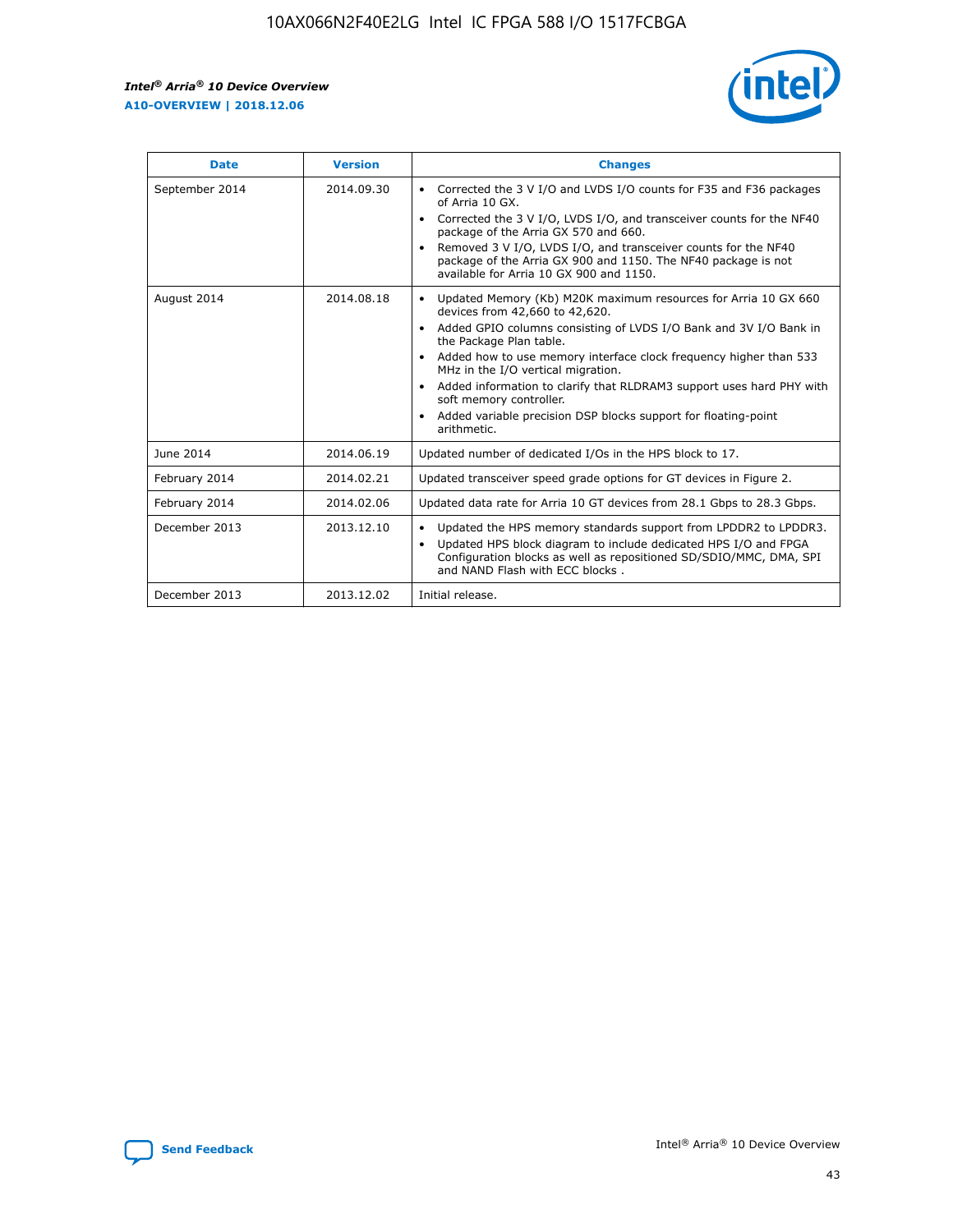| Date | Version | Changes |
| --- | --- | --- |
| September 2014 | 2014.09.30 | • Corrected the 3 V I/O and LVDS I/O counts for F35 and F36 packages of Arria 10 GX.<br>• Corrected the 3 V I/O, LVDS I/O, and transceiver counts for the NF40 package of the Arria GX 570 and 660.<br>• Removed 3 V I/O, LVDS I/O, and transceiver counts for the NF40 package of the Arria GX 900 and 1150. The NF40 package is not available for Arria 10 GX 900 and 1150. |
| August 2014 | 2014.08.18 | • Updated Memory (Kb) M20K maximum resources for Arria 10 GX 660 devices from 42,660 to 42,620.<br>• Added GPIO columns consisting of LVDS I/O Bank and 3V I/O Bank in the Package Plan table.<br>• Added how to use memory interface clock frequency higher than 533 MHz in the I/O vertical migration.<br>• Added information to clarify that RLDRAM3 support uses hard PHY with soft memory controller.<br>• Added variable precision DSP blocks support for floating-point arithmetic. |
| June 2014 | 2014.06.19 | Updated number of dedicated I/Os in the HPS block to 17. |
| February 2014 | 2014.02.21 | Updated transceiver speed grade options for GT devices in Figure 2. |
| February 2014 | 2014.02.06 | Updated data rate for Arria 10 GT devices from 28.1 Gbps to 28.3 Gbps. |
| December 2013 | 2013.12.10 | • Updated the HPS memory standards support from LPDDR2 to LPDDR3.<br>• Updated HPS block diagram to include dedicated HPS I/O and FPGA Configuration blocks as well as repositioned SD/SDIO/MMC, DMA, SPI and NAND Flash with ECC blocks . |
| December 2013 | 2013.12.02 | Initial release. |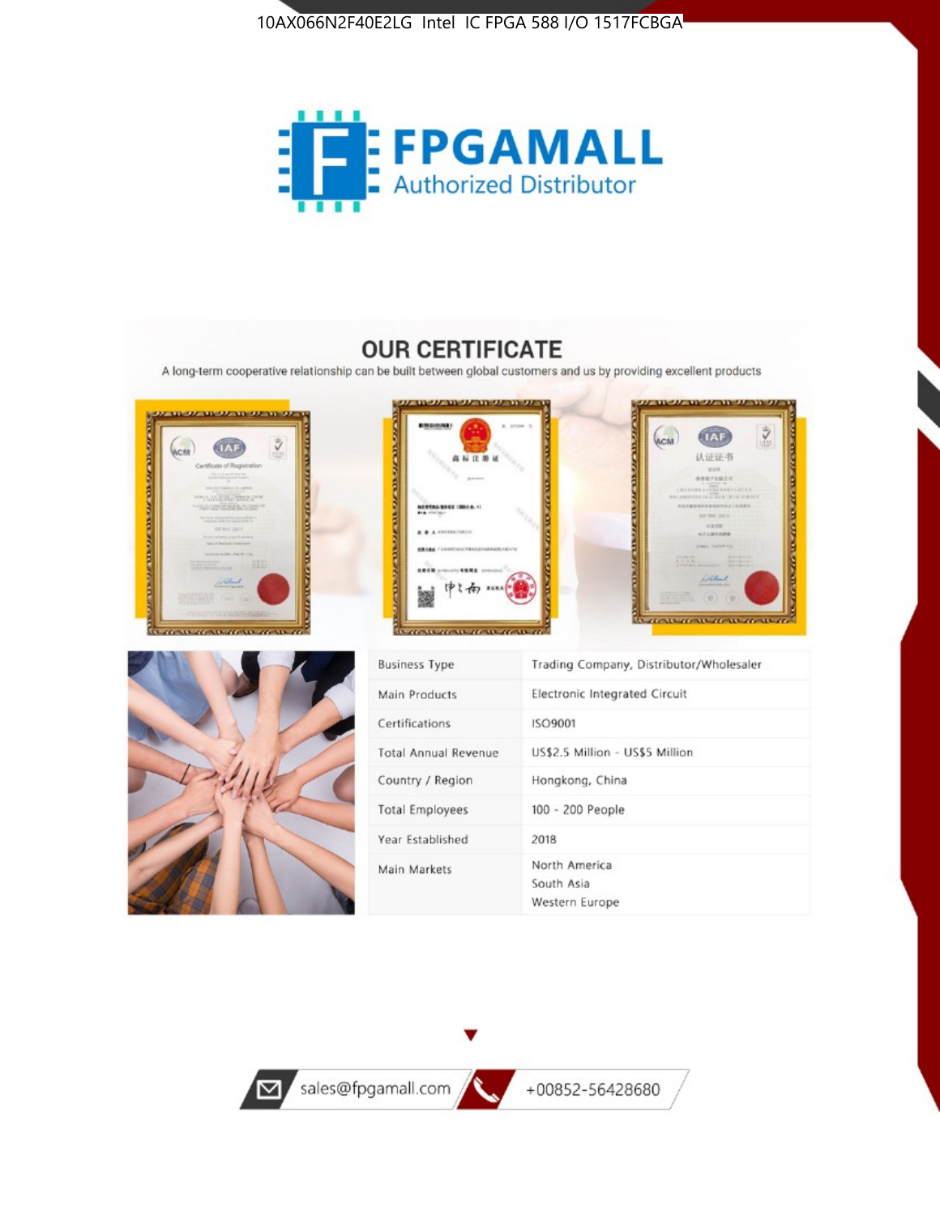FPGAMALL
Authorized Distributor

## OUR CERTIFICATE

A long-term cooperative relationship can be built between global customers and us by providing excellent products

| | |
|---|---|
| Business Type | Trading Company, Distributor/Wholesaler |
| Main Products | Electronic Integrated Circuit |
| Certifications | ISO9001 |
| Total Annual Revenue | US$2.5 Million - US$5 Million |
| Country / Region | Hongkong, China |
| Total Employees | 100 - 200 People |
| Year Established | 2018 |
| Main Markets | North America<br>South Asia<br>Western Europe |

sales@fpgamall.com

+00852-56428680